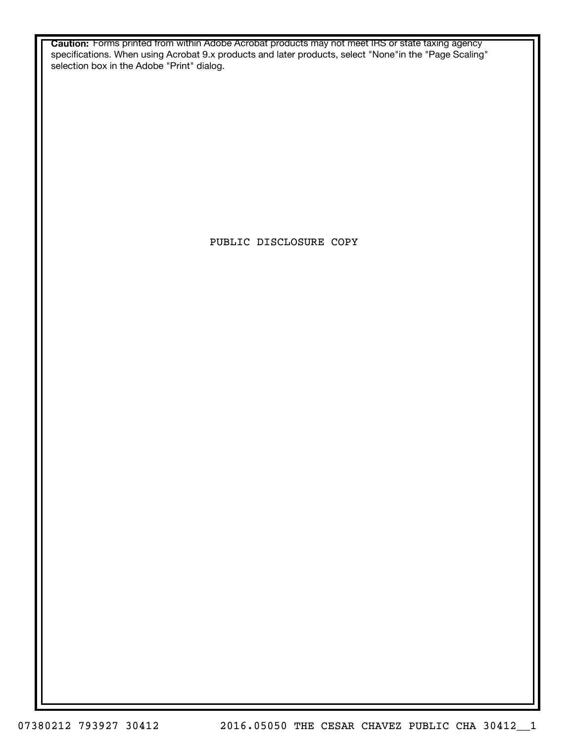**Caution:** Forms printed from within Adobe Acrobat products may not meet IRS or state taxing agency specifications. When using Acrobat 9.x products and later products, select "None"in the "Page Scaling" selection box in the Adobe "Print" dialog.

PUBLIC DISCLOSURE COPY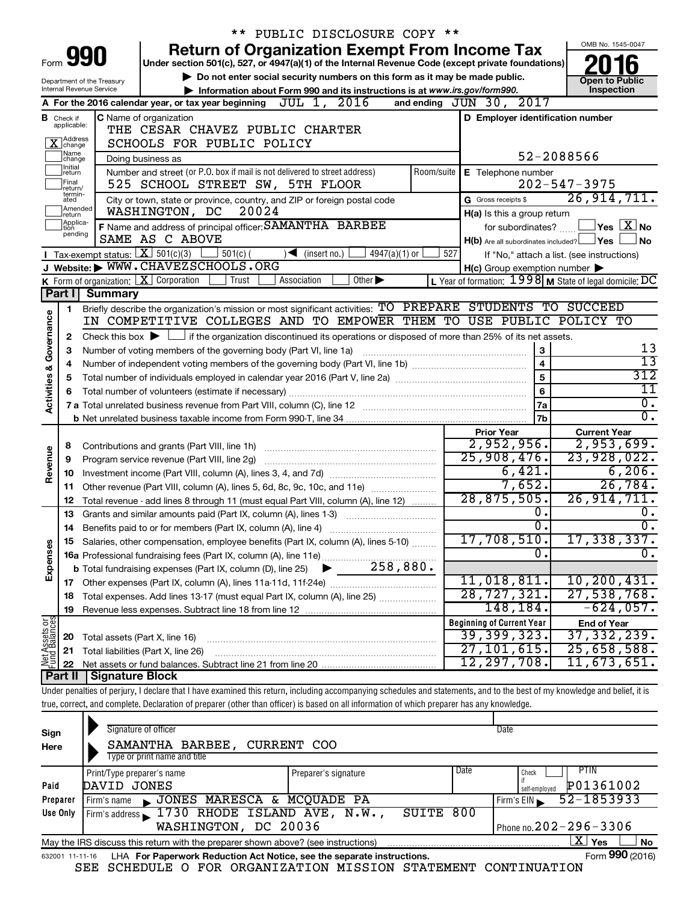\*\* PUBLIC DISCLOSURE COPY \*\*

# Form 990 — Return of Organization Exempt From Income Tax (2016)

Under section 501(c), 527, or 4947(a)(1) of the Internal Revenue Code (except private foundations)

▶ Do not enter social security numbers on this form as it may be made public.

▶ Information about Form 990 and its instructions is at www.irs.gov/form990.

Department of the Treasury, Internal Revenue Service

OMB No. 1545-0047 — **Open to Public Inspection**

**A** For the 2016 calendar year, or tax year beginning JUL 1, 2016 and ending JUN 30, 2017

**B** Check if applicable: [X] Address change; [ ] Name change; [ ] Initial return; [ ] Final return/terminated; [ ] Amended return; [ ] Application pending

**C** Name of organization: THE CESAR CHAVEZ PUBLIC CHARTER SCHOOLS FOR PUBLIC POLICY

Doing business as

Number and street (or P.O. box if mail is not delivered to street address): 525 SCHOOL STREET SW, 5TH FLOOR — Room/suite

City or town, state or province, country, and ZIP or foreign postal code: WASHINGTON, DC 20024

**D** Employer identification number: 52-2088566

**E** Telephone number: 202-547-3975

**G** Gross receipts $ 26,914,711.

**F** Name and address of principal officer: SAMANTHA BARBEE, SAME AS C ABOVE

**H(a)** Is this a group return for subordinates? [ ] Yes [X] No

**H(b)** Are all subordinates included? [ ] Yes [ ] No — If "No," attach a list. (see instructions)

**H(c)** Group exemption number ▶

**I** Tax-exempt status: [X] 501(c)(3) [ ] 501(c) ( ) ◀ (insert no.) [ ] 4947(a)(1) or [ ] 527

**J** Website: ▶ WWW.CHAVEZSCHOOLS.ORG

**K** Form of organization: [X] Corporation [ ] Trust [ ] Association [ ] Other ▶

**L** Year of formation: 1998 **M** State of legal domicile: DC

## Part I — Summary

**Activities & Governance**

1. Briefly describe the organization's mission or most significant activities: TO PREPARE STUDENTS TO SUCCEED IN COMPETITIVE COLLEGES AND TO EMPOWER THEM TO USE PUBLIC POLICY TO
2. Check this box ▶ [ ] if the organization discontinued its operations or disposed of more than 25% of its net assets.

| Line | Description | No. | Value |
|---|---|---|---|
| 3 | Number of voting members of the governing body (Part VI, line 1a) | 3 | 13 |
| 4 | Number of independent voting members of the governing body (Part VI, line 1b) | 4 | 13 |
| 5 | Total number of individuals employed in calendar year 2016 (Part V, line 2a) | 5 | 312 |
| 6 | Total number of volunteers (estimate if necessary) | 6 | 11 |
| 7a | Total unrelated business revenue from Part VIII, column (C), line 12 | 7a | 0. |
| 7b | Net unrelated business taxable income from Form 990-T, line 34 | 7b | 0. |

| | Line | Description | Prior Year | Current Year |
|---|---|---|---|---|
| Revenue | 8 | Contributions and grants (Part VIII, line 1h) | 2,952,956. | 2,953,699. |
| | 9 | Program service revenue (Part VIII, line 2g) | 25,908,476. | 23,928,022. |
| | 10 | Investment income (Part VIII, column (A), lines 3, 4, and 7d) | 6,421. | 6,206. |
| | 11 | Other revenue (Part VIII, column (A), lines 5, 6d, 8c, 9c, 10c, and 11e) | 7,652. | 26,784. |
| | 12 | Total revenue - add lines 8 through 11 (must equal Part VIII, column (A), line 12) | 28,875,505. | 26,914,711. |
| Expenses | 13 | Grants and similar amounts paid (Part IX, column (A), lines 1-3) | 0. | 0. |
| | 14 | Benefits paid to or for members (Part IX, column (A), line 4) | 0. | 0. |
| | 15 | Salaries, other compensation, employee benefits (Part IX, column (A), lines 5-10) | 17,708,510. | 17,338,337. |
| | 16a | Professional fundraising fees (Part IX, column (A), line 11e) | 0. | 0. |
| | b | Total fundraising expenses (Part IX, column (D), line 25) ▶ 258,880. | | |
| | 17 | Other expenses (Part IX, column (A), lines 11a-11d, 11f-24e) | 11,018,811. | 10,200,431. |
| | 18 | Total expenses. Add lines 13-17 (must equal Part IX, column (A), line 25) | 28,727,321. | 27,538,768. |
| | 19 | Revenue less expenses. Subtract line 18 from line 12 | 148,184. | -624,057. |

| | Line | Description | Beginning of Current Year | End of Year |
|---|---|---|---|---|
| Net Assets or Fund Balances | 20 | Total assets (Part X, line 16) | 39,399,323. | 37,332,239. |
| | 21 | Total liabilities (Part X, line 26) | 27,101,615. | 25,658,588. |
| | 22 | Net assets or fund balances. Subtract line 21 from line 20 | 12,297,708. | 11,673,651. |

## Part II — Signature Block

Under penalties of perjury, I declare that I have examined this return, including accompanying schedules and statements, and to the best of my knowledge and belief, it is true, correct, and complete. Declaration of preparer (other than officer) is based on all information of which preparer has any knowledge.

**Sign Here**

Signature of officer — Date

SAMANTHA BARBEE, CURRENT COO

Type or print name and title

**Paid Preparer Use Only**

| Print/Type preparer's name | Preparer's signature | Date | Check if self-employed | PTIN |
|---|---|---|---|---|
| DAVID JONES | | | [ ] | P01361002 |

Firm's name ▶ JONES MARESCA & MCQUADE PA — Firm's EIN ▶ 52-1853933

Firm's address ▶ 1730 RHODE ISLAND AVE, N.W., SUITE 800, WASHINGTON, DC 20036 — Phone no. 202-296-3306

May the IRS discuss this return with the preparer shown above? (see instructions) [X] Yes [ ] No

632001 11-11-16 LHA For Paperwork Reduction Act Notice, see the separate instructions. Form **990** (2016)

SEE SCHEDULE O FOR ORGANIZATION MISSION STATEMENT CONTINUATION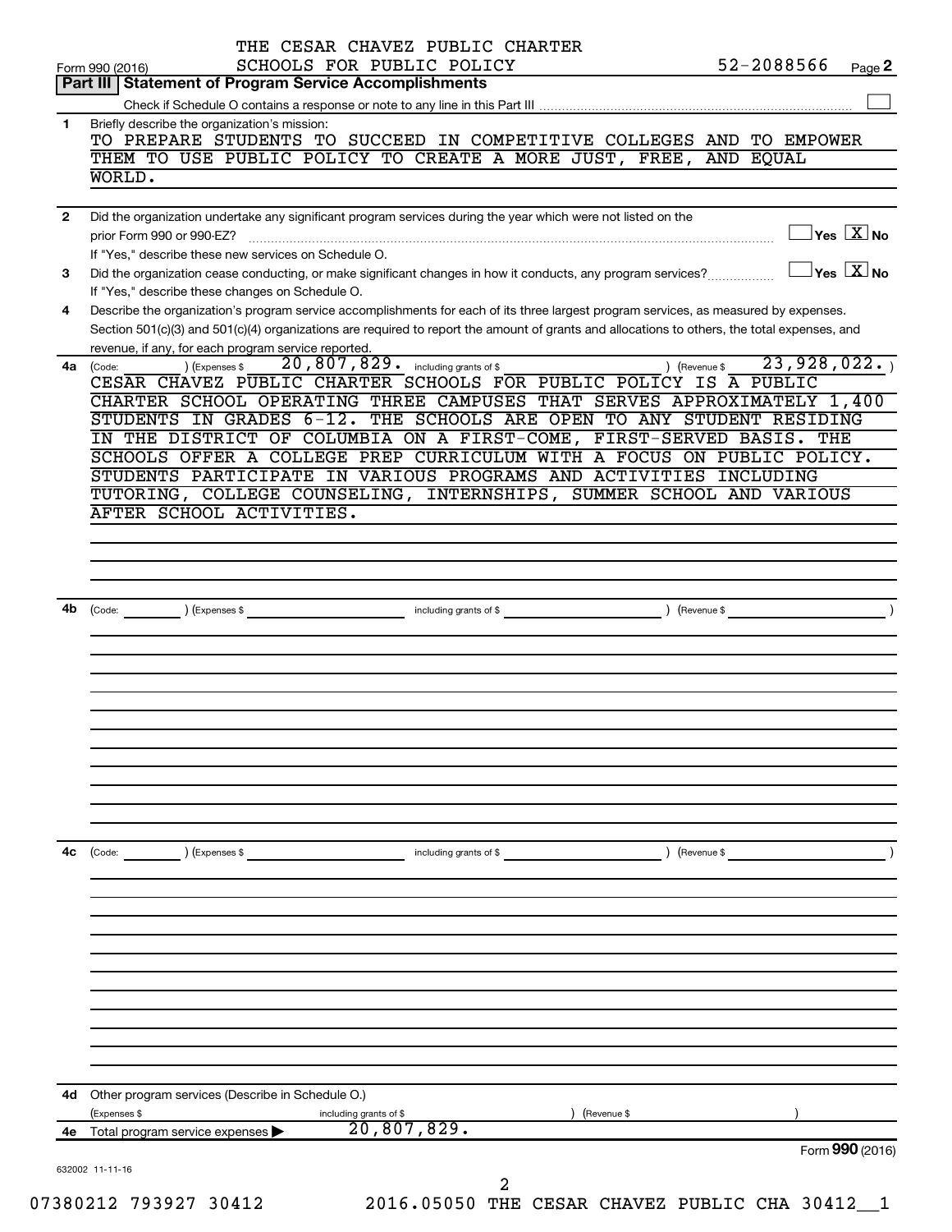THE CESAR CHAVEZ PUBLIC CHARTER SCHOOLS FOR PUBLIC POLICY

Form 990 (2016) 52-2088566 Page **2**

**Part III | Statement of Program Service Accomplishments**

Check if Schedule O contains a response or note to any line in this Part III ☐

**1** Briefly describe the organization's mission:

TO PREPARE STUDENTS TO SUCCEED IN COMPETITIVE COLLEGES AND TO EMPOWER THEM TO USE PUBLIC POLICY TO CREATE A MORE JUST, FREE, AND EQUAL WORLD.

**2** Did the organization undertake any significant program services during the year which were not listed on the prior Form 990 or 990-EZ? ☐ Yes ☒ No

If "Yes," describe these new services on Schedule O.

**3** Did the organization cease conducting, or make significant changes in how it conducts, any program services? ☐ Yes ☒ No

If "Yes," describe these changes on Schedule O.

**4** Describe the organization's program service accomplishments for each of its three largest program services, as measured by expenses. Section 501(c)(3) and 501(c)(4) organizations are required to report the amount of grants and allocations to others, the total expenses, and revenue, if any, for each program service reported.

**4a** (Code: ) (Expenses $ 20,807,829. including grants of $ ) (Revenue $ 23,928,022. )

CESAR CHAVEZ PUBLIC CHARTER SCHOOLS FOR PUBLIC POLICY IS A PUBLIC CHARTER SCHOOL OPERATING THREE CAMPUSES THAT SERVES APPROXIMATELY 1,400 STUDENTS IN GRADES 6-12. THE SCHOOLS ARE OPEN TO ANY STUDENT RESIDING IN THE DISTRICT OF COLUMBIA ON A FIRST-COME, FIRST-SERVED BASIS. THE SCHOOLS OFFER A COLLEGE PREP CURRICULUM WITH A FOCUS ON PUBLIC POLICY. STUDENTS PARTICIPATE IN VARIOUS PROGRAMS AND ACTIVITIES INCLUDING TUTORING, COLLEGE COUNSELING, INTERNSHIPS, SUMMER SCHOOL AND VARIOUS AFTER SCHOOL ACTIVITIES.

**4b** (Code: ) (Expenses $ including grants of $ ) (Revenue $ )

**4c** (Code: ) (Expenses $ including grants of $ ) (Revenue $ )

**4d** Other program services (Describe in Schedule O.)

(Expenses $ including grants of $ ) (Revenue $ )

**4e** Total program service expenses ▶ 20,807,829.

Form **990** (2016)

632002 11-11-16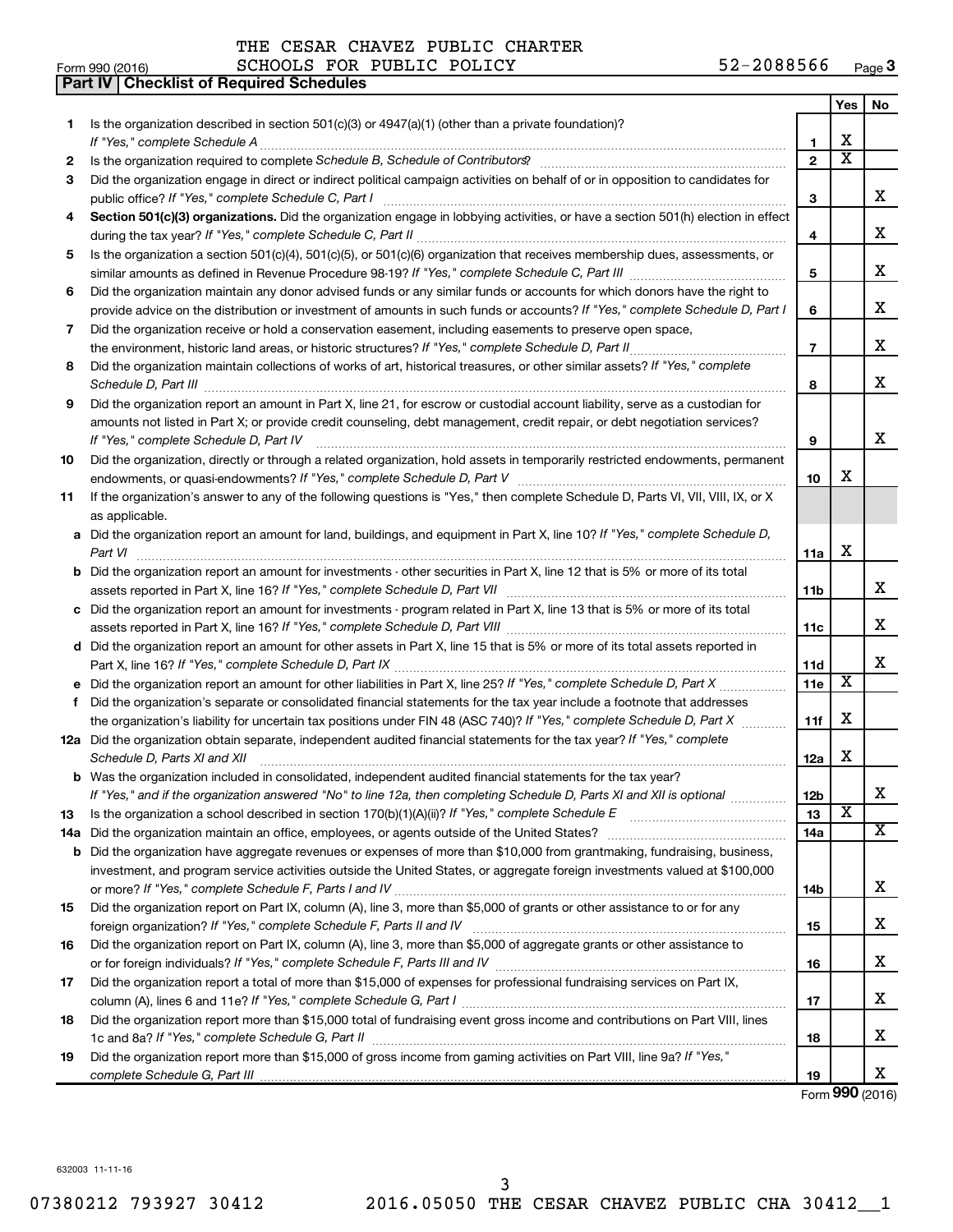THE CESAR CHAVEZ PUBLIC CHARTER SCHOOLS FOR PUBLIC POLICY 52-2088566

Form 990 (2016)

## Part IV | Checklist of Required Schedules

| | | | Yes | No |
|---|---|---|---|---|
| 1 | Is the organization described in section 501(c)(3) or 4947(a)(1) (other than a private foundation)? *If "Yes," complete Schedule A* | 1 | X | |
| 2 | Is the organization required to complete *Schedule B, Schedule of Contributors*? | 2 | X | |
| 3 | Did the organization engage in direct or indirect political campaign activities on behalf of or in opposition to candidates for public office? *If "Yes," complete Schedule C, Part I* | 3 | | X |
| 4 | **Section 501(c)(3) organizations.** Did the organization engage in lobbying activities, or have a section 501(h) election in effect during the tax year? *If "Yes," complete Schedule C, Part II* | 4 | | X |
| 5 | Is the organization a section 501(c)(4), 501(c)(5), or 501(c)(6) organization that receives membership dues, assessments, or similar amounts as defined in Revenue Procedure 98-19? *If "Yes," complete Schedule C, Part III* | 5 | | X |
| 6 | Did the organization maintain any donor advised funds or any similar funds or accounts for which donors have the right to provide advice on the distribution or investment of amounts in such funds or accounts? *If "Yes," complete Schedule D, Part I* | 6 | | X |
| 7 | Did the organization receive or hold a conservation easement, including easements to preserve open space, the environment, historic land areas, or historic structures? *If "Yes," complete Schedule D, Part II* | 7 | | X |
| 8 | Did the organization maintain collections of works of art, historical treasures, or other similar assets? *If "Yes," complete Schedule D, Part III* | 8 | | X |
| 9 | Did the organization report an amount in Part X, line 21, for escrow or custodial account liability, serve as a custodian for amounts not listed in Part X; or provide credit counseling, debt management, credit repair, or debt negotiation services? *If "Yes," complete Schedule D, Part IV* | 9 | | X |
| 10 | Did the organization, directly or through a related organization, hold assets in temporarily restricted endowments, permanent endowments, or quasi-endowments? *If "Yes," complete Schedule D, Part V* | 10 | X | |
| 11 | If the organization's answer to any of the following questions is "Yes," then complete Schedule D, Parts VI, VII, VIII, IX, or X as applicable. | | | |
| a | Did the organization report an amount for land, buildings, and equipment in Part X, line 10? *If "Yes," complete Schedule D, Part VI* | 11a | X | |
| b | Did the organization report an amount for investments - other securities in Part X, line 12 that is 5% or more of its total assets reported in Part X, line 16? *If "Yes," complete Schedule D, Part VII* | 11b | | X |
| c | Did the organization report an amount for investments - program related in Part X, line 13 that is 5% or more of its total assets reported in Part X, line 16? *If "Yes," complete Schedule D, Part VIII* | 11c | | X |
| d | Did the organization report an amount for other assets in Part X, line 15 that is 5% or more of its total assets reported in Part X, line 16? *If "Yes," complete Schedule D, Part IX* | 11d | | X |
| e | Did the organization report an amount for other liabilities in Part X, line 25? *If "Yes," complete Schedule D, Part X* | 11e | X | |
| f | Did the organization's separate or consolidated financial statements for the tax year include a footnote that addresses the organization's liability for uncertain tax positions under FIN 48 (ASC 740)? *If "Yes," complete Schedule D, Part X* | 11f | X | |
| 12a | Did the organization obtain separate, independent audited financial statements for the tax year? *If "Yes," complete Schedule D, Parts XI and XII* | 12a | X | |
| b | Was the organization included in consolidated, independent audited financial statements for the tax year? *If "Yes," and if the organization answered "No" to line 12a, then completing Schedule D, Parts XI and XII is optional* | 12b | | X |
| 13 | Is the organization a school described in section 170(b)(1)(A)(ii)? *If "Yes," complete Schedule E* | 13 | X | |
| 14a | Did the organization maintain an office, employees, or agents outside of the United States? | 14a | | X |
| b | Did the organization have aggregate revenues or expenses of more than $10,000 from grantmaking, fundraising, business, investment, and program service activities outside the United States, or aggregate foreign investments valued at $100,000 or more? *If "Yes," complete Schedule F, Parts I and IV* | 14b | | X |
| 15 | Did the organization report on Part IX, column (A), line 3, more than $5,000 of grants or other assistance to or for any foreign organization? *If "Yes," complete Schedule F, Parts II and IV* | 15 | | X |
| 16 | Did the organization report on Part IX, column (A), line 3, more than $5,000 of aggregate grants or other assistance to or for foreign individuals? *If "Yes," complete Schedule F, Parts III and IV* | 16 | | X |
| 17 | Did the organization report a total of more than $15,000 of expenses for professional fundraising services on Part IX, column (A), lines 6 and 11e? *If "Yes," complete Schedule G, Part I* | 17 | | X |
| 18 | Did the organization report more than $15,000 total of fundraising event gross income and contributions on Part VIII, lines 1c and 8a? *If "Yes," complete Schedule G, Part II* | 18 | | X |
| 19 | Did the organization report more than $15,000 of gross income from gaming activities on Part VIII, line 9a? *If "Yes," complete Schedule G, Part III* | 19 | | X |

Form **990** (2016)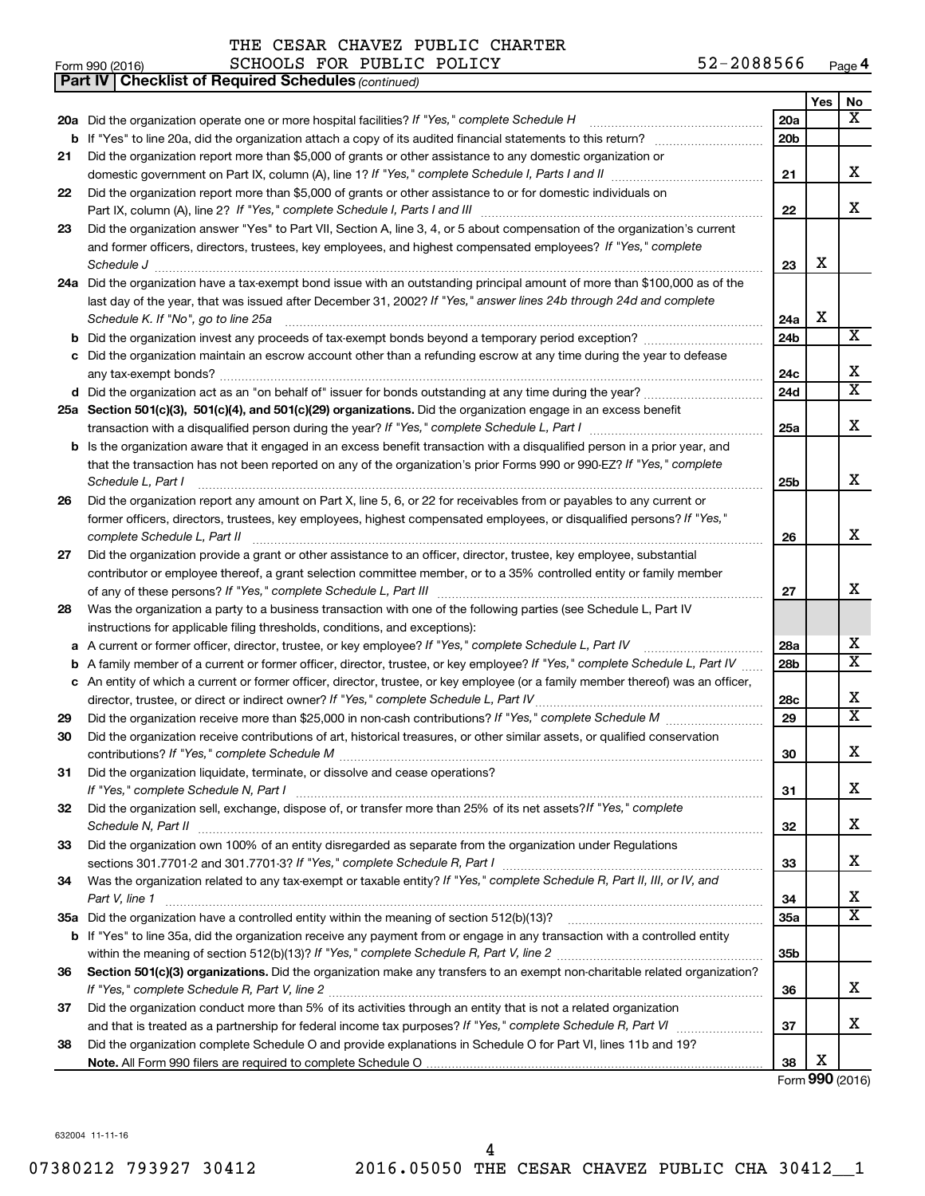THE CESAR CHAVEZ PUBLIC CHARTER SCHOOLS FOR PUBLIC POLICY 52-2088566

Form 990 (2016) Page 4

**Part IV | Checklist of Required Schedules** *(continued)*

| | | | Yes | No |
|---|---|---|---|---|
| **20a** | Did the organization operate one or more hospital facilities? *If "Yes," complete Schedule H* | 20a | | X |
| **b** | If "Yes" to line 20a, did the organization attach a copy of its audited financial statements to this return? | 20b | | |
| **21** | Did the organization report more than $5,000 of grants or other assistance to any domestic organization or domestic government on Part IX, column (A), line 1? *If "Yes," complete Schedule I, Parts I and II* | 21 | | X |
| **22** | Did the organization report more than $5,000 of grants or other assistance to or for domestic individuals on Part IX, column (A), line 2? *If "Yes," complete Schedule I, Parts I and III* | 22 | | X |
| **23** | Did the organization answer "Yes" to Part VII, Section A, line 3, 4, or 5 about compensation of the organization's current and former officers, directors, trustees, key employees, and highest compensated employees? *If "Yes," complete Schedule J* | 23 | X | |
| **24a** | Did the organization have a tax-exempt bond issue with an outstanding principal amount of more than $100,000 as of the last day of the year, that was issued after December 31, 2002? *If "Yes," answer lines 24b through 24d and complete Schedule K. If "No", go to line 25a* | 24a | X | |
| **b** | Did the organization invest any proceeds of tax-exempt bonds beyond a temporary period exception? | 24b | | X |
| **c** | Did the organization maintain an escrow account other than a refunding escrow at any time during the year to defease any tax-exempt bonds? | 24c | | X |
| **d** | Did the organization act as an "on behalf of" issuer for bonds outstanding at any time during the year? | 24d | | X |
| **25a** | **Section 501(c)(3), 501(c)(4), and 501(c)(29) organizations.** Did the organization engage in an excess benefit transaction with a disqualified person during the year? *If "Yes," complete Schedule L, Part I* | 25a | | X |
| **b** | Is the organization aware that it engaged in an excess benefit transaction with a disqualified person in a prior year, and that the transaction has not been reported on any of the organization's prior Forms 990 or 990-EZ? *If "Yes," complete Schedule L, Part I* | 25b | | X |
| **26** | Did the organization report any amount on Part X, line 5, 6, or 22 for receivables from or payables to any current or former officers, directors, trustees, key employees, highest compensated employees, or disqualified persons? *If "Yes," complete Schedule L, Part II* | 26 | | X |
| **27** | Did the organization provide a grant or other assistance to an officer, director, trustee, key employee, substantial contributor or employee thereof, a grant selection committee member, or to a 35% controlled entity or family member of any of these persons? *If "Yes," complete Schedule L, Part III* | 27 | | X |
| **28** | Was the organization a party to a business transaction with one of the following parties (see Schedule L, Part IV instructions for applicable filing thresholds, conditions, and exceptions): | | | |
| **a** | A current or former officer, director, trustee, or key employee? *If "Yes," complete Schedule L, Part IV* | 28a | | X |
| **b** | A family member of a current or former officer, director, trustee, or key employee? *If "Yes," complete Schedule L, Part IV* | 28b | | X |
| **c** | An entity of which a current or former officer, director, trustee, or key employee (or a family member thereof) was an officer, director, trustee, or direct or indirect owner? *If "Yes," complete Schedule L, Part IV* | 28c | | X |
| **29** | Did the organization receive more than $25,000 in non-cash contributions? *If "Yes," complete Schedule M* | 29 | | X |
| **30** | Did the organization receive contributions of art, historical treasures, or other similar assets, or qualified conservation contributions? *If "Yes," complete Schedule M* | 30 | | X |
| **31** | Did the organization liquidate, terminate, or dissolve and cease operations? *If "Yes," complete Schedule N, Part I* | 31 | | X |
| **32** | Did the organization sell, exchange, dispose of, or transfer more than 25% of its net assets? *If "Yes," complete Schedule N, Part II* | 32 | | X |
| **33** | Did the organization own 100% of an entity disregarded as separate from the organization under Regulations sections 301.7701-2 and 301.7701-3? *If "Yes," complete Schedule R, Part I* | 33 | | X |
| **34** | Was the organization related to any tax-exempt or taxable entity? *If "Yes," complete Schedule R, Part II, III, or IV, and Part V, line 1* | 34 | | X |
| **35a** | Did the organization have a controlled entity within the meaning of section 512(b)(13)? | 35a | | X |
| **b** | If "Yes" to line 35a, did the organization receive any payment from or engage in any transaction with a controlled entity within the meaning of section 512(b)(13)? *If "Yes," complete Schedule R, Part V, line 2* | 35b | | |
| **36** | **Section 501(c)(3) organizations.** Did the organization make any transfers to an exempt non-charitable related organization? *If "Yes," complete Schedule R, Part V, line 2* | 36 | | X |
| **37** | Did the organization conduct more than 5% of its activities through an entity that is not a related organization and that is treated as a partnership for federal income tax purposes? *If "Yes," complete Schedule R, Part VI* | 37 | | X |
| **38** | Did the organization complete Schedule O and provide explanations in Schedule O for Part VI, lines 11b and 19? **Note.** All Form 990 filers are required to complete Schedule O | 38 | X | |

Form **990** (2016)

632004 11-11-16

07380212 793927 30412 2016.05050 THE CESAR CHAVEZ PUBLIC CHA 30412__1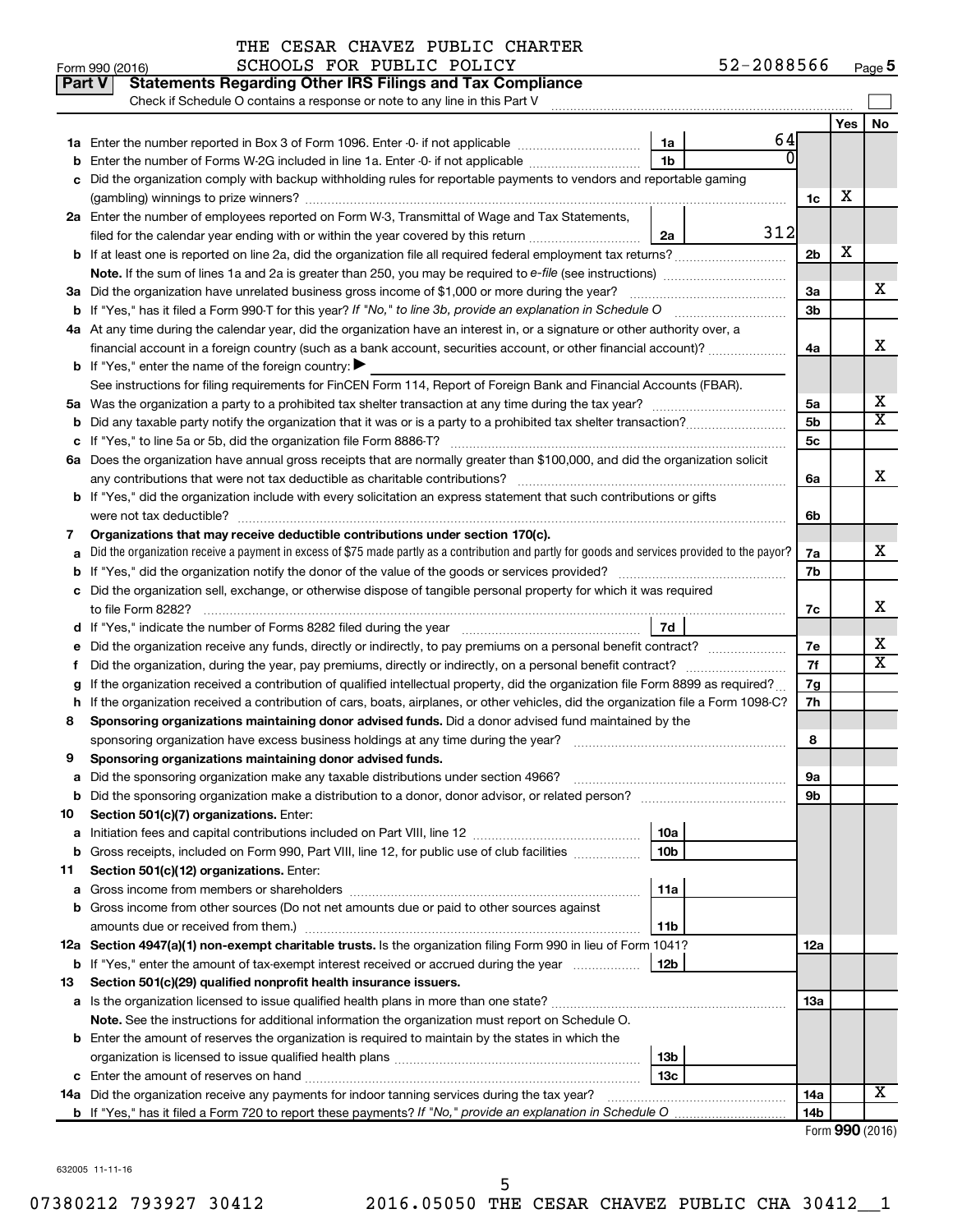THE CESAR CHAVEZ PUBLIC CHARTER SCHOOLS FOR PUBLIC POLICY

Form 990 (2016) 52-2088566 Page 5

## Part V Statements Regarding Other IRS Filings and Tax Compliance

Check if Schedule O contains a response or note to any line in this Part V

| | | | | | Yes | No |
|---|---|---|---|---|---|---|
| **1a** | Enter the number reported in Box 3 of Form 1096. Enter -0- if not applicable | 1a | 64 | | | |
| **b** | Enter the number of Forms W-2G included in line 1a. Enter -0- if not applicable | 1b | 0 | | | |
| **c** | Did the organization comply with backup withholding rules for reportable payments to vendors and reportable gaming (gambling) winnings to prize winners? | | | 1c | X | |
| **2a** | Enter the number of employees reported on Form W-3, Transmittal of Wage and Tax Statements, filed for the calendar year ending with or within the year covered by this return | 2a | 312 | | | |
| **b** | If at least one is reported on line 2a, did the organization file all required federal employment tax returns? | | | 2b | X | |
| | **Note.** If the sum of lines 1a and 2a is greater than 250, you may be required to *e-file* (see instructions) | | | | | |
| **3a** | Did the organization have unrelated business gross income of $1,000 or more during the year? | | | 3a | | X |
| **b** | If "Yes," has it filed a Form 990-T for this year? *If "No," to line 3b, provide an explanation in Schedule O* | | | 3b | | |
| **4a** | At any time during the calendar year, did the organization have an interest in, or a signature or other authority over, a financial account in a foreign country (such as a bank account, securities account, or other financial account)? | | | 4a | | X |
| **b** | If "Yes," enter the name of the foreign country: ▶ | | | | | |
| | See instructions for filing requirements for FinCEN Form 114, Report of Foreign Bank and Financial Accounts (FBAR). | | | | | |
| **5a** | Was the organization a party to a prohibited tax shelter transaction at any time during the tax year? | | | 5a | | X |
| **b** | Did any taxable party notify the organization that it was or is a party to a prohibited tax shelter transaction? | | | 5b | | X |
| **c** | If "Yes," to line 5a or 5b, did the organization file Form 8886-T? | | | 5c | | |
| **6a** | Does the organization have annual gross receipts that are normally greater than $100,000, and did the organization solicit any contributions that were not tax deductible as charitable contributions? | | | 6a | | X |
| **b** | If "Yes," did the organization include with every solicitation an express statement that such contributions or gifts were not tax deductible? | | | 6b | | |
| **7** | **Organizations that may receive deductible contributions under section 170(c).** | | | | | |
| **a** | Did the organization receive a payment in excess of $75 made partly as a contribution and partly for goods and services provided to the payor? | | | 7a | | X |
| **b** | If "Yes," did the organization notify the donor of the value of the goods or services provided? | | | 7b | | |
| **c** | Did the organization sell, exchange, or otherwise dispose of tangible personal property for which it was required to file Form 8282? | | | 7c | | X |
| **d** | If "Yes," indicate the number of Forms 8282 filed during the year | 7d | | | | |
| **e** | Did the organization receive any funds, directly or indirectly, to pay premiums on a personal benefit contract? | | | 7e | | X |
| **f** | Did the organization, during the year, pay premiums, directly or indirectly, on a personal benefit contract? | | | 7f | | X |
| **g** | If the organization received a contribution of qualified intellectual property, did the organization file Form 8899 as required? | | | 7g | | |
| **h** | If the organization received a contribution of cars, boats, airplanes, or other vehicles, did the organization file a Form 1098-C? | | | 7h | | |
| **8** | **Sponsoring organizations maintaining donor advised funds.** Did a donor advised fund maintained by the sponsoring organization have excess business holdings at any time during the year? | | | 8 | | |
| **9** | **Sponsoring organizations maintaining donor advised funds.** | | | | | |
| **a** | Did the sponsoring organization make any taxable distributions under section 4966? | | | 9a | | |
| **b** | Did the sponsoring organization make a distribution to a donor, donor advisor, or related person? | | | 9b | | |
| **10** | **Section 501(c)(7) organizations.** Enter: | | | | | |
| **a** | Initiation fees and capital contributions included on Part VIII, line 12 | 10a | | | | |
| **b** | Gross receipts, included on Form 990, Part VIII, line 12, for public use of club facilities | 10b | | | | |
| **11** | **Section 501(c)(12) organizations.** Enter: | | | | | |
| **a** | Gross income from members or shareholders | 11a | | | | |
| **b** | Gross income from other sources (Do not net amounts due or paid to other sources against amounts due or received from them.) | 11b | | | | |
| **12a** | **Section 4947(a)(1) non-exempt charitable trusts.** Is the organization filing Form 990 in lieu of Form 1041? | | | 12a | | |
| **b** | If "Yes," enter the amount of tax-exempt interest received or accrued during the year | 12b | | | | |
| **13** | **Section 501(c)(29) qualified nonprofit health insurance issuers.** | | | | | |
| **a** | Is the organization licensed to issue qualified health plans in more than one state? | | | 13a | | |
| | **Note.** See the instructions for additional information the organization must report on Schedule O. | | | | | |
| **b** | Enter the amount of reserves the organization is required to maintain by the states in which the organization is licensed to issue qualified health plans | 13b | | | | |
| **c** | Enter the amount of reserves on hand | 13c | | | | |
| **14a** | Did the organization receive any payments for indoor tanning services during the tax year? | | | 14a | | X |
| **b** | If "Yes," has it filed a Form 720 to report these payments? *If "No," provide an explanation in Schedule O* | | | 14b | | |

Form **990** (2016)

632005 11-11-16

07380212 793927 30412 2016.05050 THE CESAR CHAVEZ PUBLIC CHA 30412__1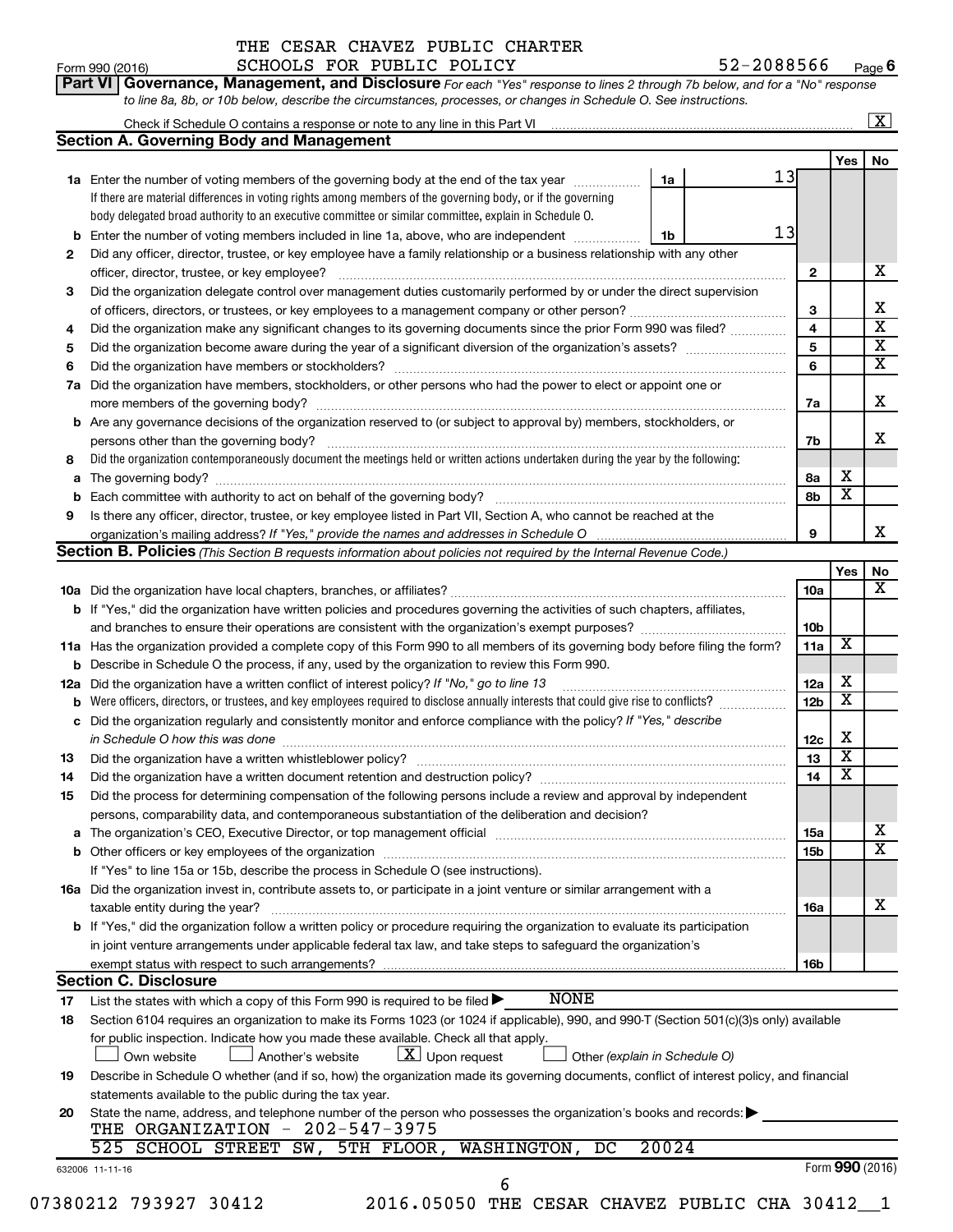THE CESAR CHAVEZ PUBLIC CHARTER SCHOOLS FOR PUBLIC POLICY 52-2088566

Form 990 (2016) Page **6**

**Part VI Governance, Management, and Disclosure** *For each "Yes" response to lines 2 through 7b below, and for a "No" response to line 8a, 8b, or 10b below, describe the circumstances, processes, or changes in Schedule O. See instructions.*

Check if Schedule O contains a response or note to any line in this Part VI ... [X]

## Section A. Governing Body and Management

| | | | | Yes | No |
|---|---|---|---|---|---|
| **1a** | Enter the number of voting members of the governing body at the end of the tax year ... 1a 13 | | | | |
| | If there are material differences in voting rights among members of the governing body, or if the governing body delegated broad authority to an executive committee or similar committee, explain in Schedule O. | | | | |
| **b** | Enter the number of voting members included in line 1a, above, who are independent ... 1b 13 | | | | |
| **2** | Did any officer, director, trustee, or key employee have a family relationship or a business relationship with any other officer, director, trustee, or key employee? | | 2 | | X |
| **3** | Did the organization delegate control over management duties customarily performed by or under the direct supervision of officers, directors, or trustees, or key employees to a management company or other person? | | 3 | | X |
| **4** | Did the organization make any significant changes to its governing documents since the prior Form 990 was filed? | | 4 | | X |
| **5** | Did the organization become aware during the year of a significant diversion of the organization's assets? | | 5 | | X |
| **6** | Did the organization have members or stockholders? | | 6 | | X |
| **7a** | Did the organization have members, stockholders, or other persons who had the power to elect or appoint one or more members of the governing body? | | 7a | | X |
| **b** | Are any governance decisions of the organization reserved to (or subject to approval by) members, stockholders, or persons other than the governing body? | | 7b | | X |
| **8** | Did the organization contemporaneously document the meetings held or written actions undertaken during the year by the following: | | | | |
| **a** | The governing body? | | 8a | X | |
| **b** | Each committee with authority to act on behalf of the governing body? | | 8b | X | |
| **9** | Is there any officer, director, trustee, or key employee listed in Part VII, Section A, who cannot be reached at the organization's mailing address? *If "Yes," provide the names and addresses in Schedule O* | | 9 | | X |

## Section B. Policies *(This Section B requests information about policies not required by the Internal Revenue Code.)*

| | | | Yes | No |
|---|---|---|---|---|
| **10a** | Did the organization have local chapters, branches, or affiliates? | 10a | | X |
| **b** | If "Yes," did the organization have written policies and procedures governing the activities of such chapters, affiliates, and branches to ensure their operations are consistent with the organization's exempt purposes? | 10b | | |
| **11a** | Has the organization provided a complete copy of this Form 990 to all members of its governing body before filing the form? | 11a | X | |
| **b** | Describe in Schedule O the process, if any, used by the organization to review this Form 990. | | | |
| **12a** | Did the organization have a written conflict of interest policy? *If "No," go to line 13* | 12a | X | |
| **b** | Were officers, directors, or trustees, and key employees required to disclose annually interests that could give rise to conflicts? | 12b | X | |
| **c** | Did the organization regularly and consistently monitor and enforce compliance with the policy? *If "Yes," describe in Schedule O how this was done* | 12c | X | |
| **13** | Did the organization have a written whistleblower policy? | 13 | X | |
| **14** | Did the organization have a written document retention and destruction policy? | 14 | X | |
| **15** | Did the process for determining compensation of the following persons include a review and approval by independent persons, comparability data, and contemporaneous substantiation of the deliberation and decision? | | | |
| **a** | The organization's CEO, Executive Director, or top management official | 15a | | X |
| **b** | Other officers or key employees of the organization | 15b | | X |
| | If "Yes" to line 15a or 15b, describe the process in Schedule O (see instructions). | | | |
| **16a** | Did the organization invest in, contribute assets to, or participate in a joint venture or similar arrangement with a taxable entity during the year? | 16a | | X |
| **b** | If "Yes," did the organization follow a written policy or procedure requiring the organization to evaluate its participation in joint venture arrangements under applicable federal tax law, and take steps to safeguard the organization's exempt status with respect to such arrangements? | 16b | | |

## Section C. Disclosure

**17** List the states with which a copy of this Form 990 is required to be filed ▶ NONE

**18** Section 6104 requires an organization to make its Forms 1023 (or 1024 if applicable), 990, and 990-T (Section 501(c)(3)s only) available for public inspection. Indicate how you made these available. Check all that apply.

[ ] Own website [ ] Another's website [X] Upon request [ ] Other *(explain in Schedule O)*

**19** Describe in Schedule O whether (and if so, how) the organization made its governing documents, conflict of interest policy, and financial statements available to the public during the tax year.

**20** State the name, address, and telephone number of the person who possesses the organization's books and records: ▶

THE ORGANIZATION - 202-547-3975
525 SCHOOL STREET SW, 5TH FLOOR, WASHINGTON, DC 20024

632006 11-11-16 Form **990** (2016)

07380212 793927 30412 2016.05050 THE CESAR CHAVEZ PUBLIC CHA 30412__1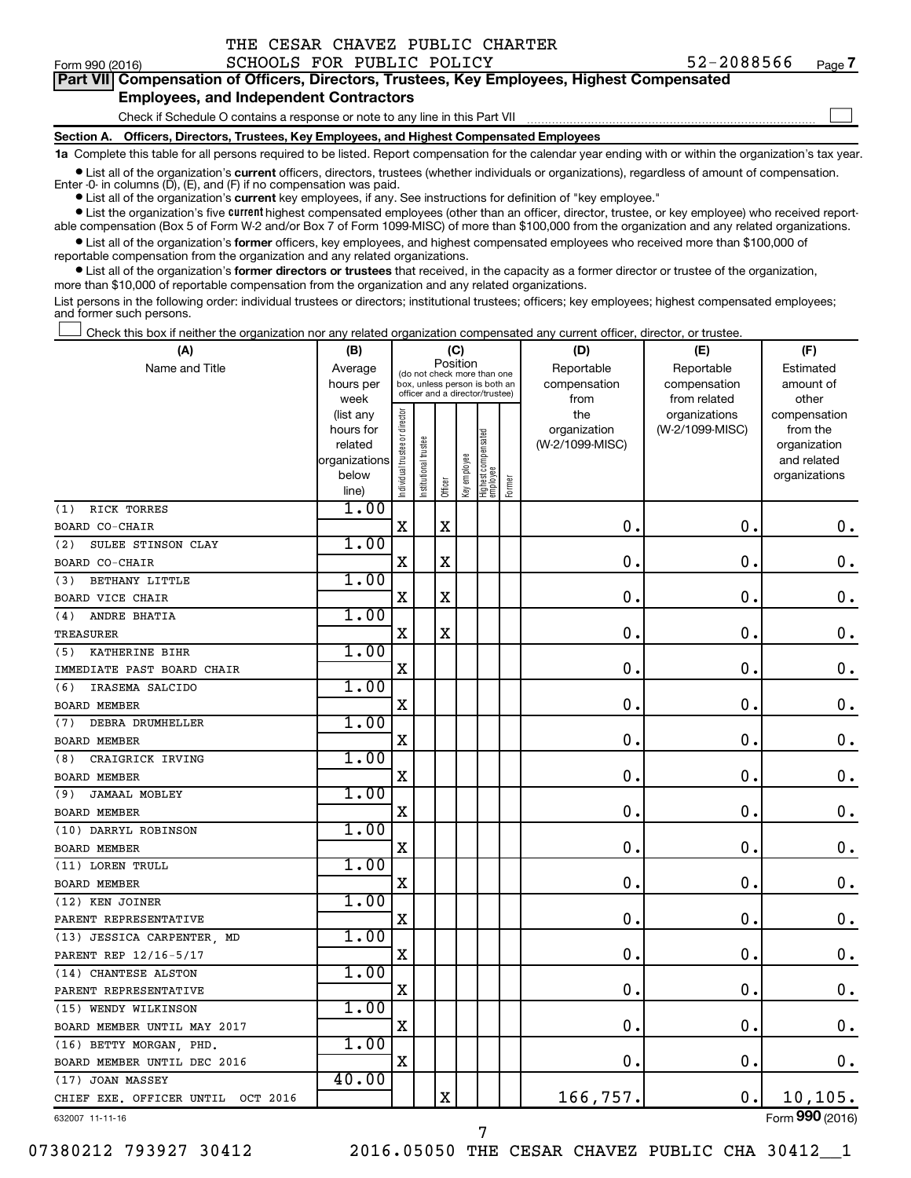THE CESAR CHAVEZ PUBLIC CHARTER SCHOOLS FOR PUBLIC POLICY 52-2088566

Form 990 (2016)

## Part VII Compensation of Officers, Directors, Trustees, Key Employees, Highest Compensated Employees, and Independent Contractors

Check if Schedule O contains a response or note to any line in this Part VII

### Section A. Officers, Directors, Trustees, Key Employees, and Highest Compensated Employees

**1a** Complete this table for all persons required to be listed. Report compensation for the calendar year ending with or within the organization's tax year.

- List all of the organization's **current** officers, directors, trustees (whether individuals or organizations), regardless of amount of compensation. Enter -0- in columns (D), (E), and (F) if no compensation was paid.
- List all of the organization's **current** key employees, if any. See instructions for definition of "key employee."
- List the organization's five **current** highest compensated employees (other than an officer, director, trustee, or key employee) who received reportable compensation (Box 5 of Form W-2 and/or Box 7 of Form 1099-MISC) of more than $100,000 from the organization and any related organizations.
- List all of the organization's **former** officers, key employees, and highest compensated employees who received more than $100,000 of reportable compensation from the organization and any related organizations.
- List all of the organization's **former directors or trustees** that received, in the capacity as a former director or trustee of the organization, more than $10,000 of reportable compensation from the organization and any related organizations.

List persons in the following order: individual trustees or directors; institutional trustees; officers; key employees; highest compensated employees; and former such persons.

Check this box if neither the organization nor any related organization compensated any current officer, director, or trustee.

| (A) Name and Title | (B) Average hours per week (list any hours for related organizations below line) | (C) Individual trustee or director | Institutional trustee | Officer | Key employee | Highest compensated employee | Former | (D) Reportable compensation from the organization (W-2/1099-MISC) | (E) Reportable compensation from related organizations (W-2/1099-MISC) | (F) Estimated amount of other compensation from the organization and related organizations |
|---|---|---|---|---|---|---|---|---|---|---|
| (1) RICK TORRES<br>BOARD CO-CHAIR | 1.00 | X | | X | | | | 0. | 0. | 0. |
| (2) SULEE STINSON CLAY<br>BOARD CO-CHAIR | 1.00 | X | | X | | | | 0. | 0. | 0. |
| (3) BETHANY LITTLE<br>BOARD VICE CHAIR | 1.00 | X | | X | | | | 0. | 0. | 0. |
| (4) ANDRE BHATIA<br>TREASURER | 1.00 | X | | X | | | | 0. | 0. | 0. |
| (5) KATHERINE BIHR<br>IMMEDIATE PAST BOARD CHAIR | 1.00 | X | | | | | | 0. | 0. | 0. |
| (6) IRASEMA SALCIDO<br>BOARD MEMBER | 1.00 | X | | | | | | 0. | 0. | 0. |
| (7) DEBRA DRUMHELLER<br>BOARD MEMBER | 1.00 | X | | | | | | 0. | 0. | 0. |
| (8) CRAIGRICK IRVING<br>BOARD MEMBER | 1.00 | X | | | | | | 0. | 0. | 0. |
| (9) JAMAAL MOBLEY<br>BOARD MEMBER | 1.00 | X | | | | | | 0. | 0. | 0. |
| (10) DARRYL ROBINSON<br>BOARD MEMBER | 1.00 | X | | | | | | 0. | 0. | 0. |
| (11) LOREN TRULL<br>BOARD MEMBER | 1.00 | X | | | | | | 0. | 0. | 0. |
| (12) KEN JOINER<br>PARENT REPRESENTATIVE | 1.00 | X | | | | | | 0. | 0. | 0. |
| (13) JESSICA CARPENTER, MD<br>PARENT REP 12/16-5/17 | 1.00 | X | | | | | | 0. | 0. | 0. |
| (14) CHANTESE ALSTON<br>PARENT REPRESENTATIVE | 1.00 | X | | | | | | 0. | 0. | 0. |
| (15) WENDY WILKINSON<br>BOARD MEMBER UNTIL MAY 2017 | 1.00 | X | | | | | | 0. | 0. | 0. |
| (16) BETTY MORGAN, PHD.<br>BOARD MEMBER UNTIL DEC 2016 | 1.00 | X | | | | | | 0. | 0. | 0. |
| (17) JOAN MASSEY<br>CHIEF EXE. OFFICER UNTIL OCT 2016 | 40.00 | | | X | | | | 166,757. | 0. | 10,105. |

632007 11-11-16

Form **990** (2016)

07380212 793927 30412 2016.05050 THE CESAR CHAVEZ PUBLIC CHA 30412__1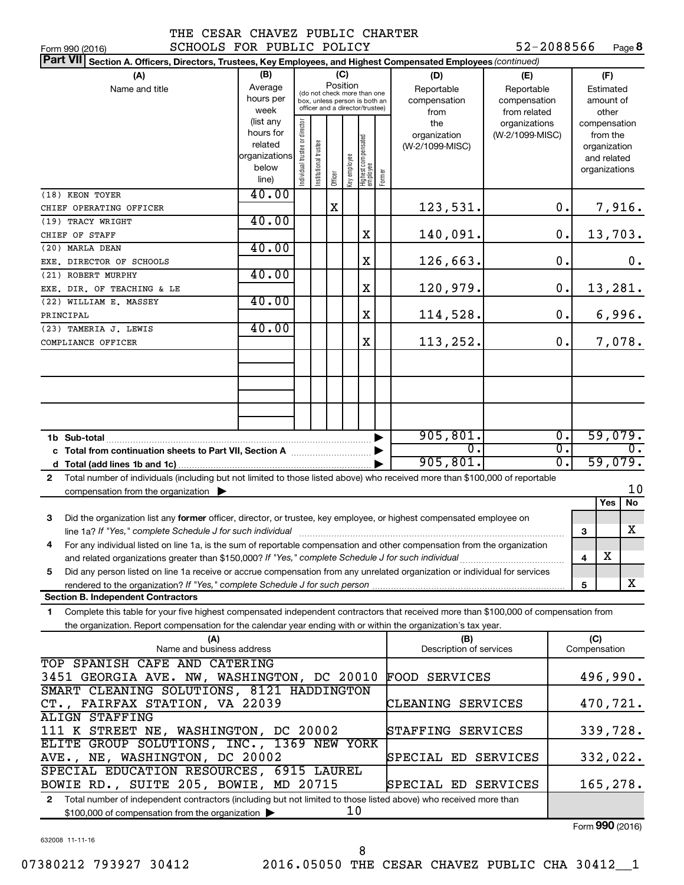THE CESAR CHAVEZ PUBLIC CHARTER SCHOOLS FOR PUBLIC POLICY 52-2088566

Form 990 (2016) Page 8

**Part VII Section A. Officers, Directors, Trustees, Key Employees, and Highest Compensated Employees** *(continued)*

| (A) Name and title | (B) Average hours per week (list any hours for related organizations below line) | (C) Position: Individual trustee or director | Institutional trustee | Officer | Key employee | Highest compensated employee | Former | (D) Reportable compensation from the organization (W-2/1099-MISC) | (E) Reportable compensation from related organizations (W-2/1099-MISC) | (F) Estimated amount of other compensation from the organization and related organizations |
|---|---|---|---|---|---|---|---|---|---|---|
| (18) KEON TOYER<br>CHIEF OPERATING OFFICER | 40.00 | | | X | | | | 123,531. | 0. | 7,916. |
| (19) TRACY WRIGHT<br>CHIEF OF STAFF | 40.00 | | | | | X | | 140,091. | 0. | 13,703. |
| (20) MARLA DEAN<br>EXE. DIRECTOR OF SCHOOLS | 40.00 | | | | | X | | 126,663. | 0. | 0. |
| (21) ROBERT MURPHY<br>EXE. DIR. OF TEACHING & LE | 40.00 | | | | | X | | 120,979. | 0. | 13,281. |
| (22) WILLIAM E. MASSEY<br>PRINCIPAL | 40.00 | | | | | X | | 114,528. | 0. | 6,996. |
| (23) TAMERIA J. LEWIS<br>COMPLIANCE OFFICER | 40.00 | | | | | X | | 113,252. | 0. | 7,078. |
| 1b Sub-total | | | | | | | | 905,801. | 0. | 59,079. |
| c Total from continuation sheets to Part VII, Section A | | | | | | | | 0. | 0. | 0. |
| d Total (add lines 1b and 1c) | | | | | | | | 905,801. | 0. | 59,079. |

2 Total number of individuals (including but not limited to those listed above) who received more than $100,000 of reportable compensation from the organization ▶ 10

| | | Yes | No |
|---|---|---|---|
| 3 Did the organization list any **former** officer, director, or trustee, key employee, or highest compensated employee on line 1a? *If "Yes," complete Schedule J for such individual* | 3 | | X |
| 4 For any individual listed on line 1a, is the sum of reportable compensation and other compensation from the organization and related organizations greater than $150,000? *If "Yes," complete Schedule J for such individual* | 4 | X | |
| 5 Did any person listed on line 1a receive or accrue compensation from any unrelated organization or individual for services rendered to the organization? *If "Yes," complete Schedule J for such person* | 5 | | X |

**Section B. Independent Contractors**

1 Complete this table for your five highest compensated independent contractors that received more than $100,000 of compensation from the organization. Report compensation for the calendar year ending with or within the organization's tax year.

| (A) Name and business address | (B) Description of services | (C) Compensation |
|---|---|---|
| TOP SPANISH CAFE AND CATERING<br>3451 GEORGIA AVE. NW, WASHINGTON, DC 20010 | FOOD SERVICES | 496,990. |
| SMART CLEANING SOLUTIONS, 8121 HADDINGTON CT., FAIRFAX STATION, VA 22039 | CLEANING SERVICES | 470,721. |
| ALIGN STAFFING<br>111 K STREET NE, WASHINGTON, DC 20002 | STAFFING SERVICES | 339,728. |
| ELITE GROUP SOLUTIONS, INC., 1369 NEW YORK AVE., NE, WASHINGTON, DC 20002 | SPECIAL ED SERVICES | 332,022. |
| SPECIAL EDUCATION RESOURCES, 6915 LAUREL BOWIE RD., SUITE 205, BOWIE, MD 20715 | SPECIAL ED SERVICES | 165,278. |

2 Total number of independent contractors (including but not limited to those listed above) who received more than $100,000 of compensation from the organization ▶ 10

Form **990** (2016)

632008 11-11-16

07380212 793927 30412 2016.05050 THE CESAR CHAVEZ PUBLIC CHA 30412__1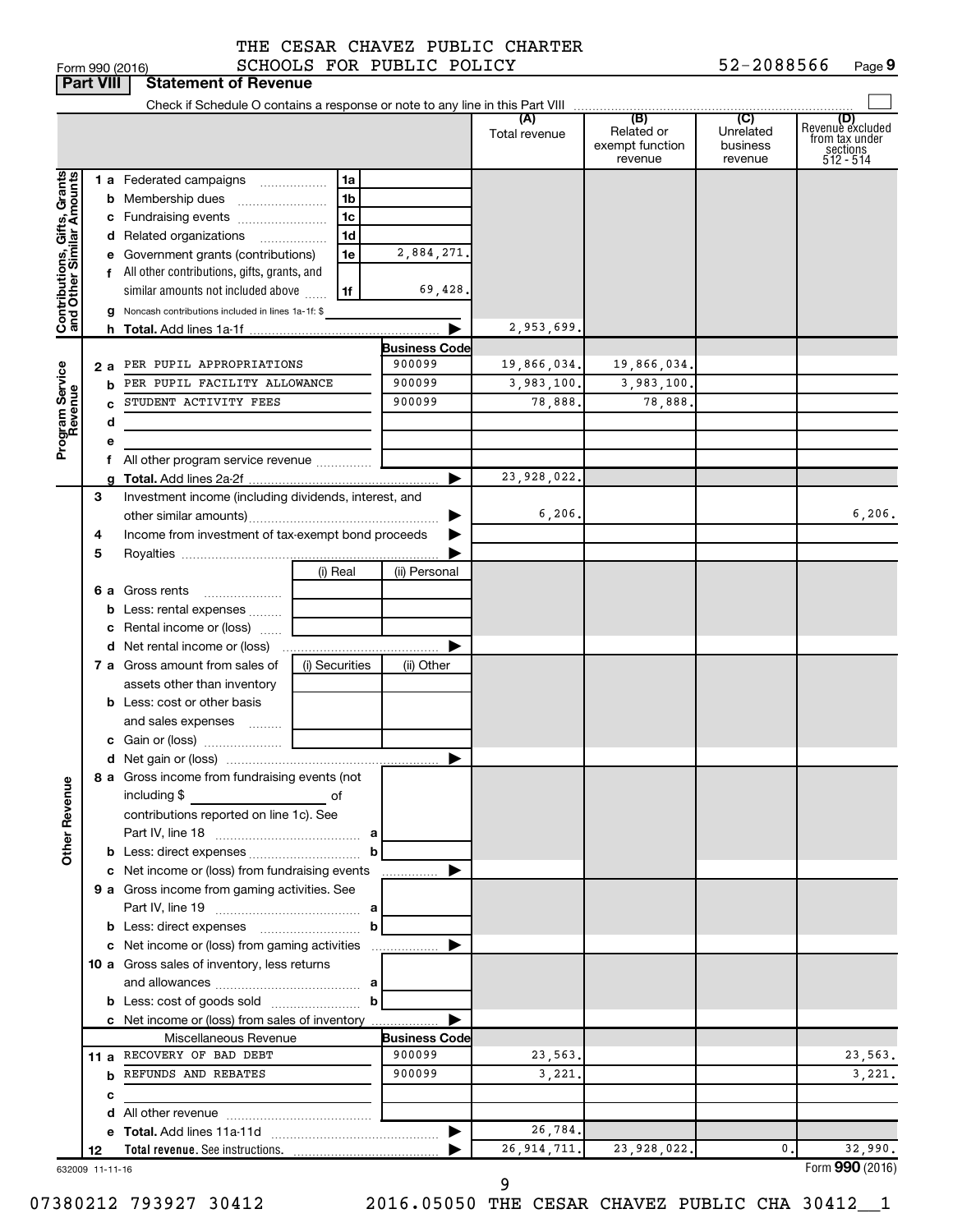THE CESAR CHAVEZ PUBLIC CHARTER SCHOOLS FOR PUBLIC POLICY

Form 990 (2016) 52-2088566 Page 9

**Part VIII Statement of Revenue**

Check if Schedule O contains a response or note to any line in this Part VIII

| | | | | (A) Total revenue | (B) Related or exempt function revenue | (C) Unrelated business revenue | (D) Revenue excluded from tax under sections 512 - 514 |
|---|---|---|---|---|---|---|---|
| **Contributions, Gifts, Grants and Other Similar Amounts** | 1 a Federated campaigns | 1a | | | | | |
| | b Membership dues | 1b | | | | | |
| | c Fundraising events | 1c | | | | | |
| | d Related organizations | 1d | | | | | |
| | e Government grants (contributions) | 1e | 2,884,271. | | | | |
| | f All other contributions, gifts, grants, and similar amounts not included above | 1f | 69,428. | | | | |
| | g Noncash contributions included in lines 1a-1f: $ | | | | | | |
| | h **Total.** Add lines 1a-1f | | ▶ | 2,953,699. | | | |
| **Program Service Revenue** | | | **Business Code** | | | | |
| | 2 a PER PUPIL APPROPRIATIONS | | 900099 | 19,866,034. | 19,866,034. | | |
| | b PER PUPIL FACILITY ALLOWANCE | | 900099 | 3,983,100. | 3,983,100. | | |
| | c STUDENT ACTIVITY FEES | | 900099 | 78,888. | 78,888. | | |
| | d | | | | | | |
| | e | | | | | | |
| | f All other program service revenue | | | | | | |
| | g **Total.** Add lines 2a-2f | | ▶ | 23,928,022. | | | |
| | 3 Investment income (including dividends, interest, and other similar amounts) | | ▶ | 6,206. | | | 6,206. |
| | 4 Income from investment of tax-exempt bond proceeds | | ▶ | | | | |
| | 5 Royalties | | ▶ | | | | |
| | | (i) Real | (ii) Personal | | | | |
| | 6 a Gross rents | | | | | | |
| | b Less: rental expenses | | | | | | |
| | c Rental income or (loss) | | | | | | |
| | d Net rental income or (loss) | | ▶ | | | | |
| | 7 a Gross amount from sales of assets other than inventory | (i) Securities | (ii) Other | | | | |
| | b Less: cost or other basis and sales expenses | | | | | | |
| | c Gain or (loss) | | | | | | |
| | d Net gain or (loss) | | ▶ | | | | |
| **Other Revenue** | 8 a Gross income from fundraising events (not including $ ______ of contributions reported on line 1c). See Part IV, line 18 | a | | | | | |
| | b Less: direct expenses | b | | | | | |
| | c Net income or (loss) from fundraising events | | ▶ | | | | |
| | 9 a Gross income from gaming activities. See Part IV, line 19 | a | | | | | |
| | b Less: direct expenses | b | | | | | |
| | c Net income or (loss) from gaming activities | | ▶ | | | | |
| | 10 a Gross sales of inventory, less returns and allowances | a | | | | | |
| | b Less: cost of goods sold | b | | | | | |
| | c Net income or (loss) from sales of inventory | | ▶ | | | | |
| | Miscellaneous Revenue | | **Business Code** | | | | |
| | 11 a RECOVERY OF BAD DEBT | | 900099 | 23,563. | | | 23,563. |
| | b REFUNDS AND REBATES | | 900099 | 3,221. | | | 3,221. |
| | c | | | | | | |
| | d All other revenue | | | | | | |
| | e **Total.** Add lines 11a-11d | | ▶ | 26,784. | | | |
| | 12 **Total revenue.** See instructions. | | ▶ | 26,914,711. | 23,928,022. | 0. | 32,990. |

632009 11-11-16 Form **990** (2016)

07380212 793927 30412 2016.05050 THE CESAR CHAVEZ PUBLIC CHA 30412__1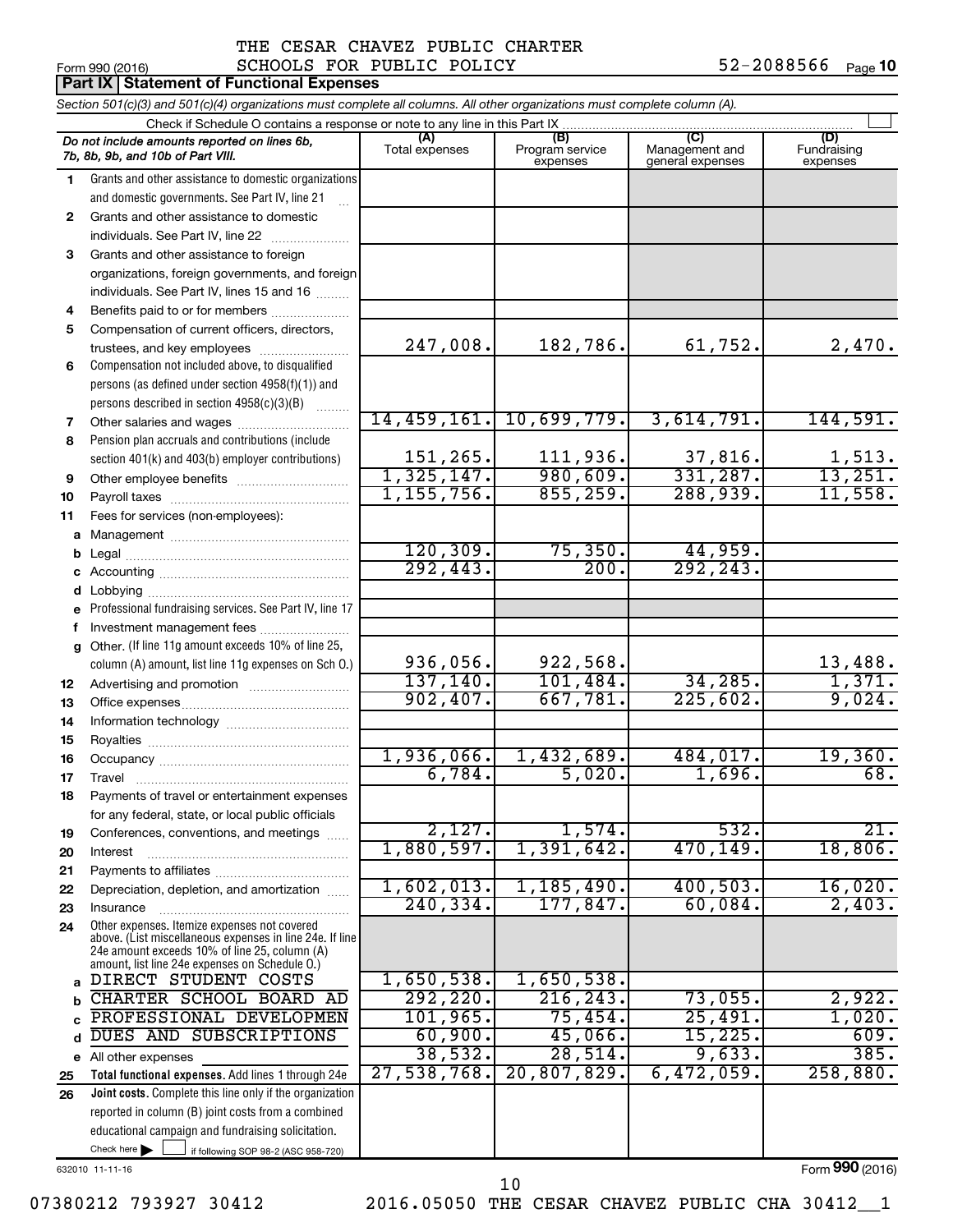THE CESAR CHAVEZ PUBLIC CHARTER SCHOOLS FOR PUBLIC POLICY 52-2088566

Form 990 (2016) Page **10**

## Part IX Statement of Functional Expenses

*Section 501(c)(3) and 501(c)(4) organizations must complete all columns. All other organizations must complete column (A).*

Check if Schedule O contains a response or note to any line in this Part IX

| *Do not include amounts reported on lines 6b, 7b, 8b, 9b, and 10b of Part VIII.* | (A) Total expenses | (B) Program service expenses | (C) Management and general expenses | (D) Fundraising expenses |
|---|---|---|---|---|
| 1 Grants and other assistance to domestic organizations and domestic governments. See Part IV, line 21 | | | | |
| 2 Grants and other assistance to domestic individuals. See Part IV, line 22 | | | | |
| 3 Grants and other assistance to foreign organizations, foreign governments, and foreign individuals. See Part IV, lines 15 and 16 | | | | |
| 4 Benefits paid to or for members | | | | |
| 5 Compensation of current officers, directors, trustees, and key employees | 247,008. | 182,786. | 61,752. | 2,470. |
| 6 Compensation not included above, to disqualified persons (as defined under section 4958(f)(1)) and persons described in section 4958(c)(3)(B) | | | | |
| 7 Other salaries and wages | 14,459,161. | 10,699,779. | 3,614,791. | 144,591. |
| 8 Pension plan accruals and contributions (include section 401(k) and 403(b) employer contributions) | 151,265. | 111,936. | 37,816. | 1,513. |
| 9 Other employee benefits | 1,325,147. | 980,609. | 331,287. | 13,251. |
| 10 Payroll taxes | 1,155,756. | 855,259. | 288,939. | 11,558. |
| 11 Fees for services (non-employees): | | | | |
| a Management | | | | |
| b Legal | 120,309. | 75,350. | 44,959. | |
| c Accounting | 292,443. | 200. | 292,243. | |
| d Lobbying | | | | |
| e Professional fundraising services. See Part IV, line 17 | | | | |
| f Investment management fees | | | | |
| g Other. (If line 11g amount exceeds 10% of line 25, column (A) amount, list line 11g expenses on Sch O.) | 936,056. | 922,568. | | 13,488. |
| 12 Advertising and promotion | 137,140. | 101,484. | 34,285. | 1,371. |
| 13 Office expenses | 902,407. | 667,781. | 225,602. | 9,024. |
| 14 Information technology | | | | |
| 15 Royalties | | | | |
| 16 Occupancy | 1,936,066. | 1,432,689. | 484,017. | 19,360. |
| 17 Travel | 6,784. | 5,020. | 1,696. | 68. |
| 18 Payments of travel or entertainment expenses for any federal, state, or local public officials | | | | |
| 19 Conferences, conventions, and meetings | 2,127. | 1,574. | 532. | 21. |
| 20 Interest | 1,880,597. | 1,391,642. | 470,149. | 18,806. |
| 21 Payments to affiliates | | | | |
| 22 Depreciation, depletion, and amortization | 1,602,013. | 1,185,490. | 400,503. | 16,020. |
| 23 Insurance | 240,334. | 177,847. | 60,084. | 2,403. |
| 24 Other expenses. Itemize expenses not covered above. (List miscellaneous expenses in line 24e. If line 24e amount exceeds 10% of line 25, column (A) amount, list line 24e expenses on Schedule O.) | | | | |
| a DIRECT STUDENT COSTS | 1,650,538. | 1,650,538. | | |
| b CHARTER SCHOOL BOARD AD | 292,220. | 216,243. | 73,055. | 2,922. |
| c PROFESSIONAL DEVELOPMEN | 101,965. | 75,454. | 25,491. | 1,020. |
| d DUES AND SUBSCRIPTIONS | 60,900. | 45,066. | 15,225. | 609. |
| e All other expenses | 38,532. | 28,514. | 9,633. | 385. |
| 25 **Total functional expenses.** Add lines 1 through 24e | 27,538,768. | 20,807,829. | 6,472,059. | 258,880. |
| 26 **Joint costs.** Complete this line only if the organization reported in column (B) joint costs from a combined educational campaign and fundraising solicitation. Check here ☐ if following SOP 98-2 (ASC 958-720) | | | | |

632010 11-11-16 Form **990** (2016)

07380212 793927 30412 2016.05050 THE CESAR CHAVEZ PUBLIC CHA 30412__1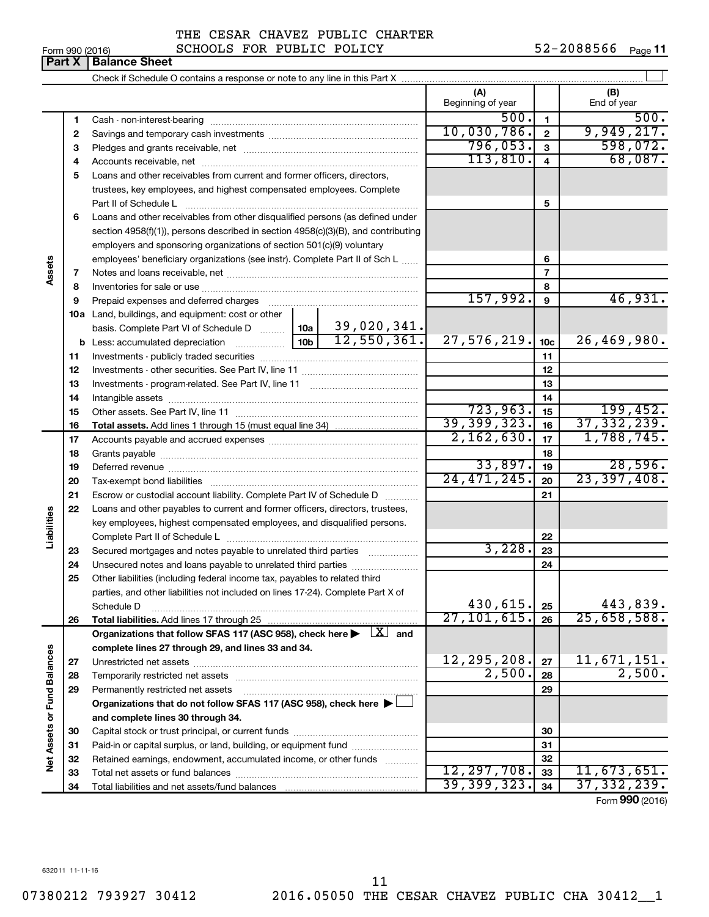THE CESAR CHAVEZ PUBLIC CHARTER SCHOOLS FOR PUBLIC POLICY

Form 990 (2016) 52-2088566

## Part X | Balance Sheet

Check if Schedule O contains a response or note to any line in this Part X

| | | | | (A) Beginning of year | | (B) End of year |
|---|---|---|---|---|---|---|
| **Assets** | 1 | Cash - non-interest-bearing | | 500. | 1 | 500. |
| | 2 | Savings and temporary cash investments | | 10,030,786. | 2 | 9,949,217. |
| | 3 | Pledges and grants receivable, net | | 796,053. | 3 | 598,072. |
| | 4 | Accounts receivable, net | | 113,810. | 4 | 68,087. |
| | 5 | Loans and other receivables from current and former officers, directors, trustees, key employees, and highest compensated employees. Complete Part II of Schedule L | | | 5 | |
| | 6 | Loans and other receivables from other disqualified persons (as defined under section 4958(f)(1)), persons described in section 4958(c)(3)(B), and contributing employers and sponsoring organizations of section 501(c)(9) voluntary employees' beneficiary organizations (see instr). Complete Part II of Sch L | | | 6 | |
| | 7 | Notes and loans receivable, net | | | 7 | |
| | 8 | Inventories for sale or use | | | 8 | |
| | 9 | Prepaid expenses and deferred charges | | 157,992. | 9 | 46,931. |
| | 10a | Land, buildings, and equipment: cost or other basis. Complete Part VI of Schedule D | 10a 39,020,341. | | | |
| | b | Less: accumulated depreciation | 10b 12,550,361. | 27,576,219. | 10c | 26,469,980. |
| | 11 | Investments - publicly traded securities | | | 11 | |
| | 12 | Investments - other securities. See Part IV, line 11 | | | 12 | |
| | 13 | Investments - program-related. See Part IV, line 11 | | | 13 | |
| | 14 | Intangible assets | | | 14 | |
| | 15 | Other assets. See Part IV, line 11 | | 723,963. | 15 | 199,452. |
| | 16 | **Total assets.** Add lines 1 through 15 (must equal line 34) | | 39,399,323. | 16 | 37,332,239. |
| **Liabilities** | 17 | Accounts payable and accrued expenses | | 2,162,630. | 17 | 1,788,745. |
| | 18 | Grants payable | | | 18 | |
| | 19 | Deferred revenue | | 33,897. | 19 | 28,596. |
| | 20 | Tax-exempt bond liabilities | | 24,471,245. | 20 | 23,397,408. |
| | 21 | Escrow or custodial account liability. Complete Part IV of Schedule D | | | 21 | |
| | 22 | Loans and other payables to current and former officers, directors, trustees, key employees, highest compensated employees, and disqualified persons. Complete Part II of Schedule L | | | 22 | |
| | 23 | Secured mortgages and notes payable to unrelated third parties | | 3,228. | 23 | |
| | 24 | Unsecured notes and loans payable to unrelated third parties | | | 24 | |
| | 25 | Other liabilities (including federal income tax, payables to related third parties, and other liabilities not included on lines 17-24). Complete Part X of Schedule D | | 430,615. | 25 | 443,839. |
| | 26 | **Total liabilities.** Add lines 17 through 25 | | 27,101,615. | 26 | 25,658,588. |
| **Net Assets or Fund Balances** | | **Organizations that follow SFAS 117 (ASC 958), check here ▶ [X] and complete lines 27 through 29, and lines 33 and 34.** | | | | |
| | 27 | Unrestricted net assets | | 12,295,208. | 27 | 11,671,151. |
| | 28 | Temporarily restricted net assets | | 2,500. | 28 | 2,500. |
| | 29 | Permanently restricted net assets | | | 29 | |
| | | **Organizations that do not follow SFAS 117 (ASC 958), check here ▶ [ ] and complete lines 30 through 34.** | | | | |
| | 30 | Capital stock or trust principal, or current funds | | | 30 | |
| | 31 | Paid-in or capital surplus, or land, building, or equipment fund | | | 31 | |
| | 32 | Retained earnings, endowment, accumulated income, or other funds | | | 32 | |
| | 33 | Total net assets or fund balances | | 12,297,708. | 33 | 11,673,651. |
| | 34 | Total liabilities and net assets/fund balances | | 39,399,323. | 34 | 37,332,239. |

Form **990** (2016)

632011 11-11-16

07380212 793927 30412 2016.05050 THE CESAR CHAVEZ PUBLIC CHA 30412__1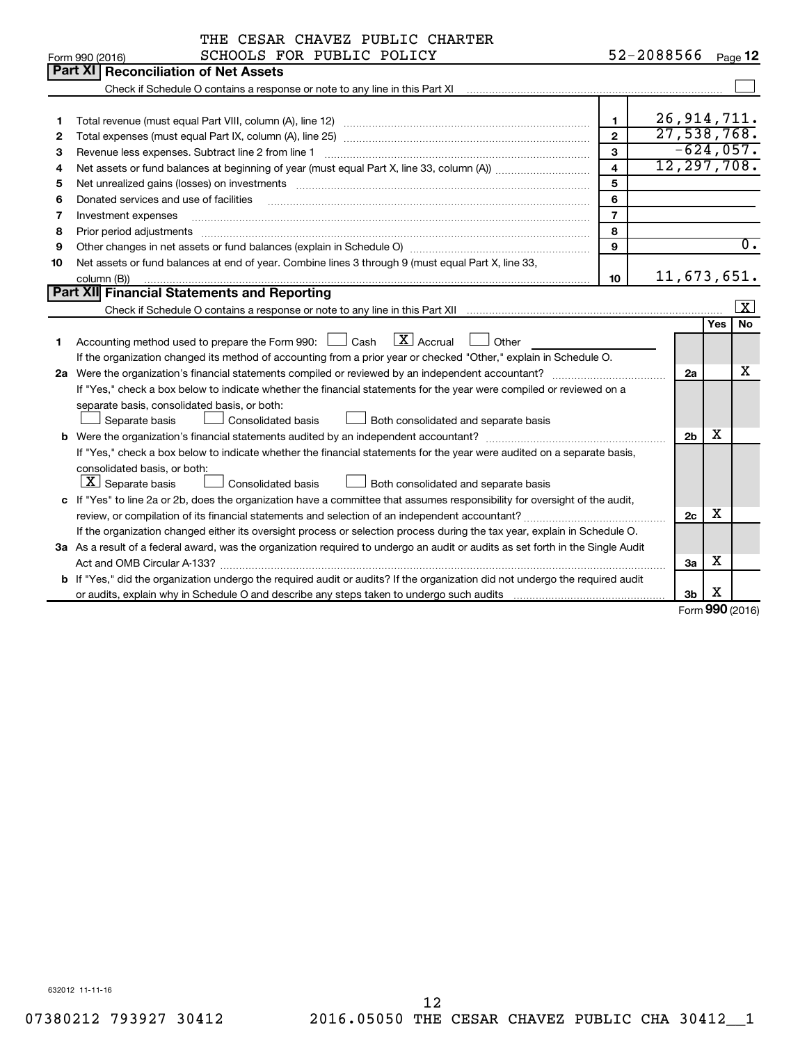THE CESAR CHAVEZ PUBLIC CHARTER SCHOOLS FOR PUBLIC POLICY — 52-2088566

Form 990 (2016) Page **12**

## Part XI Reconciliation of Net Assets

Check if Schedule O contains a response or note to any line in this Part XI ☐

| | | | |
|---|---|---|---|
| 1 | Total revenue (must equal Part VIII, column (A), line 12) | 1 | 26,914,711. |
| 2 | Total expenses (must equal Part IX, column (A), line 25) | 2 | 27,538,768. |
| 3 | Revenue less expenses. Subtract line 2 from line 1 | 3 | -624,057. |
| 4 | Net assets or fund balances at beginning of year (must equal Part X, line 33, column (A)) | 4 | 12,297,708. |
| 5 | Net unrealized gains (losses) on investments | 5 | |
| 6 | Donated services and use of facilities | 6 | |
| 7 | Investment expenses | 7 | |
| 8 | Prior period adjustments | 8 | |
| 9 | Other changes in net assets or fund balances (explain in Schedule O) | 9 | 0. |
| 10 | Net assets or fund balances at end of year. Combine lines 3 through 9 (must equal Part X, line 33, column (B)) | 10 | 11,673,651. |

## Part XII Financial Statements and Reporting

Check if Schedule O contains a response or note to any line in this Part XII ☒

| | | | Yes | No |
|---|---|---|---|---|
| 1 | Accounting method used to prepare the Form 990: ☐ Cash ☒ Accrual ☐ Other<br>If the organization changed its method of accounting from a prior year or checked "Other," explain in Schedule O. | | | |
| 2a | Were the organization's financial statements compiled or reviewed by an independent accountant?<br>If "Yes," check a box below to indicate whether the financial statements for the year were compiled or reviewed on a separate basis, consolidated basis, or both:<br>☐ Separate basis ☐ Consolidated basis ☐ Both consolidated and separate basis | 2a | | X |
| b | Were the organization's financial statements audited by an independent accountant?<br>If "Yes," check a box below to indicate whether the financial statements for the year were audited on a separate basis, consolidated basis, or both:<br>☒ Separate basis ☐ Consolidated basis ☐ Both consolidated and separate basis | 2b | X | |
| c | If "Yes" to line 2a or 2b, does the organization have a committee that assumes responsibility for oversight of the audit, review, or compilation of its financial statements and selection of an independent accountant?<br>If the organization changed either its oversight process or selection process during the tax year, explain in Schedule O. | 2c | X | |
| 3a | As a result of a federal award, was the organization required to undergo an audit or audits as set forth in the Single Audit Act and OMB Circular A-133? | 3a | X | |
| b | If "Yes," did the organization undergo the required audit or audits? If the organization did not undergo the required audit or audits, explain why in Schedule O and describe any steps taken to undergo such audits | 3b | X | |

Form **990** (2016)

632012 11-11-16

07380212 793927 30412 2016.05050 THE CESAR CHAVEZ PUBLIC CHA 30412__1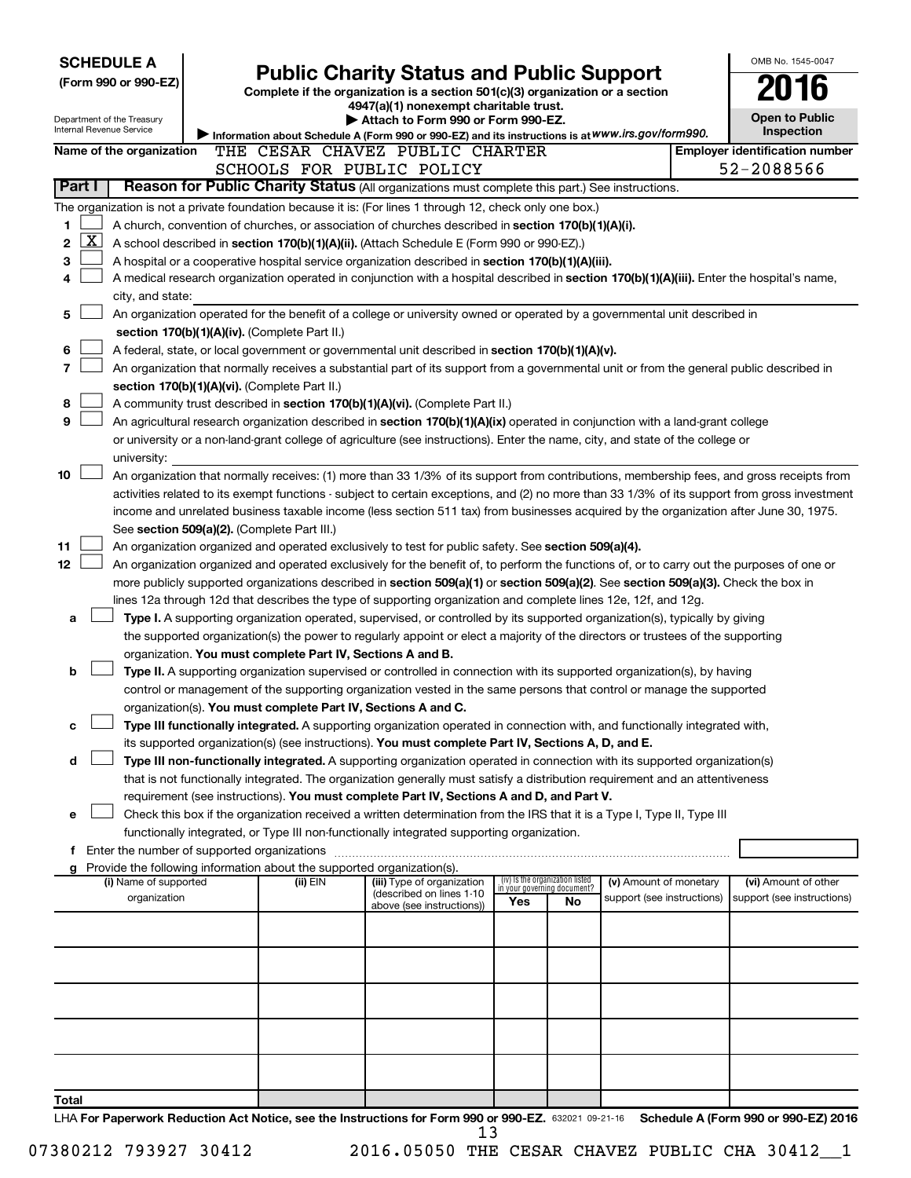**SCHEDULE A**
**(Form 990 or 990-EZ)**

Department of the Treasury
Internal Revenue Service

# Public Charity Status and Public Support

**Complete if the organization is a section 501(c)(3) organization or a section 4947(a)(1) nonexempt charitable trust.**

**▶ Attach to Form 990 or Form 990-EZ.**

**▶ Information about Schedule A (Form 990 or 990-EZ) and its instructions is at** *www.irs.gov/form990.*

OMB No. 1545-0047

**2016**

**Open to Public Inspection**

**Name of the organization** THE CESAR CHAVEZ PUBLIC CHARTER SCHOOLS FOR PUBLIC POLICY

**Employer identification number** 52-2088566

## Part I — Reason for Public Charity Status (All organizations must complete this part.) See instructions.

The organization is not a private foundation because it is: (For lines 1 through 12, check only one box.)

1. ☐ A church, convention of churches, or association of churches described in **section 170(b)(1)(A)(i).**
2. ☒ A school described in **section 170(b)(1)(A)(ii).** (Attach Schedule E (Form 990 or 990-EZ).)
3. ☐ A hospital or a cooperative hospital service organization described in **section 170(b)(1)(A)(iii).**
4. ☐ A medical research organization operated in conjunction with a hospital described in **section 170(b)(1)(A)(iii).** Enter the hospital's name, city, and state:
5. ☐ An organization operated for the benefit of a college or university owned or operated by a governmental unit described in **section 170(b)(1)(A)(iv).** (Complete Part II.)
6. ☐ A federal, state, or local government or governmental unit described in **section 170(b)(1)(A)(v).**
7. ☐ An organization that normally receives a substantial part of its support from a governmental unit or from the general public described in **section 170(b)(1)(A)(vi).** (Complete Part II.)
8. ☐ A community trust described in **section 170(b)(1)(A)(vi).** (Complete Part II.)
9. ☐ An agricultural research organization described in **section 170(b)(1)(A)(ix)** operated in conjunction with a land-grant college or university or a non-land-grant college of agriculture (see instructions). Enter the name, city, and state of the college or university:
10. ☐ An organization that normally receives: (1) more than 33 1/3% of its support from contributions, membership fees, and gross receipts from activities related to its exempt functions - subject to certain exceptions, and (2) no more than 33 1/3% of its support from gross investment income and unrelated business taxable income (less section 511 tax) from businesses acquired by the organization after June 30, 1975. See **section 509(a)(2).** (Complete Part III.)
11. ☐ An organization organized and operated exclusively to test for public safety. See **section 509(a)(4).**
12. ☐ An organization organized and operated exclusively for the benefit of, to perform the functions of, or to carry out the purposes of one or more publicly supported organizations described in **section 509(a)(1)** or **section 509(a)(2).** See **section 509(a)(3).** Check the box in lines 12a through 12d that describes the type of supporting organization and complete lines 12e, 12f, and 12g.
   - **a** ☐ **Type I.** A supporting organization operated, supervised, or controlled by its supported organization(s), typically by giving the supported organization(s) the power to regularly appoint or elect a majority of the directors or trustees of the supporting organization. **You must complete Part IV, Sections A and B.**
   - **b** ☐ **Type II.** A supporting organization supervised or controlled in connection with its supported organization(s), by having control or management of the supporting organization vested in the same persons that control or manage the supported organization(s). **You must complete Part IV, Sections A and C.**
   - **c** ☐ **Type III functionally integrated.** A supporting organization operated in connection with, and functionally integrated with, its supported organization(s) (see instructions). **You must complete Part IV, Sections A, D, and E.**
   - **d** ☐ **Type III non-functionally integrated.** A supporting organization operated in connection with its supported organization(s) that is not functionally integrated. The organization generally must satisfy a distribution requirement and an attentiveness requirement (see instructions). **You must complete Part IV, Sections A and D, and Part V.**
   - **e** ☐ Check this box if the organization received a written determination from the IRS that it is a Type I, Type II, Type III functionally integrated, or Type III non-functionally integrated supporting organization.
   - **f** Enter the number of supported organizations
   - **g** Provide the following information about the supported organization(s).

| (i) Name of supported organization | (ii) EIN | (iii) Type of organization (described on lines 1-10 above (see instructions)) | (iv) Is the organization listed in your governing document? Yes | No | (v) Amount of monetary support (see instructions) | (vi) Amount of other support (see instructions) |
|---|---|---|---|---|---|---|
| | | | | | | |
| | | | | | | |
| | | | | | | |
| | | | | | | |
| | | | | | | |
| **Total** | | | | | | |

LHA **For Paperwork Reduction Act Notice, see the Instructions for Form 990 or 990-EZ.** 632021 09-21-16 **Schedule A (Form 990 or 990-EZ) 2016**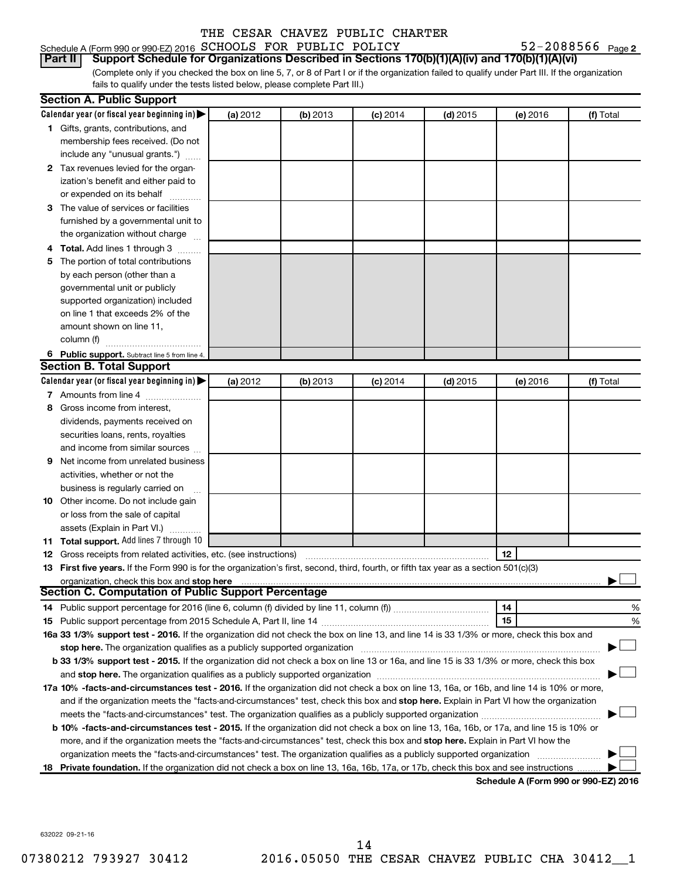THE CESAR CHAVEZ PUBLIC CHARTER SCHOOLS FOR PUBLIC POLICY 52-2088566

Schedule A (Form 990 or 990-EZ) 2016

**Part II** **Support Schedule for Organizations Described in Sections 170(b)(1)(A)(iv) and 170(b)(1)(A)(vi)**

(Complete only if you checked the box on line 5, 7, or 8 of Part I or if the organization failed to qualify under Part III. If the organization fails to qualify under the tests listed below, please complete Part III.)

## Section A. Public Support

| Calendar year (or fiscal year beginning in) ▶ | (a) 2012 | (b) 2013 | (c) 2014 | (d) 2015 | (e) 2016 | (f) Total |
|---|---|---|---|---|---|---|
| **1** Gifts, grants, contributions, and membership fees received. (Do not include any "unusual grants.") | | | | | | |
| **2** Tax revenues levied for the organization's benefit and either paid to or expended on its behalf | | | | | | |
| **3** The value of services or facilities furnished by a governmental unit to the organization without charge | | | | | | |
| **4 Total.** Add lines 1 through 3 | | | | | | |
| **5** The portion of total contributions by each person (other than a governmental unit or publicly supported organization) included on line 1 that exceeds 2% of the amount shown on line 11, column (f) | | | | | | |
| **6 Public support.** Subtract line 5 from line 4. | | | | | | |

## Section B. Total Support

| Calendar year (or fiscal year beginning in) ▶ | (a) 2012 | (b) 2013 | (c) 2014 | (d) 2015 | (e) 2016 | (f) Total |
|---|---|---|---|---|---|---|
| **7** Amounts from line 4 | | | | | | |
| **8** Gross income from interest, dividends, payments received on securities loans, rents, royalties and income from similar sources | | | | | | |
| **9** Net income from unrelated business activities, whether or not the business is regularly carried on | | | | | | |
| **10** Other income. Do not include gain or loss from the sale of capital assets (Explain in Part VI.) | | | | | | |
| **11 Total support.** Add lines 7 through 10 | | | | | | |

**12** Gross receipts from related activities, etc. (see instructions) **12**

**13 First five years.** If the Form 990 is for the organization's first, second, third, fourth, or fifth tax year as a section 501(c)(3) organization, check this box and **stop here** ▶ ☐

## Section C. Computation of Public Support Percentage

**14** Public support percentage for 2016 (line 6, column (f) divided by line 11, column (f)) **14** %

**15** Public support percentage from 2015 Schedule A, Part II, line 14 **15** %

**16a 33 1/3% support test - 2016.** If the organization did not check the box on line 13, and line 14 is 33 1/3% or more, check this box and **stop here.** The organization qualifies as a publicly supported organization ▶ ☐

**b 33 1/3% support test - 2015.** If the organization did not check a box on line 13 or 16a, and line 15 is 33 1/3% or more, check this box and **stop here.** The organization qualifies as a publicly supported organization ▶ ☐

**17a 10% -facts-and-circumstances test - 2016.** If the organization did not check a box on line 13, 16a, or 16b, and line 14 is 10% or more, and if the organization meets the "facts-and-circumstances" test, check this box and **stop here.** Explain in Part VI how the organization meets the "facts-and-circumstances" test. The organization qualifies as a publicly supported organization ▶ ☐

**b 10% -facts-and-circumstances test - 2015.** If the organization did not check a box on line 13, 16a, 16b, or 17a, and line 15 is 10% or more, and if the organization meets the "facts-and-circumstances" test, check this box and **stop here.** Explain in Part VI how the organization meets the "facts-and-circumstances" test. The organization qualifies as a publicly supported organization ▶ ☐

**18 Private foundation.** If the organization did not check a box on line 13, 16a, 16b, 17a, or 17b, check this box and see instructions ▶ ☐

**Schedule A (Form 990 or 990-EZ) 2016**

632022 09-21-16

07380212 793927 30412 2016.05050 THE CESAR CHAVEZ PUBLIC CHA 30412__1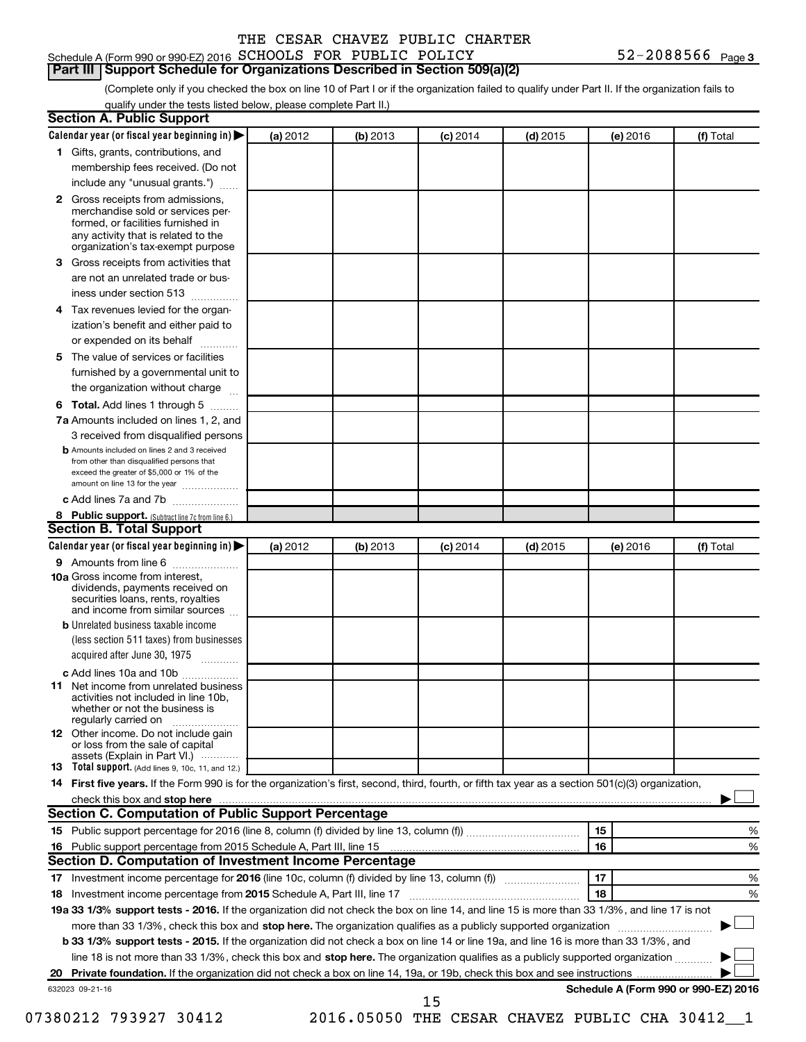Schedule A (Form 990 or 990-EZ) 2016 THE CESAR CHAVEZ PUBLIC CHARTER SCHOOLS FOR PUBLIC POLICY 52-2088566 Page 3

## Part III Support Schedule for Organizations Described in Section 509(a)(2)

(Complete only if you checked the box on line 10 of Part I or if the organization failed to qualify under Part II. If the organization fails to qualify under the tests listed below, please complete Part II.)

### Section A. Public Support

| Calendar year (or fiscal year beginning in) ▶ | (a) 2012 | (b) 2013 | (c) 2014 | (d) 2015 | (e) 2016 | (f) Total |
|---|---|---|---|---|---|---|
| 1 Gifts, grants, contributions, and membership fees received. (Do not include any "unusual grants.") | | | | | | |
| 2 Gross receipts from admissions, merchandise sold or services performed, or facilities furnished in any activity that is related to the organization's tax-exempt purpose | | | | | | |
| 3 Gross receipts from activities that are not an unrelated trade or business under section 513 | | | | | | |
| 4 Tax revenues levied for the organization's benefit and either paid to or expended on its behalf | | | | | | |
| 5 The value of services or facilities furnished by a governmental unit to the organization without charge | | | | | | |
| 6 **Total.** Add lines 1 through 5 | | | | | | |
| 7a Amounts included on lines 1, 2, and 3 received from disqualified persons | | | | | | |
| b Amounts included on lines 2 and 3 received from other than disqualified persons that exceed the greater of $5,000 or 1% of the amount on line 13 for the year | | | | | | |
| c Add lines 7a and 7b | | | | | | |
| 8 **Public support.** (Subtract line 7c from line 6.) | | | | | | |

### Section B. Total Support

| Calendar year (or fiscal year beginning in) ▶ | (a) 2012 | (b) 2013 | (c) 2014 | (d) 2015 | (e) 2016 | (f) Total |
|---|---|---|---|---|---|---|
| 9 Amounts from line 6 | | | | | | |
| 10a Gross income from interest, dividends, payments received on securities loans, rents, royalties and income from similar sources | | | | | | |
| b Unrelated business taxable income (less section 511 taxes) from businesses acquired after June 30, 1975 | | | | | | |
| c Add lines 10a and 10b | | | | | | |
| 11 Net income from unrelated business activities not included in line 10b, whether or not the business is regularly carried on | | | | | | |
| 12 Other income. Do not include gain or loss from the sale of capital assets (Explain in Part VI.) | | | | | | |
| 13 **Total support.** (Add lines 9, 10c, 11, and 12.) | | | | | | |

14 **First five years.** If the Form 990 is for the organization's first, second, third, fourth, or fifth tax year as a section 501(c)(3) organization, check this box and **stop here** ▶ ☐

### Section C. Computation of Public Support Percentage

| | | | |
|---|---|---|---|
| 15 | Public support percentage for 2016 (line 8, column (f) divided by line 13, column (f)) | 15 | % |
| 16 | Public support percentage from 2015 Schedule A, Part III, line 15 | 16 | % |

### Section D. Computation of Investment Income Percentage

| | | | |
|---|---|---|---|
| 17 | Investment income percentage for **2016** (line 10c, column (f) divided by line 13, column (f)) | 17 | % |
| 18 | Investment income percentage from **2015** Schedule A, Part III, line 17 | 18 | % |

**19a 33 1/3% support tests - 2016.** If the organization did not check the box on line 14, and line 15 is more than 33 1/3%, and line 17 is not more than 33 1/3%, check this box and **stop here.** The organization qualifies as a publicly supported organization ▶ ☐

**b 33 1/3% support tests - 2015.** If the organization did not check a box on line 14 or line 19a, and line 16 is more than 33 1/3%, and line 18 is not more than 33 1/3%, check this box and **stop here.** The organization qualifies as a publicly supported organization ▶ ☐

**20 Private foundation.** If the organization did not check a box on line 14, 19a, or 19b, check this box and see instructions ▶ ☐

632023 09-21-16 **Schedule A (Form 990 or 990-EZ) 2016**

07380212 793927 30412 2016.05050 THE CESAR CHAVEZ PUBLIC CHA 30412__1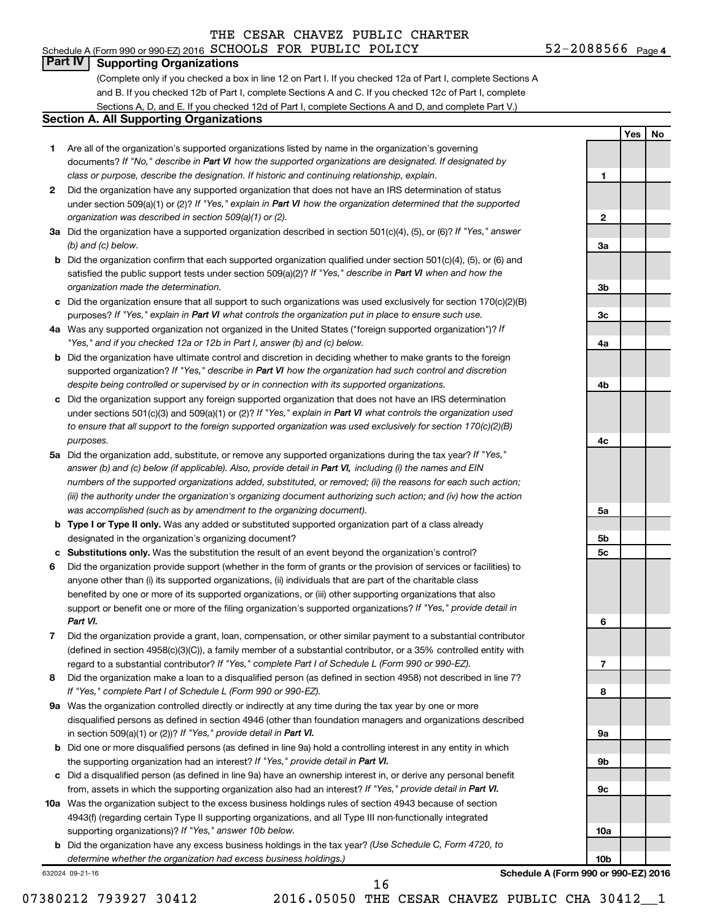THE CESAR CHAVEZ PUBLIC CHARTER

Schedule A (Form 990 or 990-EZ) 2016 SCHOOLS FOR PUBLIC POLICY 52-2088566 Page 4

## Part IV Supporting Organizations

(Complete only if you checked a box in line 12 on Part I. If you checked 12a of Part I, complete Sections A and B. If you checked 12b of Part I, complete Sections A and C. If you checked 12c of Part I, complete Sections A, D, and E. If you checked 12d of Part I, complete Sections A and D, and complete Part V.)

### Section A. All Supporting Organizations

| | | | Yes | No |
|---|---|---|---|---|
| **1** | Are all of the organization's supported organizations listed by name in the organization's governing documents? *If "No," describe in **Part VI** how the supported organizations are designated. If designated by class or purpose, describe the designation. If historic and continuing relationship, explain.* | 1 | | |
| **2** | Did the organization have any supported organization that does not have an IRS determination of status under section 509(a)(1) or (2)? *If "Yes," explain in **Part VI** how the organization determined that the supported organization was described in section 509(a)(1) or (2).* | 2 | | |
| **3a** | Did the organization have a supported organization described in section 501(c)(4), (5), or (6)? *If "Yes," answer (b) and (c) below.* | 3a | | |
| **b** | Did the organization confirm that each supported organization qualified under section 501(c)(4), (5), or (6) and satisfied the public support tests under section 509(a)(2)? *If "Yes," describe in **Part VI** when and how the organization made the determination.* | 3b | | |
| **c** | Did the organization ensure that all support to such organizations was used exclusively for section 170(c)(2)(B) purposes? *If "Yes," explain in **Part VI** what controls the organization put in place to ensure such use.* | 3c | | |
| **4a** | Was any supported organization not organized in the United States ("foreign supported organization")? *If "Yes," and if you checked 12a or 12b in Part I, answer (b) and (c) below.* | 4a | | |
| **b** | Did the organization have ultimate control and discretion in deciding whether to make grants to the foreign supported organization? *If "Yes," describe in **Part VI** how the organization had such control and discretion despite being controlled or supervised by or in connection with its supported organizations.* | 4b | | |
| **c** | Did the organization support any foreign supported organization that does not have an IRS determination under sections 501(c)(3) and 509(a)(1) or (2)? *If "Yes," explain in **Part VI** what controls the organization used to ensure that all support to the foreign supported organization was used exclusively for section 170(c)(2)(B) purposes.* | 4c | | |
| **5a** | Did the organization add, substitute, or remove any supported organizations during the tax year? *If "Yes," answer (b) and (c) below (if applicable). Also, provide detail in **Part VI,** including (i) the names and EIN numbers of the supported organizations added, substituted, or removed; (ii) the reasons for each such action; (iii) the authority under the organization's organizing document authorizing such action; and (iv) how the action was accomplished (such as by amendment to the organizing document).* | 5a | | |
| **b** | **Type I or Type II only.** Was any added or substituted supported organization part of a class already designated in the organization's organizing document? | 5b | | |
| **c** | **Substitutions only.** Was the substitution the result of an event beyond the organization's control? | 5c | | |
| **6** | Did the organization provide support (whether in the form of grants or the provision of services or facilities) to anyone other than (i) its supported organizations, (ii) individuals that are part of the charitable class benefited by one or more of its supported organizations, or (iii) other supporting organizations that also support or benefit one or more of the filing organization's supported organizations? *If "Yes," provide detail in **Part VI.*** | 6 | | |
| **7** | Did the organization provide a grant, loan, compensation, or other similar payment to a substantial contributor (defined in section 4958(c)(3)(C)), a family member of a substantial contributor, or a 35% controlled entity with regard to a substantial contributor? *If "Yes," complete Part I of Schedule L (Form 990 or 990-EZ).* | 7 | | |
| **8** | Did the organization make a loan to a disqualified person (as defined in section 4958) not described in line 7? *If "Yes," complete Part I of Schedule L (Form 990 or 990-EZ).* | 8 | | |
| **9a** | Was the organization controlled directly or indirectly at any time during the tax year by one or more disqualified persons as defined in section 4946 (other than foundation managers and organizations described in section 509(a)(1) or (2))? *If "Yes," provide detail in **Part VI.*** | 9a | | |
| **b** | Did one or more disqualified persons (as defined in line 9a) hold a controlling interest in any entity in which the supporting organization had an interest? *If "Yes," provide detail in **Part VI.*** | 9b | | |
| **c** | Did a disqualified person (as defined in line 9a) have an ownership interest in, or derive any personal benefit from, assets in which the supporting organization also had an interest? *If "Yes," provide detail in **Part VI.*** | 9c | | |
| **10a** | Was the organization subject to the excess business holdings rules of section 4943 because of section 4943(f) (regarding certain Type II supporting organizations, and all Type III non-functionally integrated supporting organizations)? *If "Yes," answer 10b below.* | 10a | | |
| **b** | Did the organization have any excess business holdings in the tax year? *(Use Schedule C, Form 4720, to determine whether the organization had excess business holdings.)* | 10b | | |

632024 09-21-16

**Schedule A (Form 990 or 990-EZ) 2016**

07380212 793927 30412 2016.05050 THE CESAR CHAVEZ PUBLIC CHA 30412__1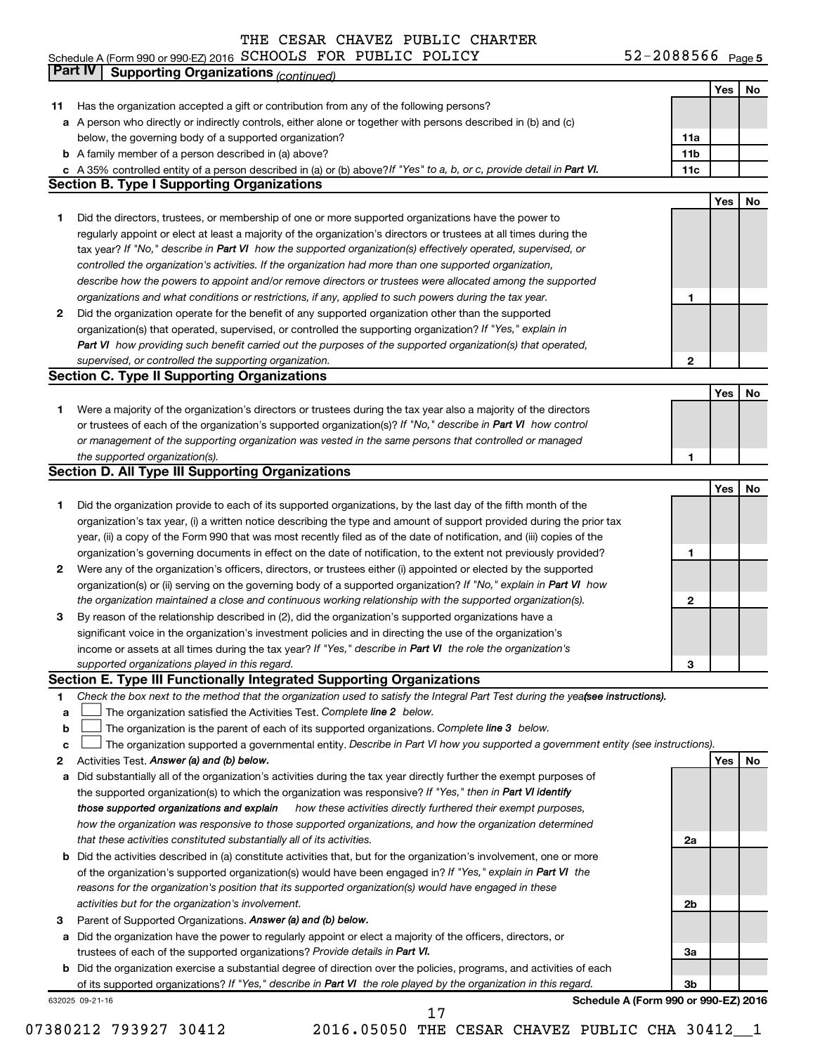THE CESAR CHAVEZ PUBLIC CHARTER
Schedule A (Form 990 or 990-EZ) 2016 SCHOOLS FOR PUBLIC POLICY 52-2088566 Page 5

## Part IV Supporting Organizations *(continued)*

| | | | Yes | No |
|---|---|---|---|---|
| **11** | Has the organization accepted a gift or contribution from any of the following persons? | | | |
| **a** | A person who directly or indirectly controls, either alone or together with persons described in (b) and (c) below, the governing body of a supported organization? | **11a** | | |
| **b** | A family member of a person described in (a) above? | **11b** | | |
| **c** | A 35% controlled entity of a person described in (a) or (b) above? *If "Yes" to a, b, or c, provide detail in* ***Part VI.*** | **11c** | | |

### Section B. Type I Supporting Organizations

| | | | Yes | No |
|---|---|---|---|---|
| **1** | Did the directors, trustees, or membership of one or more supported organizations have the power to regularly appoint or elect at least a majority of the organization's directors or trustees at all times during the tax year? *If "No," describe in* ***Part VI*** *how the supported organization(s) effectively operated, supervised, or controlled the organization's activities. If the organization had more than one supported organization, describe how the powers to appoint and/or remove directors or trustees were allocated among the supported organizations and what conditions or restrictions, if any, applied to such powers during the tax year.* | **1** | | |
| **2** | Did the organization operate for the benefit of any supported organization other than the supported organization(s) that operated, supervised, or controlled the supporting organization? *If "Yes," explain in* ***Part VI*** *how providing such benefit carried out the purposes of the supported organization(s) that operated, supervised, or controlled the supporting organization.* | **2** | | |

### Section C. Type II Supporting Organizations

| | | | Yes | No |
|---|---|---|---|---|
| **1** | Were a majority of the organization's directors or trustees during the tax year also a majority of the directors or trustees of each of the organization's supported organization(s)? *If "No," describe in* ***Part VI*** *how control or management of the supporting organization was vested in the same persons that controlled or managed the supported organization(s).* | **1** | | |

### Section D. All Type III Supporting Organizations

| | | | Yes | No |
|---|---|---|---|---|
| **1** | Did the organization provide to each of its supported organizations, by the last day of the fifth month of the organization's tax year, (i) a written notice describing the type and amount of support provided during the prior tax year, (ii) a copy of the Form 990 that was most recently filed as of the date of notification, and (iii) copies of the organization's governing documents in effect on the date of notification, to the extent not previously provided? | **1** | | |
| **2** | Were any of the organization's officers, directors, or trustees either (i) appointed or elected by the supported organization(s) or (ii) serving on the governing body of a supported organization? *If "No," explain in* ***Part VI*** *how the organization maintained a close and continuous working relationship with the supported organization(s).* | **2** | | |
| **3** | By reason of the relationship described in (2), did the organization's supported organizations have a significant voice in the organization's investment policies and in directing the use of the organization's income or assets at all times during the tax year? *If "Yes," describe in* ***Part VI*** *the role the organization's supported organizations played in this regard.* | **3** | | |

### Section E. Type III Functionally Integrated Supporting Organizations

**1** *Check the box next to the method that the organization used to satisfy the Integral Part Test during the year* ***(see instructions).***

**a** ☐ The organization satisfied the Activities Test. *Complete* ***line 2*** *below.*

**b** ☐ The organization is the parent of each of its supported organizations. *Complete* ***line 3*** *below.*

**c** ☐ The organization supported a governmental entity. *Describe in Part VI how you supported a government entity (see instructions).*

| | | | Yes | No |
|---|---|---|---|---|
| **2** | Activities Test. ***Answer (a) and (b) below.*** | | | |
| **a** | Did substantially all of the organization's activities during the tax year directly further the exempt purposes of the supported organization(s) to which the organization was responsive? *If "Yes," then in* ***Part VI identify those supported organizations and explain*** *how these activities directly furthered their exempt purposes, how the organization was responsive to those supported organizations, and how the organization determined that these activities constituted substantially all of its activities.* | **2a** | | |
| **b** | Did the activities described in (a) constitute activities that, but for the organization's involvement, one or more of the organization's supported organization(s) would have been engaged in? *If "Yes," explain in* ***Part VI*** *the reasons for the organization's position that its supported organization(s) would have engaged in these activities but for the organization's involvement.* | **2b** | | |
| **3** | Parent of Supported Organizations. ***Answer (a) and (b) below.*** | | | |
| **a** | Did the organization have the power to regularly appoint or elect a majority of the officers, directors, or trustees of each of the supported organizations? *Provide details in* ***Part VI.*** | **3a** | | |
| **b** | Did the organization exercise a substantial degree of direction over the policies, programs, and activities of each of its supported organizations? *If "Yes," describe in* ***Part VI*** *the role played by the organization in this regard.* | **3b** | | |

632025 09-21-16 **Schedule A (Form 990 or 990-EZ) 2016**

07380212 793927 30412 2016.05050 THE CESAR CHAVEZ PUBLIC CHA 30412__1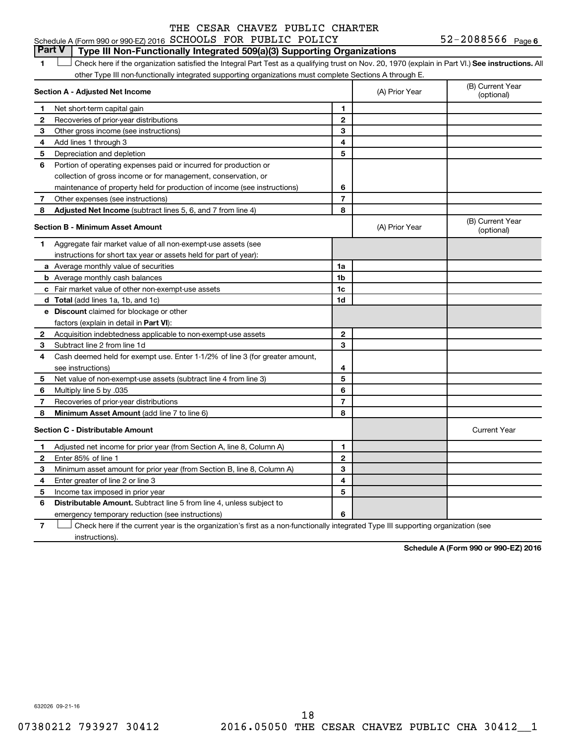THE CESAR CHAVEZ PUBLIC CHARTER SCHOOLS FOR PUBLIC POLICY 52-2088566

## Part V Type III Non-Functionally Integrated 509(a)(3) Supporting Organizations

1 ☐ Check here if the organization satisfied the Integral Part Test as a qualifying trust on Nov. 20, 1970 (explain in Part VI.) **See instructions.** All other Type III non-functionally integrated supporting organizations must complete Sections A through E.

| **Section A - Adjusted Net Income** | | (A) Prior Year | (B) Current Year (optional) |
|---|---|---|---|
| **1** Net short-term capital gain | 1 | | |
| **2** Recoveries of prior-year distributions | 2 | | |
| **3** Other gross income (see instructions) | 3 | | |
| **4** Add lines 1 through 3 | 4 | | |
| **5** Depreciation and depletion | 5 | | |
| **6** Portion of operating expenses paid or incurred for production or collection of gross income or for management, conservation, or maintenance of property held for production of income (see instructions) | 6 | | |
| **7** Other expenses (see instructions) | 7 | | |
| **8** **Adjusted Net Income** (subtract lines 5, 6, and 7 from line 4) | 8 | | |

| **Section B - Minimum Asset Amount** | | (A) Prior Year | (B) Current Year (optional) |
|---|---|---|---|
| **1** Aggregate fair market value of all non-exempt-use assets (see instructions for short tax year or assets held for part of year): | | | |
| **a** Average monthly value of securities | 1a | | |
| **b** Average monthly cash balances | 1b | | |
| **c** Fair market value of other non-exempt-use assets | 1c | | |
| **d** **Total** (add lines 1a, 1b, and 1c) | 1d | | |
| **e** **Discount** claimed for blockage or other factors (explain in detail in **Part VI**): | | | |
| **2** Acquisition indebtedness applicable to non-exempt-use assets | 2 | | |
| **3** Subtract line 2 from line 1d | 3 | | |
| **4** Cash deemed held for exempt use. Enter 1-1/2% of line 3 (for greater amount, see instructions) | 4 | | |
| **5** Net value of non-exempt-use assets (subtract line 4 from line 3) | 5 | | |
| **6** Multiply line 5 by .035 | 6 | | |
| **7** Recoveries of prior-year distributions | 7 | | |
| **8** **Minimum Asset Amount** (add line 7 to line 6) | 8 | | |

| **Section C - Distributable Amount** | | | Current Year |
|---|---|---|---|
| **1** Adjusted net income for prior year (from Section A, line 8, Column A) | 1 | | |
| **2** Enter 85% of line 1 | 2 | | |
| **3** Minimum asset amount for prior year (from Section B, line 8, Column A) | 3 | | |
| **4** Enter greater of line 2 or line 3 | 4 | | |
| **5** Income tax imposed in prior year | 5 | | |
| **6** **Distributable Amount.** Subtract line 5 from line 4, unless subject to emergency temporary reduction (see instructions) | 6 | | |

7 ☐ Check here if the current year is the organization's first as a non-functionally integrated Type III supporting organization (see instructions).

**Schedule A (Form 990 or 990-EZ) 2016**

632026 09-21-16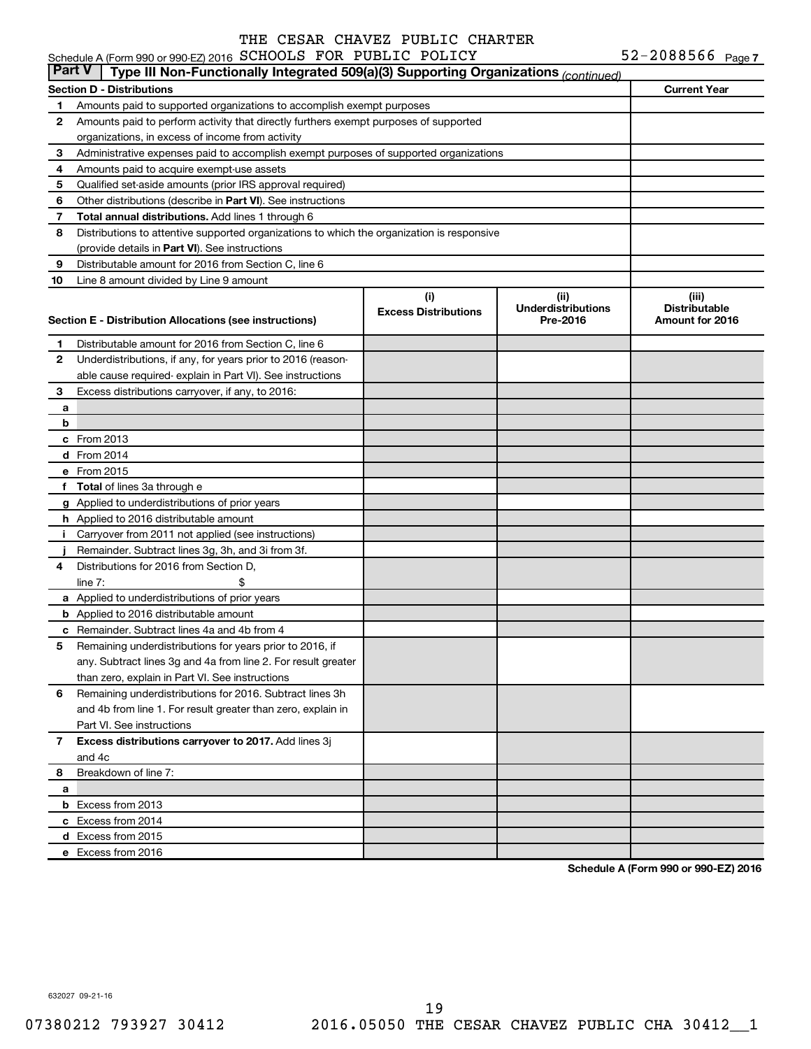THE CESAR CHAVEZ PUBLIC CHARTER SCHOOLS FOR PUBLIC POLICY 52-2088566

Schedule A (Form 990 or 990-EZ) 2016

## Part V | Type III Non-Functionally Integrated 509(a)(3) Supporting Organizations *(continued)*

| Section D - Distributions | | Current Year |
|---|---|---|
| 1 | Amounts paid to supported organizations to accomplish exempt purposes | |
| 2 | Amounts paid to perform activity that directly furthers exempt purposes of supported organizations, in excess of income from activity | |
| 3 | Administrative expenses paid to accomplish exempt purposes of supported organizations | |
| 4 | Amounts paid to acquire exempt-use assets | |
| 5 | Qualified set-aside amounts (prior IRS approval required) | |
| 6 | Other distributions (describe in **Part VI**). See instructions | |
| 7 | **Total annual distributions.** Add lines 1 through 6 | |
| 8 | Distributions to attentive supported organizations to which the organization is responsive (provide details in **Part VI**). See instructions | |
| 9 | Distributable amount for 2016 from Section C, line 6 | |
| 10 | Line 8 amount divided by Line 9 amount | |

| Section E - Distribution Allocations (see instructions) | | (i) Excess Distributions | (ii) Underdistributions Pre-2016 | (iii) Distributable Amount for 2016 |
|---|---|---|---|---|
| 1 | Distributable amount for 2016 from Section C, line 6 | | | |
| 2 | Underdistributions, if any, for years prior to 2016 (reasonable cause required- explain in Part VI). See instructions | | | |
| 3 | Excess distributions carryover, if any, to 2016: | | | |
| a | | | | |
| b | | | | |
| c | From 2013 | | | |
| d | From 2014 | | | |
| e | From 2015 | | | |
| f | **Total** of lines 3a through e | | | |
| g | Applied to underdistributions of prior years | | | |
| h | Applied to 2016 distributable amount | | | |
| i | Carryover from 2011 not applied (see instructions) | | | |
| j | Remainder. Subtract lines 3g, 3h, and 3i from 3f. | | | |
| 4 | Distributions for 2016 from Section D, line 7: $ | | | |
| a | Applied to underdistributions of prior years | | | |
| b | Applied to 2016 distributable amount | | | |
| c | Remainder. Subtract lines 4a and 4b from 4 | | | |
| 5 | Remaining underdistributions for years prior to 2016, if any. Subtract lines 3g and 4a from line 2. For result greater than zero, explain in Part VI. See instructions | | | |
| 6 | Remaining underdistributions for 2016. Subtract lines 3h and 4b from line 1. For result greater than zero, explain in Part VI. See instructions | | | |
| 7 | **Excess distributions carryover to 2017.** Add lines 3j and 4c | | | |
| 8 | Breakdown of line 7: | | | |
| a | | | | |
| b | Excess from 2013 | | | |
| c | Excess from 2014 | | | |
| d | Excess from 2015 | | | |
| e | Excess from 2016 | | | |

**Schedule A (Form 990 or 990-EZ) 2016**

632027 09-21-16

07380212 793927 30412 2016.05050 THE CESAR CHAVEZ PUBLIC CHA 30412__1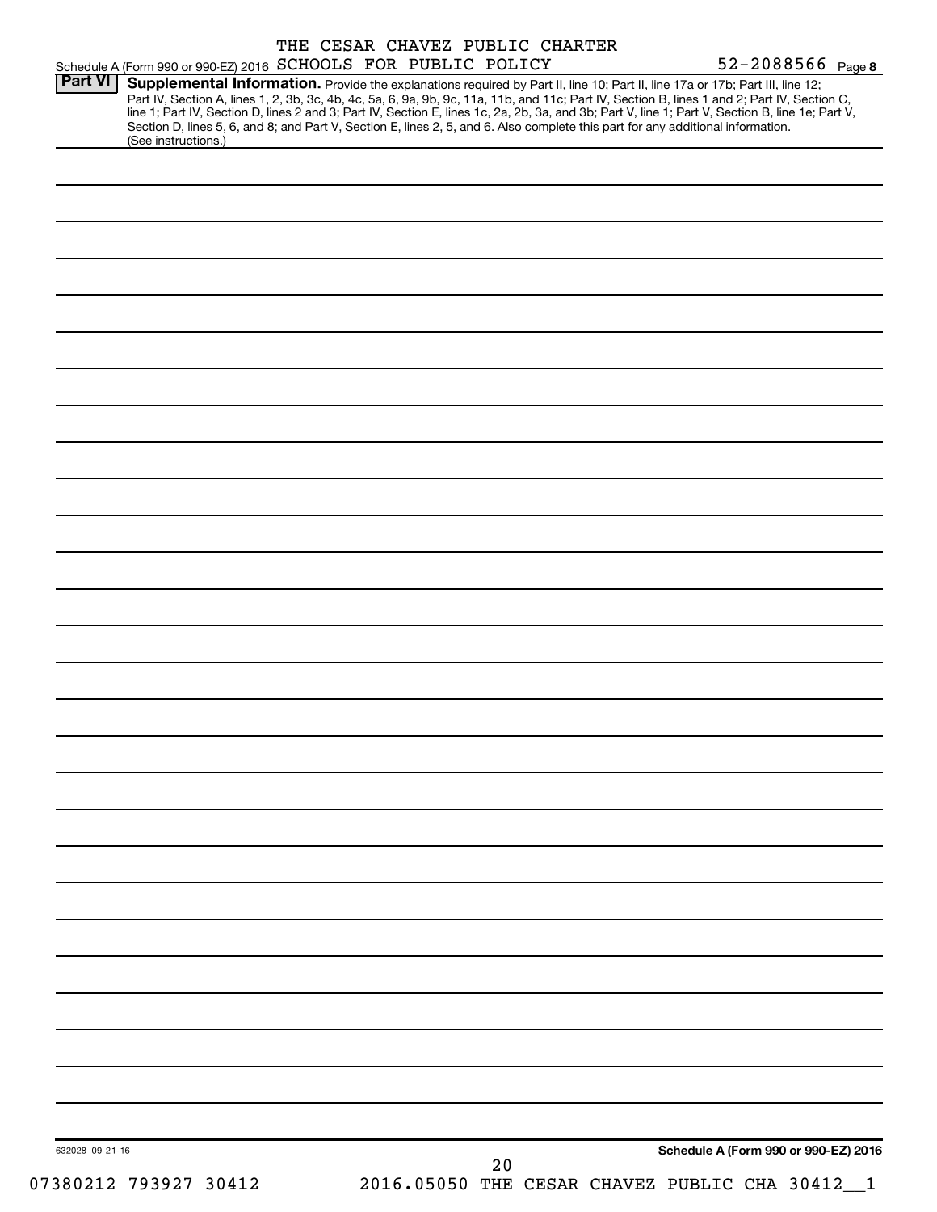THE CESAR CHAVEZ PUBLIC CHARTER
Schedule A (Form 990 or 990-EZ) 2016 SCHOOLS FOR PUBLIC POLICY 52-2088566 Page 8

**Part VI** **Supplemental Information.** Provide the explanations required by Part II, line 10; Part II, line 17a or 17b; Part III, line 12; Part IV, Section A, lines 1, 2, 3b, 3c, 4b, 4c, 5a, 6, 9a, 9b, 9c, 11a, 11b, and 11c; Part IV, Section B, lines 1 and 2; Part IV, Section C, line 1; Part IV, Section D, lines 2 and 3; Part IV, Section E, lines 1c, 2a, 2b, 3a, and 3b; Part V, line 1; Part V, Section B, line 1e; Part V, Section D, lines 5, 6, and 8; and Part V, Section E, lines 2, 5, and 6. Also complete this part for any additional information. (See instructions.)

632028 09-21-16 **Schedule A (Form 990 or 990-EZ) 2016**

07380212 793927 30412 2016.05050 THE CESAR CHAVEZ PUBLIC CHA 30412__1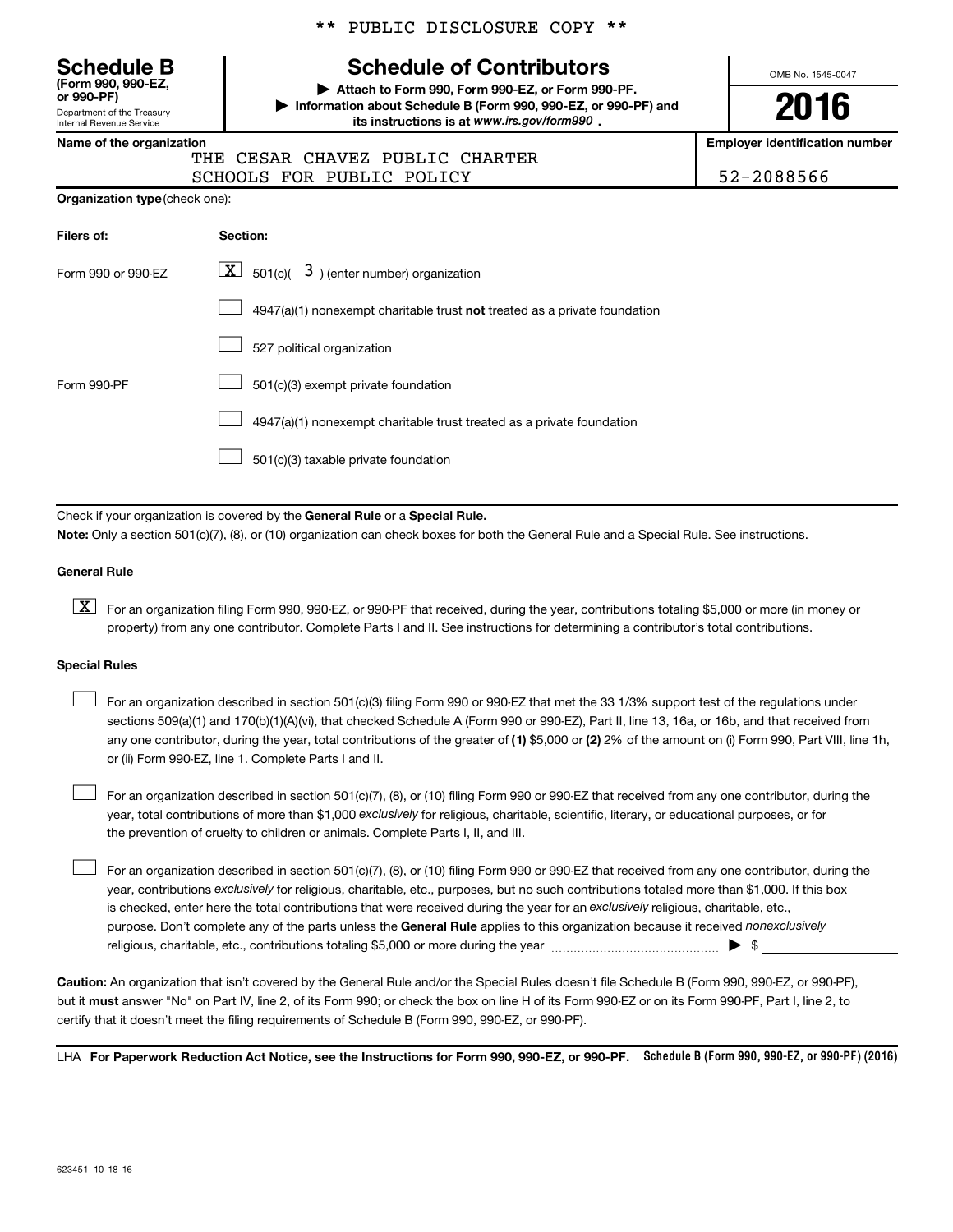\*\* PUBLIC DISCLOSURE COPY \*\*

**Schedule B**
**(Form 990, 990-EZ, or 990-PF)**
Department of the Treasury
Internal Revenue Service

# Schedule of Contributors

▶ **Attach to Form 990, Form 990-EZ, or Form 990-PF.**
▶ **Information about Schedule B (Form 990, 990-EZ, or 990-PF) and its instructions is at** ***www.irs.gov/form990*** **.**

OMB No. 1545-0047

**2016**

**Name of the organization**
THE CESAR CHAVEZ PUBLIC CHARTER SCHOOLS FOR PUBLIC POLICY

**Employer identification number**
52-2088566

**Organization type** (check one):

| Filers of: | Section: |
|---|---|
| Form 990 or 990-EZ | [X] 501(c)( 3 ) (enter number) organization |
| | [ ] 4947(a)(1) nonexempt charitable trust **not** treated as a private foundation |
| | [ ] 527 political organization |
| Form 990-PF | [ ] 501(c)(3) exempt private foundation |
| | [ ] 4947(a)(1) nonexempt charitable trust treated as a private foundation |
| | [ ] 501(c)(3) taxable private foundation |

Check if your organization is covered by the **General Rule** or a **Special Rule.**
**Note:** Only a section 501(c)(7), (8), or (10) organization can check boxes for both the General Rule and a Special Rule. See instructions.

**General Rule**

[X] For an organization filing Form 990, 990-EZ, or 990-PF that received, during the year, contributions totaling $5,000 or more (in money or property) from any one contributor. Complete Parts I and II. See instructions for determining a contributor's total contributions.

**Special Rules**

[ ] For an organization described in section 501(c)(3) filing Form 990 or 990-EZ that met the 33 1/3% support test of the regulations under sections 509(a)(1) and 170(b)(1)(A)(vi), that checked Schedule A (Form 990 or 990-EZ), Part II, line 13, 16a, or 16b, and that received from any one contributor, during the year, total contributions of the greater of **(1)** $5,000 or **(2)** 2% of the amount on (i) Form 990, Part VIII, line 1h, or (ii) Form 990-EZ, line 1. Complete Parts I and II.

[ ] For an organization described in section 501(c)(7), (8), or (10) filing Form 990 or 990-EZ that received from any one contributor, during the year, total contributions of more than $1,000 *exclusively* for religious, charitable, scientific, literary, or educational purposes, or for the prevention of cruelty to children or animals. Complete Parts I, II, and III.

[ ] For an organization described in section 501(c)(7), (8), or (10) filing Form 990 or 990-EZ that received from any one contributor, during the year, contributions *exclusively* for religious, charitable, etc., purposes, but no such contributions totaled more than $1,000. If this box is checked, enter here the total contributions that were received during the year for an *exclusively* religious, charitable, etc., purpose. Don't complete any of the parts unless the **General Rule** applies to this organization because it received *nonexclusively* religious, charitable, etc., contributions totaling $5,000 or more during the year ▶ $ ____________

**Caution:** An organization that isn't covered by the General Rule and/or the Special Rules doesn't file Schedule B (Form 990, 990-EZ, or 990-PF), but it **must** answer "No" on Part IV, line 2, of its Form 990; or check the box on line H of its Form 990-EZ or on its Form 990-PF, Part I, line 2, to certify that it doesn't meet the filing requirements of Schedule B (Form 990, 990-EZ, or 990-PF).

LHA **For Paperwork Reduction Act Notice, see the Instructions for Form 990, 990-EZ, or 990-PF.** **Schedule B (Form 990, 990-EZ, or 990-PF) (2016)**

623451 10-18-16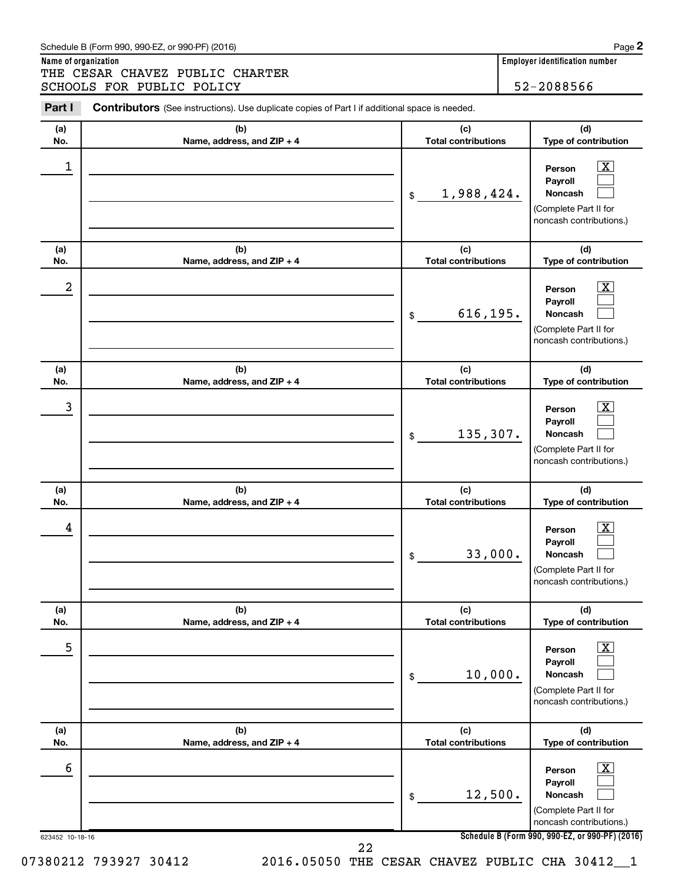Schedule B (Form 990, 990-EZ, or 990-PF) (2016) Page **2**

**Name of organization**
THE CESAR CHAVEZ PUBLIC CHARTER SCHOOLS FOR PUBLIC POLICY

**Employer identification number**
52-2088566

**Part I** **Contributors** (See instructions). Use duplicate copies of Part I if additional space is needed.

| (a) No. | (b) Name, address, and ZIP + 4 | (c) Total contributions | (d) Type of contribution |
|---|---|---|---|
| 1 | | $ 1,988,424. | Person [X] Payroll [ ] Noncash [ ] (Complete Part II for noncash contributions.) |
| 2 | | $ 616,195. | Person [X] Payroll [ ] Noncash [ ] (Complete Part II for noncash contributions.) |
| 3 | | $ 135,307. | Person [X] Payroll [ ] Noncash [ ] (Complete Part II for noncash contributions.) |
| 4 | | $ 33,000. | Person [X] Payroll [ ] Noncash [ ] (Complete Part II for noncash contributions.) |
| 5 | | $ 10,000. | Person [X] Payroll [ ] Noncash [ ] (Complete Part II for noncash contributions.) |
| 6 | | $ 12,500. | Person [X] Payroll [ ] Noncash [ ] (Complete Part II for noncash contributions.) |

623452 10-18-16 **Schedule B (Form 990, 990-EZ, or 990-PF) (2016)**

07380212 793927 30412 2016.05050 THE CESAR CHAVEZ PUBLIC CHA 30412__1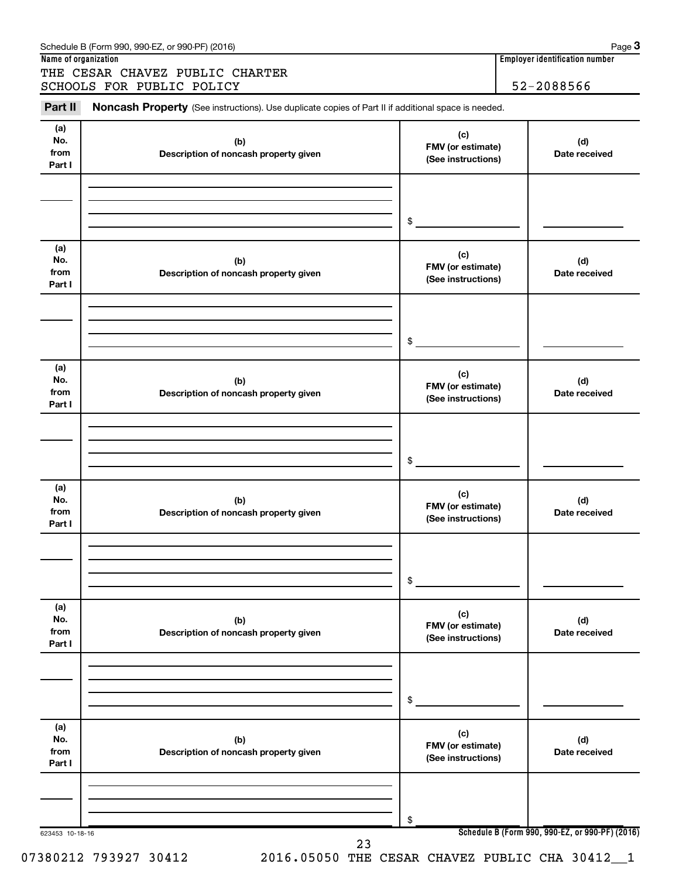Schedule B (Form 990, 990-EZ, or 990-PF) (2016) Page **3**

| Name of organization | Employer identification number |
|---|---|
| THE CESAR CHAVEZ PUBLIC CHARTER SCHOOLS FOR PUBLIC POLICY | 52-2088566 |

**Part II** **Noncash Property** (See instructions). Use duplicate copies of Part II if additional space is needed.

| (a) No. from Part I | (b) Description of noncash property given | (c) FMV (or estimate) (See instructions) | (d) Date received |
|---|---|---|---|
| | | $ | |

| (a) No. from Part I | (b) Description of noncash property given | (c) FMV (or estimate) (See instructions) | (d) Date received |
|---|---|---|---|
| | | $ | |

| (a) No. from Part I | (b) Description of noncash property given | (c) FMV (or estimate) (See instructions) | (d) Date received |
|---|---|---|---|
| | | $ | |

| (a) No. from Part I | (b) Description of noncash property given | (c) FMV (or estimate) (See instructions) | (d) Date received |
|---|---|---|---|
| | | $ | |

| (a) No. from Part I | (b) Description of noncash property given | (c) FMV (or estimate) (See instructions) | (d) Date received |
|---|---|---|---|
| | | $ | |

| (a) No. from Part I | (b) Description of noncash property given | (c) FMV (or estimate) (See instructions) | (d) Date received |
|---|---|---|---|
| | | $ | |

623453 10-18-16

**Schedule B (Form 990, 990-EZ, or 990-PF) (2016)**

07380212 793927 30412 2016.05050 THE CESAR CHAVEZ PUBLIC CHA 30412__1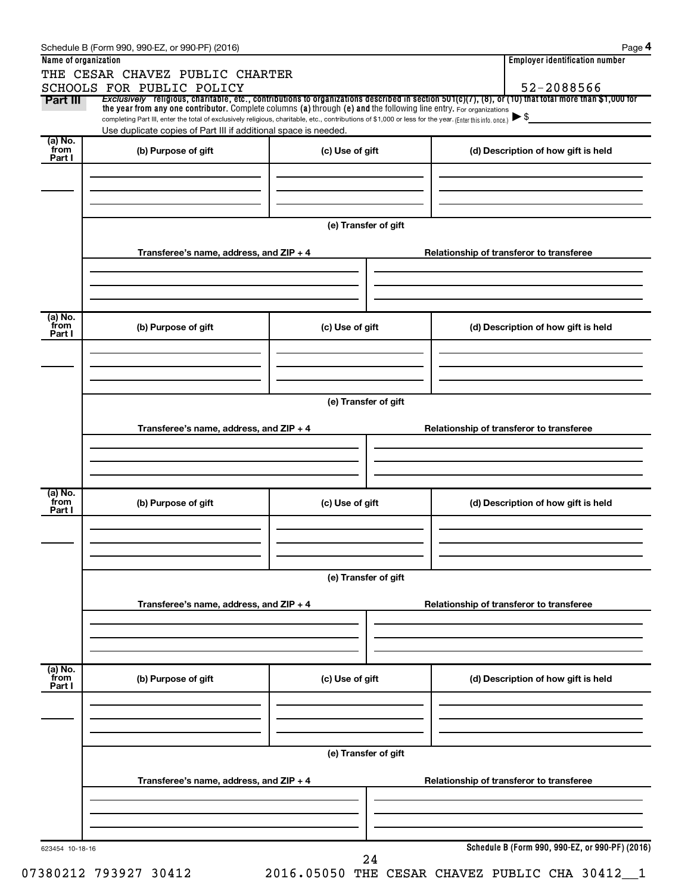Schedule B (Form 990, 990-EZ, or 990-PF) (2016)

| Name of organization | Employer identification number |
|---|---|
| THE CESAR CHAVEZ PUBLIC CHARTER SCHOOLS FOR PUBLIC POLICY | 52-2088566 |

**Part III** *Exclusively* **religious, charitable, etc., contributions to organizations described in section 501(c)(7), (8), or (10) that total more than $1,000 for the year from any one contributor.** Complete columns **(a)** through **(e)** and the following line entry. For organizations completing Part III, enter the total of exclusively religious, charitable, etc., contributions of $1,000 or less for the year. (Enter this info. once.) ▶ $

Use duplicate copies of Part III if additional space is needed.

| (a) No. from Part I | (b) Purpose of gift | (c) Use of gift | (d) Description of how gift is held |
|---|---|---|---|
| | | | |

**(e) Transfer of gift**

| Transferee's name, address, and ZIP + 4 | Relationship of transferor to transferee |
|---|---|
| | |

| (a) No. from Part I | (b) Purpose of gift | (c) Use of gift | (d) Description of how gift is held |
|---|---|---|---|
| | | | |

**(e) Transfer of gift**

| Transferee's name, address, and ZIP + 4 | Relationship of transferor to transferee |
|---|---|
| | |

| (a) No. from Part I | (b) Purpose of gift | (c) Use of gift | (d) Description of how gift is held |
|---|---|---|---|
| | | | |

**(e) Transfer of gift**

| Transferee's name, address, and ZIP + 4 | Relationship of transferor to transferee |
|---|---|
| | |

| (a) No. from Part I | (b) Purpose of gift | (c) Use of gift | (d) Description of how gift is held |
|---|---|---|---|
| | | | |

**(e) Transfer of gift**

| Transferee's name, address, and ZIP + 4 | Relationship of transferor to transferee |
|---|---|
| | |

623454 10-18-16

**Schedule B (Form 990, 990-EZ, or 990-PF) (2016)**

07380212 793927 30412 2016.05050 THE CESAR CHAVEZ PUBLIC CHA 30412__1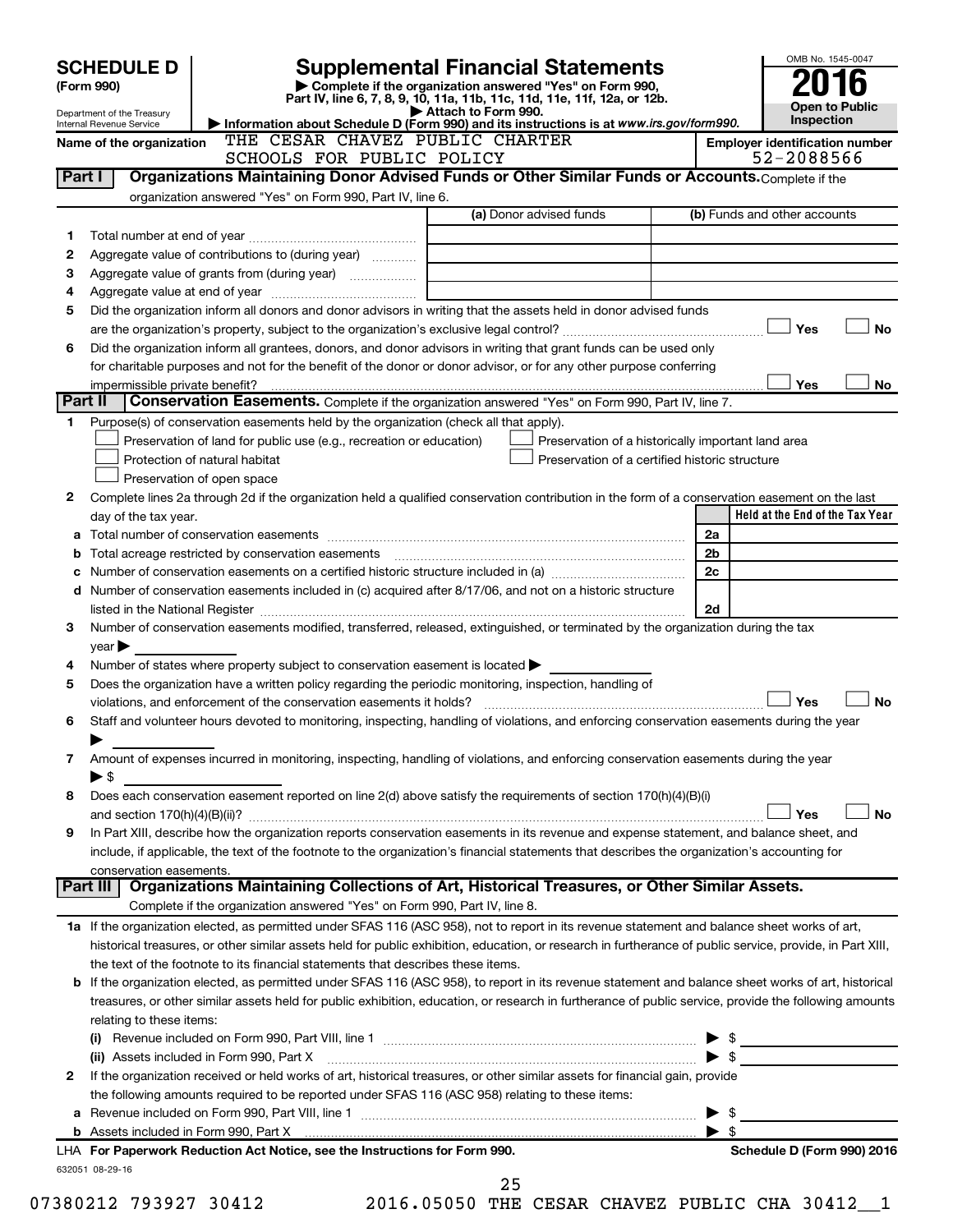# SCHEDULE D (Form 990)

Department of the Treasury
Internal Revenue Service

# Supplemental Financial Statements

▶ Complete if the organization answered "Yes" on Form 990, Part IV, line 6, 7, 8, 9, 10, 11a, 11b, 11c, 11d, 11e, 11f, 12a, or 12b.
▶ Attach to Form 990.
▶ Information about Schedule D (Form 990) and its instructions is at www.irs.gov/form990.

OMB No. 1545-0047
**2016**
**Open to Public Inspection**

**Name of the organization:** THE CESAR CHAVEZ PUBLIC CHARTER SCHOOLS FOR PUBLIC POLICY

**Employer identification number:** 52-2088566

## Part I — Organizations Maintaining Donor Advised Funds or Other Similar Funds or Accounts.

Complete if the organization answered "Yes" on Form 990, Part IV, line 6.

| | | (a) Donor advised funds | (b) Funds and other accounts |
|---|---|---|---|
| 1 | Total number at end of year | | |
| 2 | Aggregate value of contributions to (during year) | | |
| 3 | Aggregate value of grants from (during year) | | |
| 4 | Aggregate value at end of year | | |

5 Did the organization inform all donors and donor advisors in writing that the assets held in donor advised funds are the organization's property, subject to the organization's exclusive legal control? ☐ Yes ☐ No

6 Did the organization inform all grantees, donors, and donor advisors in writing that grant funds can be used only for charitable purposes and not for the benefit of the donor or donor advisor, or for any other purpose conferring impermissible private benefit? ☐ Yes ☐ No

## Part II — Conservation Easements.

Complete if the organization answered "Yes" on Form 990, Part IV, line 7.

1 Purpose(s) of conservation easements held by the organization (check all that apply).

- ☐ Preservation of land for public use (e.g., recreation or education)
- ☐ Preservation of a historically important land area
- ☐ Protection of natural habitat
- ☐ Preservation of a certified historic structure
- ☐ Preservation of open space

2 Complete lines 2a through 2d if the organization held a qualified conservation contribution in the form of a conservation easement on the last day of the tax year.

| | | | Held at the End of the Tax Year |
|---|---|---|---|
| a | Total number of conservation easements | 2a | |
| b | Total acreage restricted by conservation easements | 2b | |
| c | Number of conservation easements on a certified historic structure included in (a) | 2c | |
| d | Number of conservation easements included in (c) acquired after 8/17/06, and not on a historic structure listed in the National Register | 2d | |

3 Number of conservation easements modified, transferred, released, extinguished, or terminated by the organization during the tax year ▶

4 Number of states where property subject to conservation easement is located ▶

5 Does the organization have a written policy regarding the periodic monitoring, inspection, handling of violations, and enforcement of the conservation easements it holds? ☐ Yes ☐ No

6 Staff and volunteer hours devoted to monitoring, inspecting, handling of violations, and enforcing conservation easements during the year ▶

7 Amount of expenses incurred in monitoring, inspecting, handling of violations, and enforcing conservation easements during the year ▶ $

8 Does each conservation easement reported on line 2(d) above satisfy the requirements of section 170(h)(4)(B)(i) and section 170(h)(4)(B)(ii)? ☐ Yes ☐ No

9 In Part XIII, describe how the organization reports conservation easements in its revenue and expense statement, and balance sheet, and include, if applicable, the text of the footnote to the organization's financial statements that describes the organization's accounting for conservation easements.

## Part III — Organizations Maintaining Collections of Art, Historical Treasures, or Other Similar Assets.

Complete if the organization answered "Yes" on Form 990, Part IV, line 8.

1a If the organization elected, as permitted under SFAS 116 (ASC 958), not to report in its revenue statement and balance sheet works of art, historical treasures, or other similar assets held for public exhibition, education, or research in furtherance of public service, provide, in Part XIII, the text of the footnote to its financial statements that describes these items.

b If the organization elected, as permitted under SFAS 116 (ASC 958), to report in its revenue statement and balance sheet works of art, historical treasures, or other similar assets held for public exhibition, education, or research in furtherance of public service, provide the following amounts relating to these items:

(i) Revenue included on Form 990, Part VIII, line 1 ▶ $

(ii) Assets included in Form 990, Part X ▶ $

2 If the organization received or held works of art, historical treasures, or other similar assets for financial gain, provide the following amounts required to be reported under SFAS 116 (ASC 958) relating to these items:

a Revenue included on Form 990, Part VIII, line 1 ▶ $

b Assets included in Form 990, Part X ▶ $

LHA For Paperwork Reduction Act Notice, see the Instructions for Form 990. Schedule D (Form 990) 2016

632051 08-29-16

07380212 793927 30412 2016.05050 THE CESAR CHAVEZ PUBLIC CHA 30412__1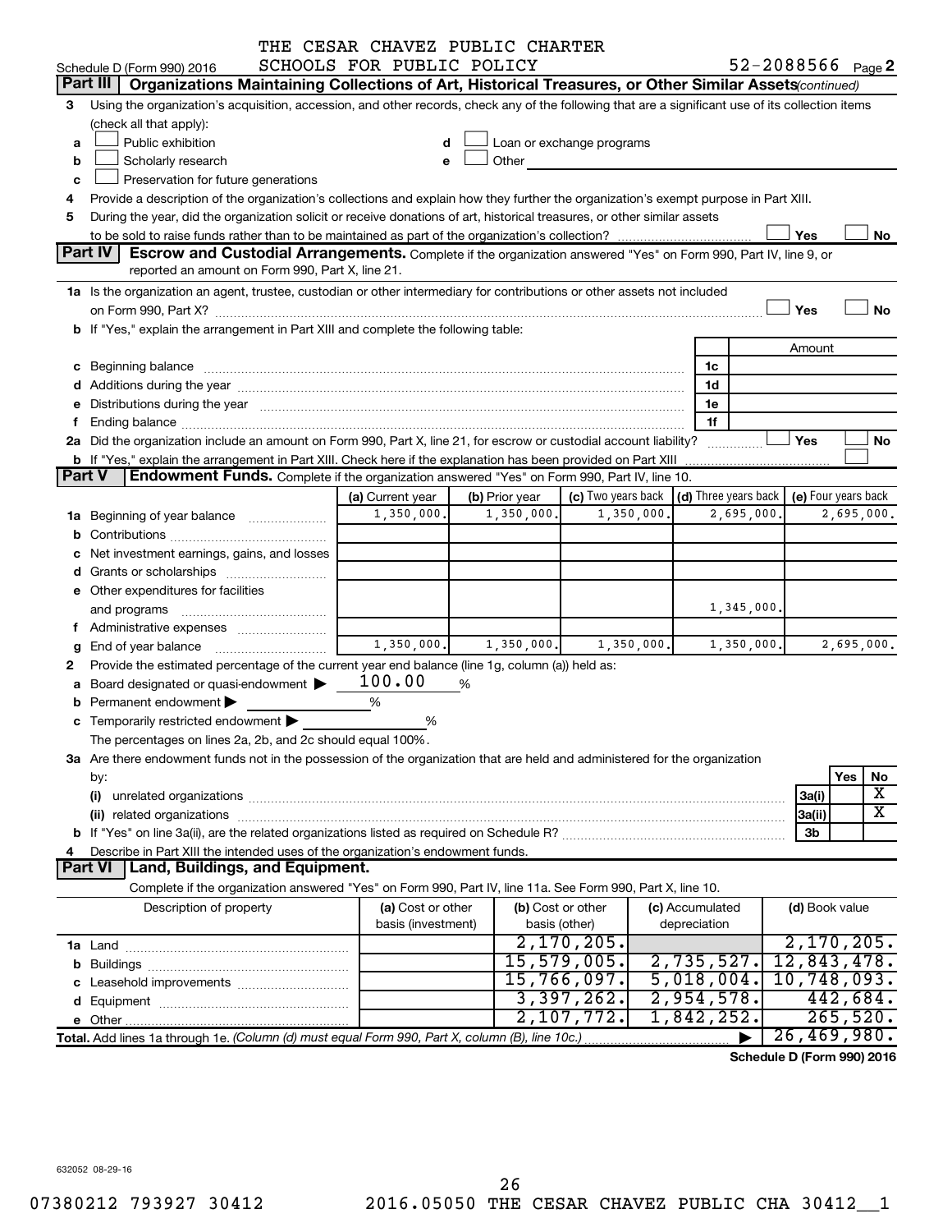THE CESAR CHAVEZ PUBLIC CHARTER SCHOOLS FOR PUBLIC POLICY

Schedule D (Form 990) 2016 52-2088566 Page 2

## Part III Organizations Maintaining Collections of Art, Historical Treasures, or Other Similar Assets *(continued)*

3 Using the organization's acquisition, accession, and other records, check any of the following that are a significant use of its collection items (check all that apply):

a ☐ Public exhibition
b ☐ Scholarly research
c ☐ Preservation for future generations
d ☐ Loan or exchange programs
e ☐ Other

4 Provide a description of the organization's collections and explain how they further the organization's exempt purpose in Part XIII.

5 During the year, did the organization solicit or receive donations of art, historical treasures, or other similar assets to be sold to raise funds rather than to be maintained as part of the organization's collection? ☐ Yes ☐ No

## Part IV Escrow and Custodial Arrangements.

Complete if the organization answered "Yes" on Form 990, Part IV, line 9, or reported an amount on Form 990, Part X, line 21.

1a Is the organization an agent, trustee, custodian or other intermediary for contributions or other assets not included on Form 990, Part X? ☐ Yes ☐ No

b If "Yes," explain the arrangement in Part XIII and complete the following table:

| | | Amount |
|---|---|---|
| c Beginning balance | 1c | |
| d Additions during the year | 1d | |
| e Distributions during the year | 1e | |
| f Ending balance | 1f | |

2a Did the organization include an amount on Form 990, Part X, line 21, for escrow or custodial account liability? ☐ Yes ☐ No

b If "Yes," explain the arrangement in Part XIII. Check here if the explanation has been provided on Part XIII ☐

## Part V Endowment Funds.

Complete if the organization answered "Yes" on Form 990, Part IV, line 10.

| | (a) Current year | (b) Prior year | (c) Two years back | (d) Three years back | (e) Four years back |
|---|---|---|---|---|---|
| 1a Beginning of year balance | 1,350,000. | 1,350,000. | 1,350,000. | 2,695,000. | 2,695,000. |
| b Contributions | | | | | |
| c Net investment earnings, gains, and losses | | | | | |
| d Grants or scholarships | | | | | |
| e Other expenditures for facilities and programs | | | | 1,345,000. | |
| f Administrative expenses | | | | | |
| g End of year balance | 1,350,000. | 1,350,000. | 1,350,000. | 1,350,000. | 2,695,000. |

2 Provide the estimated percentage of the current year end balance (line 1g, column (a)) held as:

a Board designated or quasi-endowment ▶ 100.00 %

b Permanent endowment ▶ %

c Temporarily restricted endowment ▶ %

The percentages on lines 2a, 2b, and 2c should equal 100%.

3a Are there endowment funds not in the possession of the organization that are held and administered for the organization by:

| | | Yes | No |
|---|---|---|---|
| (i) unrelated organizations | 3a(i) | | X |
| (ii) related organizations | 3a(ii) | | X |
| b If "Yes" on line 3a(ii), are the related organizations listed as required on Schedule R? | 3b | | |

4 Describe in Part XIII the intended uses of the organization's endowment funds.

## Part VI Land, Buildings, and Equipment.

Complete if the organization answered "Yes" on Form 990, Part IV, line 11a. See Form 990, Part X, line 10.

| Description of property | (a) Cost or other basis (investment) | (b) Cost or other basis (other) | (c) Accumulated depreciation | (d) Book value |
|---|---|---|---|---|
| 1a Land | | 2,170,205. | | 2,170,205. |
| b Buildings | | 15,579,005. | 2,735,527. | 12,843,478. |
| c Leasehold improvements | | 15,766,097. | 5,018,004. | 10,748,093. |
| d Equipment | | 3,397,262. | 2,954,578. | 442,684. |
| e Other | | 2,107,772. | 1,842,252. | 265,520. |
| Total. Add lines 1a through 1e. *(Column (d) must equal Form 990, Part X, column (B), line 10c.)* ▶ | | | | 26,469,980. |

Schedule D (Form 990) 2016

632052 08-29-16

07380212 793927 30412 2016.05050 THE CESAR CHAVEZ PUBLIC CHA 30412__1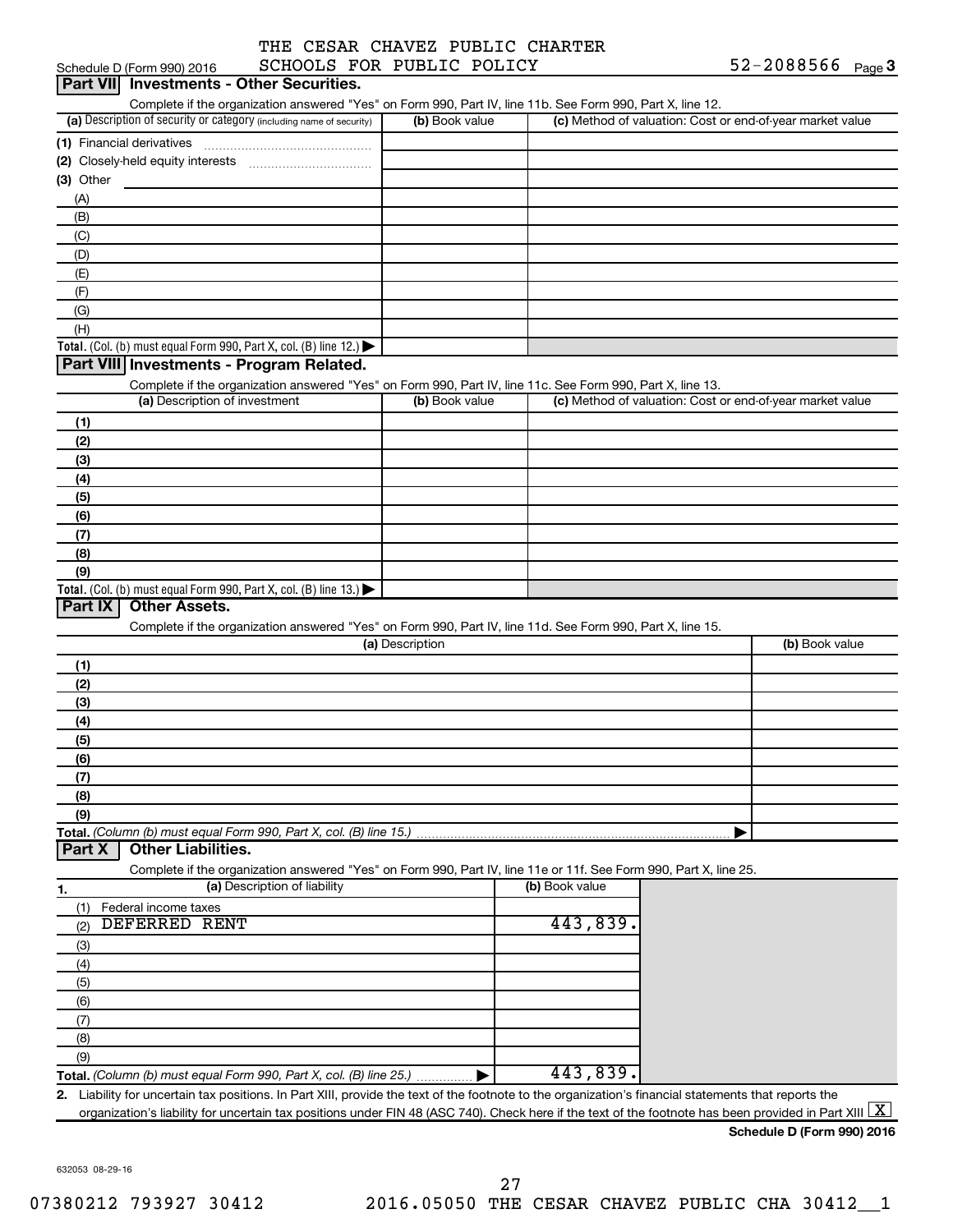Schedule D (Form 990) 2016 THE CESAR CHAVEZ PUBLIC CHARTER SCHOOLS FOR PUBLIC POLICY 52-2088566 Page 3

## Part VII Investments - Other Securities.

Complete if the organization answered "Yes" on Form 990, Part IV, line 11b. See Form 990, Part X, line 12.

| (a) Description of security or category (including name of security) | (b) Book value | (c) Method of valuation: Cost or end-of-year market value |
|---|---|---|
| (1) Financial derivatives | | |
| (2) Closely-held equity interests | | |
| (3) Other | | |
| (A) | | |
| (B) | | |
| (C) | | |
| (D) | | |
| (E) | | |
| (F) | | |
| (G) | | |
| (H) | | |
| **Total.** (Col. (b) must equal Form 990, Part X, col. (B) line 12.) | | |

## Part VIII Investments - Program Related.

Complete if the organization answered "Yes" on Form 990, Part IV, line 11c. See Form 990, Part X, line 13.

| (a) Description of investment | (b) Book value | (c) Method of valuation: Cost or end-of-year market value |
|---|---|---|
| (1) | | |
| (2) | | |
| (3) | | |
| (4) | | |
| (5) | | |
| (6) | | |
| (7) | | |
| (8) | | |
| (9) | | |
| **Total.** (Col. (b) must equal Form 990, Part X, col. (B) line 13.) | | |

## Part IX Other Assets.

Complete if the organization answered "Yes" on Form 990, Part IV, line 11d. See Form 990, Part X, line 15.

| (a) Description | (b) Book value |
|---|---|
| (1) | |
| (2) | |
| (3) | |
| (4) | |
| (5) | |
| (6) | |
| (7) | |
| (8) | |
| (9) | |
| **Total.** *(Column (b) must equal Form 990, Part X, col. (B) line 15.)* | |

## Part X Other Liabilities.

Complete if the organization answered "Yes" on Form 990, Part IV, line 11e or 11f. See Form 990, Part X, line 25.

| 1. (a) Description of liability | (b) Book value |
|---|---|
| (1) Federal income taxes | |
| (2) DEFERRED RENT | 443,839. |
| (3) | |
| (4) | |
| (5) | |
| (6) | |
| (7) | |
| (8) | |
| (9) | |
| **Total.** *(Column (b) must equal Form 990, Part X, col. (B) line 25.)* | 443,839. |

2. Liability for uncertain tax positions. In Part XIII, provide the text of the footnote to the organization's financial statements that reports the organization's liability for uncertain tax positions under FIN 48 (ASC 740). Check here if the text of the footnote has been provided in Part XIII [X]

**Schedule D (Form 990) 2016**

632053 08-29-16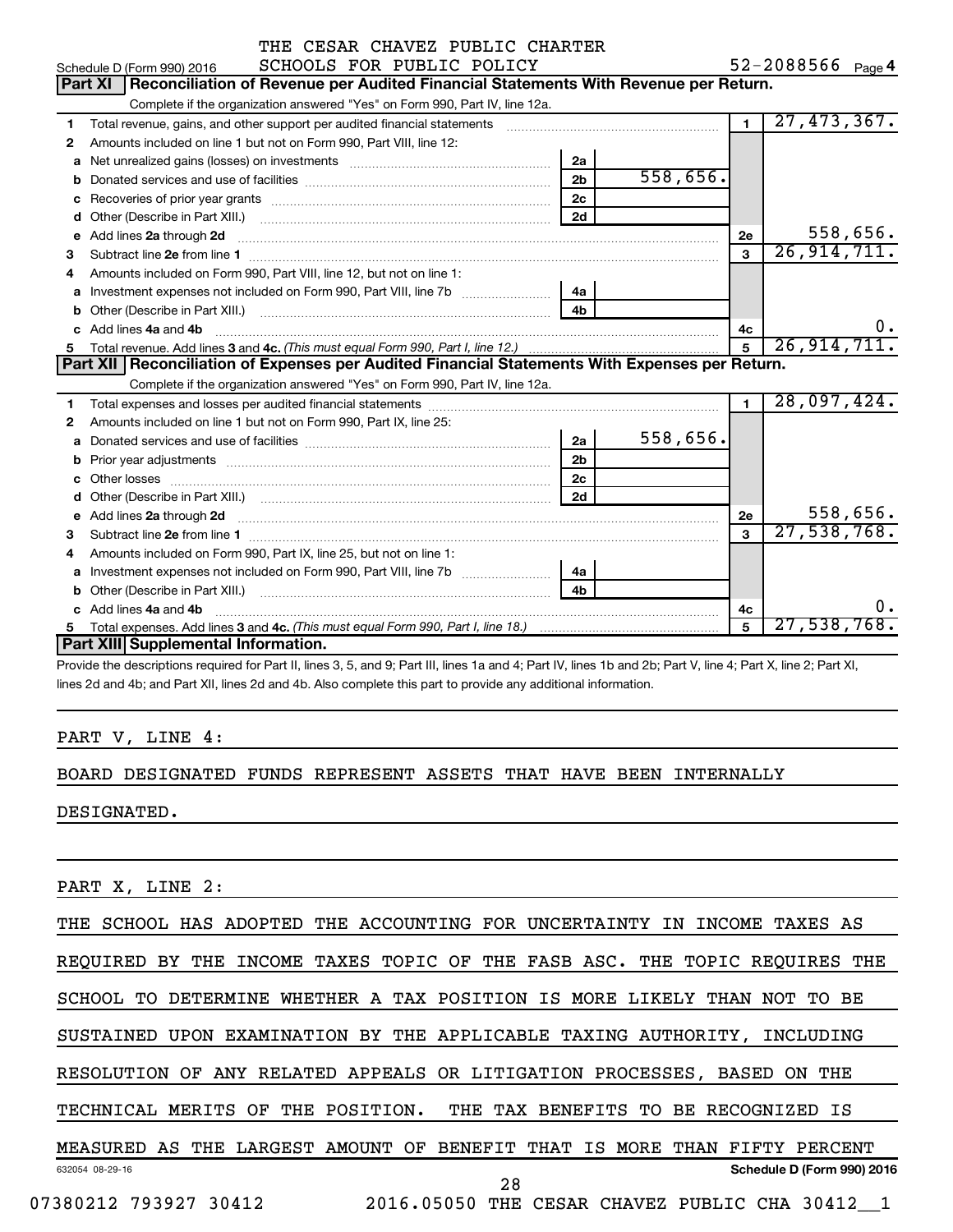THE CESAR CHAVEZ PUBLIC CHARTER SCHOOLS FOR PUBLIC POLICY 52-2088566

Schedule D (Form 990) 2016 Page **4**

## Part XI Reconciliation of Revenue per Audited Financial Statements With Revenue per Return.

Complete if the organization answered "Yes" on Form 990, Part IV, line 12a.

| | | | | | |
|---|---|---|---|---|---|
| **1** | Total revenue, gains, and other support per audited financial statements | | | 1 | 27,473,367. |
| **2** | Amounts included on line 1 but not on Form 990, Part VIII, line 12: | | | | |
| **a** | Net unrealized gains (losses) on investments | 2a | | | |
| **b** | Donated services and use of facilities | 2b | 558,656. | | |
| **c** | Recoveries of prior year grants | 2c | | | |
| **d** | Other (Describe in Part XIII.) | 2d | | | |
| **e** | Add lines **2a** through **2d** | | | 2e | 558,656. |
| **3** | Subtract line **2e** from line **1** | | | 3 | 26,914,711. |
| **4** | Amounts included on Form 990, Part VIII, line 12, but not on line 1: | | | | |
| **a** | Investment expenses not included on Form 990, Part VIII, line 7b | 4a | | | |
| **b** | Other (Describe in Part XIII.) | 4b | | | |
| **c** | Add lines **4a** and **4b** | | | 4c | 0. |
| **5** | Total revenue. Add lines **3** and **4c.** *(This must equal Form 990, Part I, line 12.)* | | | 5 | 26,914,711. |

## Part XII Reconciliation of Expenses per Audited Financial Statements With Expenses per Return.

Complete if the organization answered "Yes" on Form 990, Part IV, line 12a.

| | | | | | |
|---|---|---|---|---|---|
| **1** | Total expenses and losses per audited financial statements | | | 1 | 28,097,424. |
| **2** | Amounts included on line 1 but not on Form 990, Part IX, line 25: | | | | |
| **a** | Donated services and use of facilities | 2a | 558,656. | | |
| **b** | Prior year adjustments | 2b | | | |
| **c** | Other losses | 2c | | | |
| **d** | Other (Describe in Part XIII.) | 2d | | | |
| **e** | Add lines **2a** through **2d** | | | 2e | 558,656. |
| **3** | Subtract line **2e** from line **1** | | | 3 | 27,538,768. |
| **4** | Amounts included on Form 990, Part IX, line 25, but not on line 1: | | | | |
| **a** | Investment expenses not included on Form 990, Part VIII, line 7b | 4a | | | |
| **b** | Other (Describe in Part XIII.) | 4b | | | |
| **c** | Add lines **4a** and **4b** | | | 4c | 0. |
| **5** | Total expenses. Add lines **3** and **4c.** *(This must equal Form 990, Part I, line 18.)* | | | 5 | 27,538,768. |

## Part XIII Supplemental Information.

Provide the descriptions required for Part II, lines 3, 5, and 9; Part III, lines 1a and 4; Part IV, lines 1b and 2b; Part V, line 4; Part X, line 2; Part XI, lines 2d and 4b; and Part XII, lines 2d and 4b. Also complete this part to provide any additional information.

PART V, LINE 4:

BOARD DESIGNATED FUNDS REPRESENT ASSETS THAT HAVE BEEN INTERNALLY DESIGNATED.

PART X, LINE 2:

THE SCHOOL HAS ADOPTED THE ACCOUNTING FOR UNCERTAINTY IN INCOME TAXES AS REQUIRED BY THE INCOME TAXES TOPIC OF THE FASB ASC. THE TOPIC REQUIRES THE SCHOOL TO DETERMINE WHETHER A TAX POSITION IS MORE LIKELY THAN NOT TO BE SUSTAINED UPON EXAMINATION BY THE APPLICABLE TAXING AUTHORITY, INCLUDING RESOLUTION OF ANY RELATED APPEALS OR LITIGATION PROCESSES, BASED ON THE TECHNICAL MERITS OF THE POSITION. THE TAX BENEFITS TO BE RECOGNIZED IS MEASURED AS THE LARGEST AMOUNT OF BENEFIT THAT IS MORE THAN FIFTY PERCENT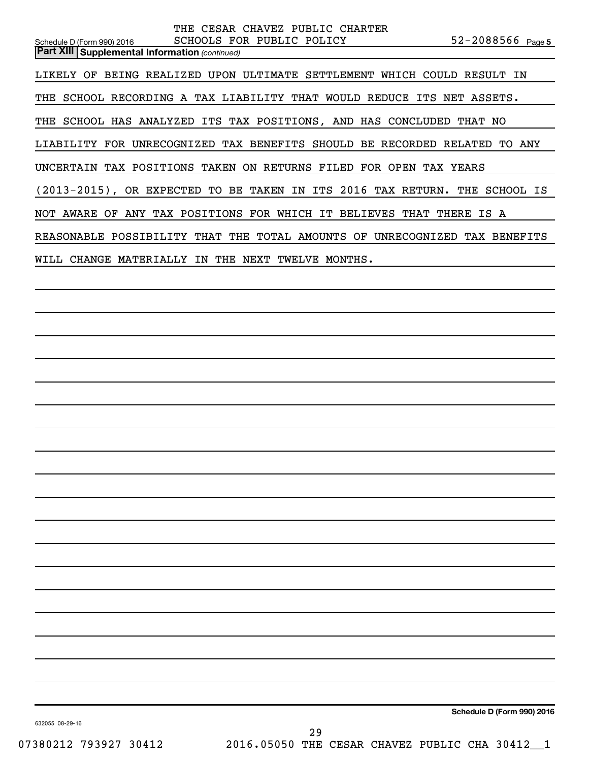THE CESAR CHAVEZ PUBLIC CHARTER SCHOOLS FOR PUBLIC POLICY 52-2088566

**Part XIII Supplemental Information** *(continued)*

LIKELY OF BEING REALIZED UPON ULTIMATE SETTLEMENT WHICH COULD RESULT IN THE SCHOOL RECORDING A TAX LIABILITY THAT WOULD REDUCE ITS NET ASSETS. THE SCHOOL HAS ANALYZED ITS TAX POSITIONS, AND HAS CONCLUDED THAT NO LIABILITY FOR UNRECOGNIZED TAX BENEFITS SHOULD BE RECORDED RELATED TO ANY UNCERTAIN TAX POSITIONS TAKEN ON RETURNS FILED FOR OPEN TAX YEARS (2013-2015), OR EXPECTED TO BE TAKEN IN ITS 2016 TAX RETURN. THE SCHOOL IS NOT AWARE OF ANY TAX POSITIONS FOR WHICH IT BELIEVES THAT THERE IS A REASONABLE POSSIBILITY THAT THE TOTAL AMOUNTS OF UNRECOGNIZED TAX BENEFITS WILL CHANGE MATERIALLY IN THE NEXT TWELVE MONTHS.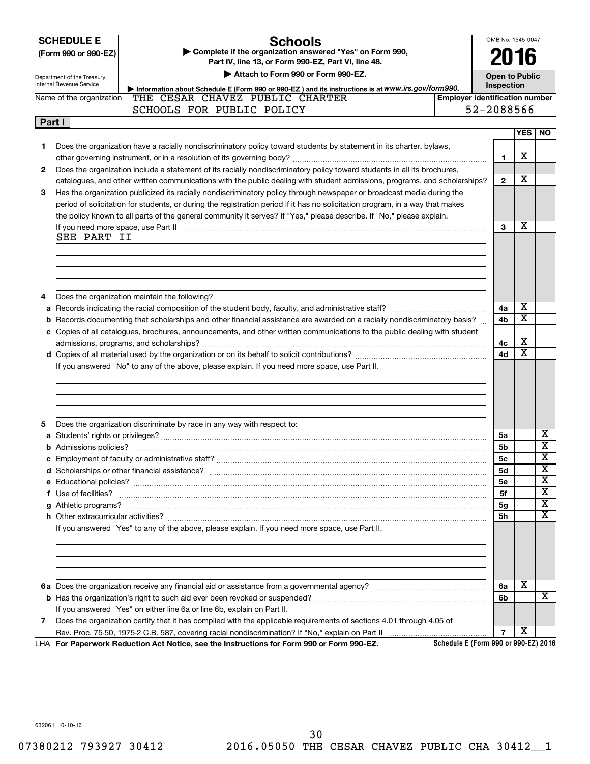**SCHEDULE E**
**(Form 990 or 990-EZ)**

Department of the Treasury
Internal Revenue Service

# Schools

▶ Complete if the organization answered "Yes" on Form 990, Part IV, line 13, or Form 990-EZ, Part VI, line 48.
▶ Attach to Form 990 or Form 990-EZ.
▶ Information about Schedule E (Form 990 or 990-EZ) and its instructions is at www.irs.gov/form990.

OMB No. 1545-0047
**2016**
**Open to Public Inspection**

Name of the organization: THE CESAR CHAVEZ PUBLIC CHARTER SCHOOLS FOR PUBLIC POLICY

Employer identification number: 52-2088566

## Part I

| | | | YES | NO |
|---|---|---|---|---|
| **1** | Does the organization have a racially nondiscriminatory policy toward students by statement in its charter, bylaws, other governing instrument, or in a resolution of its governing body? | 1 | X | |
| **2** | Does the organization include a statement of its racially nondiscriminatory policy toward students in all its brochures, catalogues, and other written communications with the public dealing with student admissions, programs, and scholarships? | 2 | X | |
| **3** | Has the organization publicized its racially nondiscriminatory policy through newspaper or broadcast media during the period of solicitation for students, or during the registration period if it has no solicitation program, in a way that makes the policy known to all parts of the general community it serves? If "Yes," please describe. If "No," please explain. If you need more space, use Part II<br>SEE PART II | 3 | X | |
| **4** | Does the organization maintain the following? | | | |
| **a** | Records indicating the racial composition of the student body, faculty, and administrative staff? | 4a | X | |
| **b** | Records documenting that scholarships and other financial assistance are awarded on a racially nondiscriminatory basis? | 4b | X | |
| **c** | Copies of all catalogues, brochures, announcements, and other written communications to the public dealing with student admissions, programs, and scholarships? | 4c | X | |
| **d** | Copies of all material used by the organization or on its behalf to solicit contributions? | 4d | X | |
| | If you answered "No" to any of the above, please explain. If you need more space, use Part II. | | | |
| **5** | Does the organization discriminate by race in any way with respect to: | | | |
| **a** | Students' rights or privileges? | 5a | | X |
| **b** | Admissions policies? | 5b | | X |
| **c** | Employment of faculty or administrative staff? | 5c | | X |
| **d** | Scholarships or other financial assistance? | 5d | | X |
| **e** | Educational policies? | 5e | | X |
| **f** | Use of facilities? | 5f | | X |
| **g** | Athletic programs? | 5g | | X |
| **h** | Other extracurricular activities? | 5h | | X |
| | If you answered "Yes" to any of the above, please explain. If you need more space, use Part II. | | | |
| **6a** | Does the organization receive any financial aid or assistance from a governmental agency? | 6a | X | |
| **b** | Has the organization's right to such aid ever been revoked or suspended? | 6b | | X |
| | If you answered "Yes" on either line 6a or line 6b, explain on Part II. | | | |
| **7** | Does the organization certify that it has complied with the applicable requirements of sections 4.01 through 4.05 of Rev. Proc. 75-50, 1975-2 C.B. 587, covering racial nondiscrimination? If "No," explain on Part II | 7 | X | |

LHA **For Paperwork Reduction Act Notice, see the Instructions for Form 990 or Form 990-EZ.** **Schedule E (Form 990 or 990-EZ) 2016**

632061 10-10-16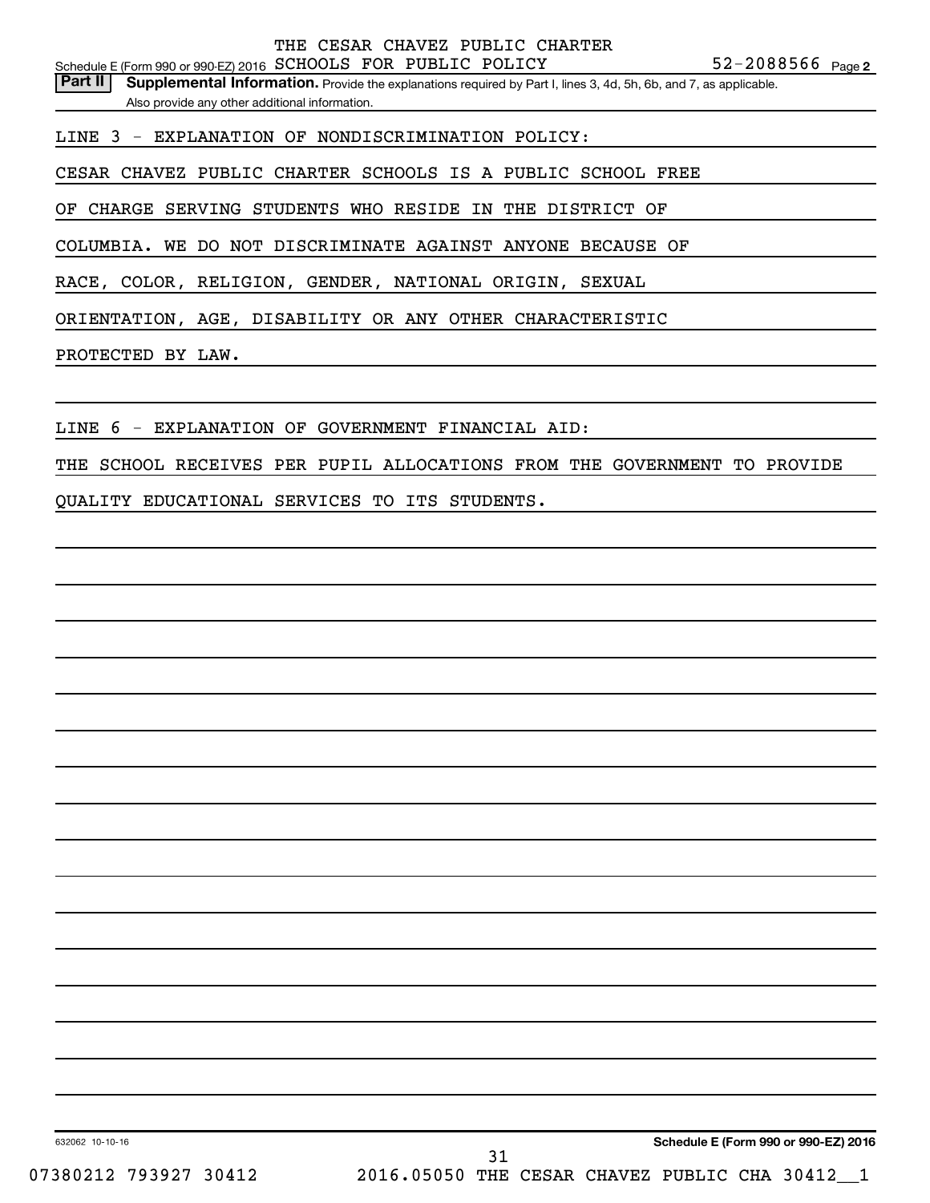THE CESAR CHAVEZ PUBLIC CHARTER SCHOOLS FOR PUBLIC POLICY 52-2088566

Schedule E (Form 990 or 990-EZ) 2016

**Part II** **Supplemental Information.** Provide the explanations required by Part I, lines 3, 4d, 5h, 6b, and 7, as applicable. Also provide any other additional information.

LINE 3 - EXPLANATION OF NONDISCRIMINATION POLICY:

CESAR CHAVEZ PUBLIC CHARTER SCHOOLS IS A PUBLIC SCHOOL FREE OF CHARGE SERVING STUDENTS WHO RESIDE IN THE DISTRICT OF COLUMBIA. WE DO NOT DISCRIMINATE AGAINST ANYONE BECAUSE OF RACE, COLOR, RELIGION, GENDER, NATIONAL ORIGIN, SEXUAL ORIENTATION, AGE, DISABILITY OR ANY OTHER CHARACTERISTIC PROTECTED BY LAW.

LINE 6 - EXPLANATION OF GOVERNMENT FINANCIAL AID:

THE SCHOOL RECEIVES PER PUPIL ALLOCATIONS FROM THE GOVERNMENT TO PROVIDE QUALITY EDUCATIONAL SERVICES TO ITS STUDENTS.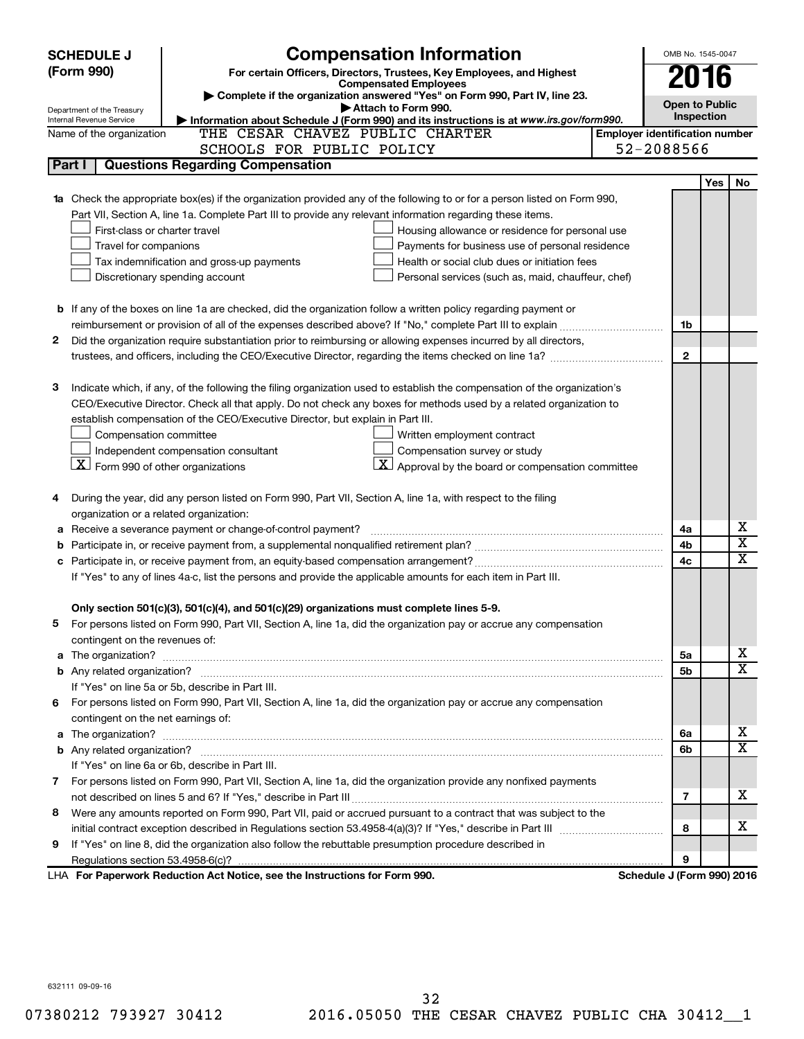**SCHEDULE J (Form 990)**

# Compensation Information

**For certain Officers, Directors, Trustees, Key Employees, and Highest Compensated Employees**

▶ Complete if the organization answered "Yes" on Form 990, Part IV, line 23.

▶ Attach to Form 990.

▶ Information about Schedule J (Form 990) and its instructions is at *www.irs.gov/form990.*

OMB No. 1545-0047

**2016**

**Open to Public Inspection**

Department of the Treasury
Internal Revenue Service

Name of the organization: THE CESAR CHAVEZ PUBLIC CHARTER SCHOOLS FOR PUBLIC POLICY

**Employer identification number** 52-2088566

## Part I Questions Regarding Compensation

| | | | Yes | No |
|---|---|---|---|---|
| **1a** | Check the appropriate box(es) if the organization provided any of the following to or for a person listed on Form 990, Part VII, Section A, line 1a. Complete Part III to provide any relevant information regarding these items.<br>☐ First-class or charter travel ☐ Housing allowance or residence for personal use<br>☐ Travel for companions ☐ Payments for business use of personal residence<br>☐ Tax indemnification and gross-up payments ☐ Health or social club dues or initiation fees<br>☐ Discretionary spending account ☐ Personal services (such as, maid, chauffeur, chef) | | | |
| **b** | If any of the boxes on line 1a are checked, did the organization follow a written policy regarding payment or reimbursement or provision of all of the expenses described above? If "No," complete Part III to explain | 1b | | |
| **2** | Did the organization require substantiation prior to reimbursing or allowing expenses incurred by all directors, trustees, and officers, including the CEO/Executive Director, regarding the items checked on line 1a? | 2 | | |
| **3** | Indicate which, if any, of the following the filing organization used to establish the compensation of the organization's CEO/Executive Director. Check all that apply. Do not check any boxes for methods used by a related organization to establish compensation of the CEO/Executive Director, but explain in Part III.<br>☐ Compensation committee ☐ Written employment contract<br>☐ Independent compensation consultant ☐ Compensation survey or study<br>☒ Form 990 of other organizations ☒ Approval by the board or compensation committee | | | |
| **4** | During the year, did any person listed on Form 990, Part VII, Section A, line 1a, with respect to the filing organization or a related organization: | | | |
| **a** | Receive a severance payment or change-of-control payment? | 4a | | X |
| **b** | Participate in, or receive payment from, a supplemental nonqualified retirement plan? | 4b | | X |
| **c** | Participate in, or receive payment from, an equity-based compensation arrangement? | 4c | | X |
| | If "Yes" to any of lines 4a-c, list the persons and provide the applicable amounts for each item in Part III. | | | |
| | **Only section 501(c)(3), 501(c)(4), and 501(c)(29) organizations must complete lines 5-9.** | | | |
| **5** | For persons listed on Form 990, Part VII, Section A, line 1a, did the organization pay or accrue any compensation contingent on the revenues of: | | | |
| **a** | The organization? | 5a | | X |
| **b** | Any related organization? | 5b | | X |
| | If "Yes" on line 5a or 5b, describe in Part III. | | | |
| **6** | For persons listed on Form 990, Part VII, Section A, line 1a, did the organization pay or accrue any compensation contingent on the net earnings of: | | | |
| **a** | The organization? | 6a | | X |
| **b** | Any related organization? | 6b | | X |
| | If "Yes" on line 6a or 6b, describe in Part III. | | | |
| **7** | For persons listed on Form 990, Part VII, Section A, line 1a, did the organization provide any nonfixed payments not described on lines 5 and 6? If "Yes," describe in Part III | 7 | | X |
| **8** | Were any amounts reported on Form 990, Part VII, paid or accrued pursuant to a contract that was subject to the initial contract exception described in Regulations section 53.4958-4(a)(3)? If "Yes," describe in Part III | 8 | | X |
| **9** | If "Yes" on line 8, did the organization also follow the rebuttable presumption procedure described in Regulations section 53.4958-6(c)? | 9 | | |

LHA **For Paperwork Reduction Act Notice, see the Instructions for Form 990.** **Schedule J (Form 990) 2016**

632111 09-09-16

07380212 793927 30412 2016.05050 THE CESAR CHAVEZ PUBLIC CHA 30412__1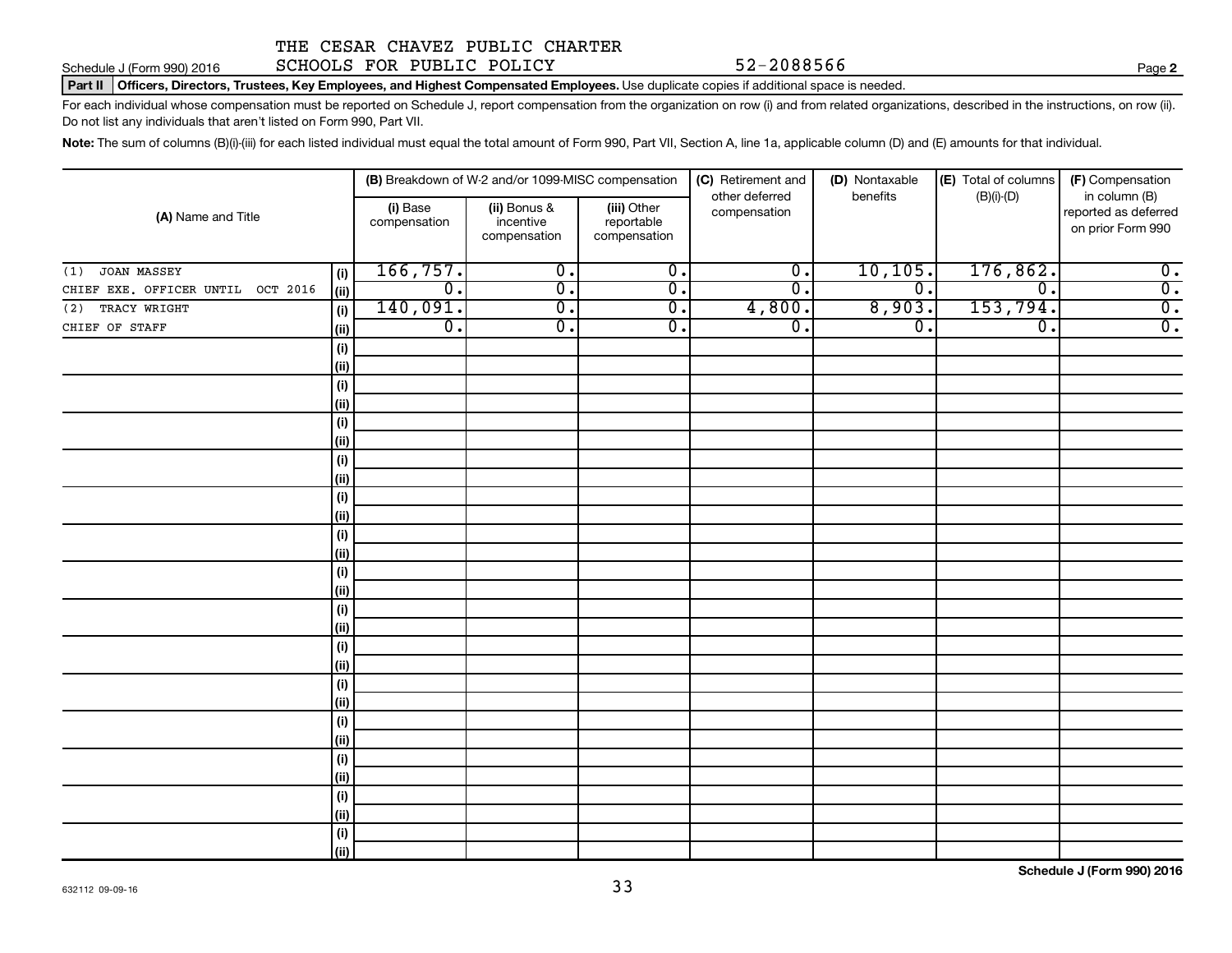THE CESAR CHAVEZ PUBLIC CHARTER SCHOOLS FOR PUBLIC POLICY 52-2088566

Schedule J (Form 990) 2016

**Part II Officers, Directors, Trustees, Key Employees, and Highest Compensated Employees.** Use duplicate copies if additional space is needed.

For each individual whose compensation must be reported on Schedule J, report compensation from the organization on row (i) and from related organizations, described in the instructions, on row (ii). Do not list any individuals that aren't listed on Form 990, Part VII.

**Note:** The sum of columns (B)(i)-(iii) for each listed individual must equal the total amount of Form 990, Part VII, Section A, line 1a, applicable column (D) and (E) amounts for that individual.

| (A) Name and Title | | (B) Breakdown of W-2 and/or 1099-MISC compensation | | | (C) Retirement and other deferred compensation | (D) Nontaxable benefits | (E) Total of columns (B)(i)-(D) | (F) Compensation in column (B) reported as deferred on prior Form 990 |
|---|---|---|---|---|---|---|---|---|
| | | (i) Base compensation | (ii) Bonus & incentive compensation | (iii) Other reportable compensation | | | | |
| (1) JOAN MASSEY | (i) | 166,757. | 0. | 0. | 0. | 10,105. | 176,862. | 0. |
| CHIEF EXE. OFFICER UNTIL OCT 2016 | (ii) | 0. | 0. | 0. | 0. | 0. | 0. | 0. |
| (2) TRACY WRIGHT | (i) | 140,091. | 0. | 0. | 4,800. | 8,903. | 153,794. | 0. |
| CHIEF OF STAFF | (ii) | 0. | 0. | 0. | 0. | 0. | 0. | 0. |

Schedule J (Form 990) 2016

632112 09-09-16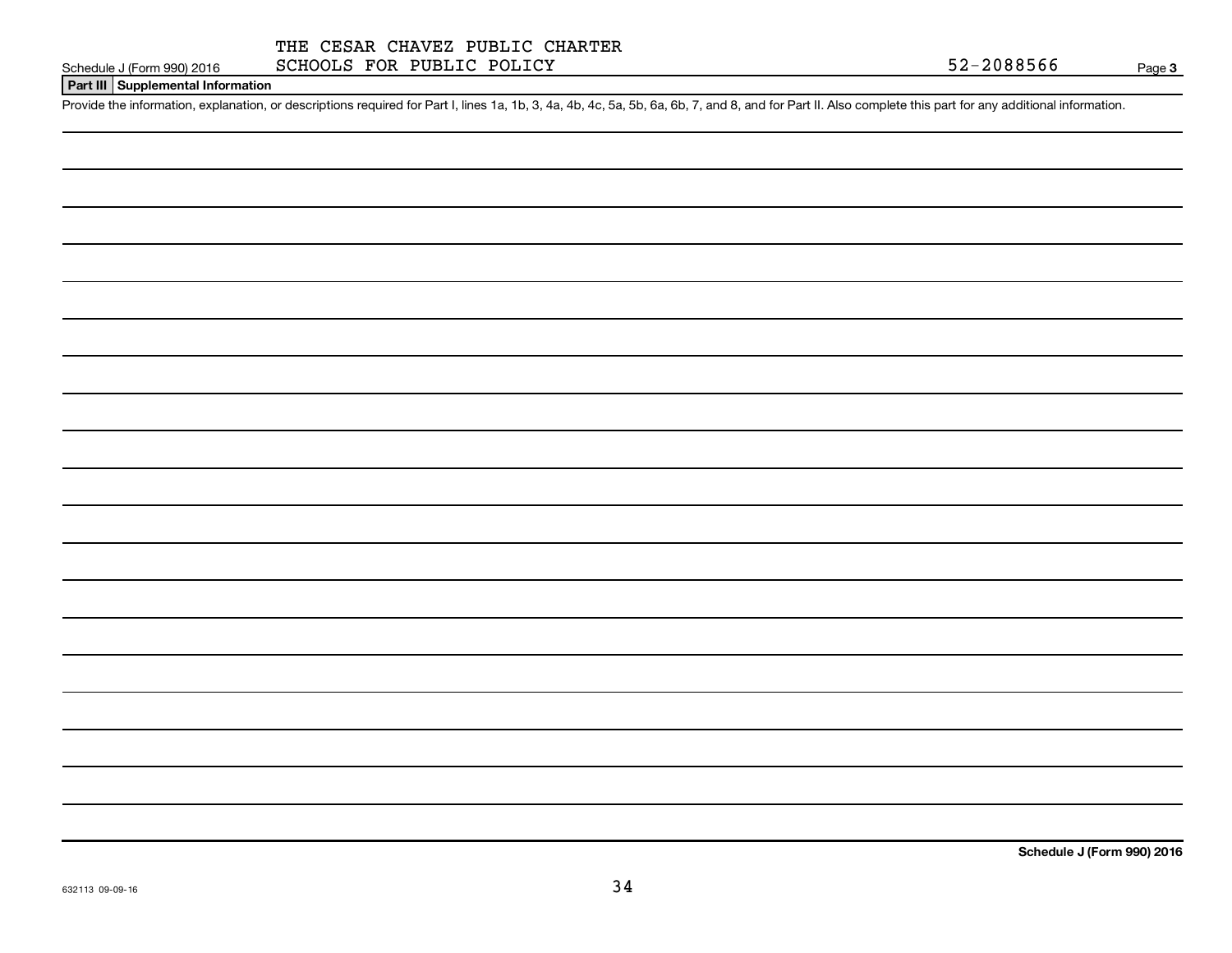THE CESAR CHAVEZ PUBLIC CHARTER SCHOOLS FOR PUBLIC POLICY 52-2088566

## Part III Supplemental Information

Provide the information, explanation, or descriptions required for Part I, lines 1a, 1b, 3, 4a, 4b, 4c, 5a, 5b, 6a, 6b, 7, and 8, and for Part II. Also complete this part for any additional information.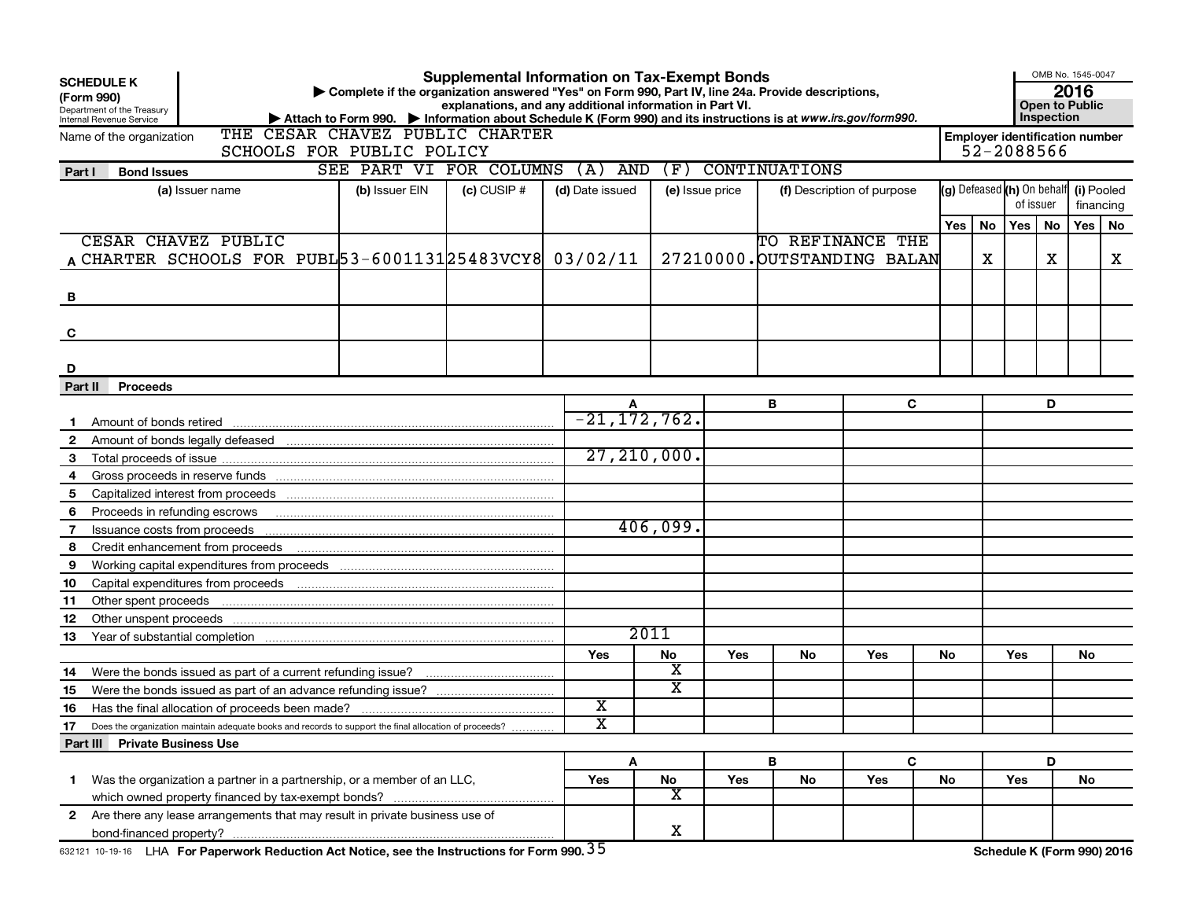**SCHEDULE K (Form 990)**
Department of the Treasury
Internal Revenue Service

# Supplemental Information on Tax-Exempt Bonds

▶ Complete if the organization answered "Yes" on Form 990, Part IV, line 24a. Provide descriptions, explanations, and any additional information in Part VI.
▶ Attach to Form 990. ▶ Information about Schedule K (Form 990) and its instructions is at www.irs.gov/form990.

OMB No. 1545-0047
**2016**
**Open to Public Inspection**

Name of the organization: THE CESAR CHAVEZ PUBLIC CHARTER SCHOOLS FOR PUBLIC POLICY

Employer identification number: 52-2088566

## Part I Bond Issues

SEE PART VI FOR COLUMNS (A) AND (F) CONTINUATIONS

| | (a) Issuer name | (b) Issuer EIN | (c) CUSIP # | (d) Date issued | (e) Issue price | (f) Description of purpose | (g) Defeased Yes | (g) Defeased No | (h) On behalf of issuer Yes | (h) On behalf of issuer No | (i) Pooled financing Yes | (i) Pooled financing No |
|---|---|---|---|---|---|---|---|---|---|---|---|---|
| A | CESAR CHAVEZ PUBLIC CHARTER SCHOOLS FOR PUBL | 53-6001131 | 25483VCY8 | 03/02/11 | 27210000. | TO REFINANCE THE OUTSTANDING BALAN | | X | | X | | X |
| B | | | | | | | | | | | | |
| C | | | | | | | | | | | | |
| D | | | | | | | | | | | | |

## Part II Proceeds

| | | A | B | C | D |
|---|---|---|---|---|---|
| 1 | Amount of bonds retired | -21,172,762. | | | |
| 2 | Amount of bonds legally defeased | | | | |
| 3 | Total proceeds of issue | 27,210,000. | | | |
| 4 | Gross proceeds in reserve funds | | | | |
| 5 | Capitalized interest from proceeds | | | | |
| 6 | Proceeds in refunding escrows | | | | |
| 7 | Issuance costs from proceeds | 406,099. | | | |
| 8 | Credit enhancement from proceeds | | | | |
| 9 | Working capital expenditures from proceeds | | | | |
| 10 | Capital expenditures from proceeds | | | | |
| 11 | Other spent proceeds | | | | |
| 12 | Other unspent proceeds | | | | |
| 13 | Year of substantial completion | 2011 | | | |

| | | A Yes | A No | B Yes | B No | C Yes | C No | D Yes | D No |
|---|---|---|---|---|---|---|---|---|---|
| 14 | Were the bonds issued as part of a current refunding issue? | | X | | | | | | |
| 15 | Were the bonds issued as part of an advance refunding issue? | | X | | | | | | |
| 16 | Has the final allocation of proceeds been made? | X | | | | | | | |
| 17 | Does the organization maintain adequate books and records to support the final allocation of proceeds? | X | | | | | | | |

## Part III Private Business Use

| | | A Yes | A No | B Yes | B No | C Yes | C No | D Yes | D No |
|---|---|---|---|---|---|---|---|---|---|
| 1 | Was the organization a partner in a partnership, or a member of an LLC, which owned property financed by tax-exempt bonds? | | X | | | | | | |
| 2 | Are there any lease arrangements that may result in private business use of bond-financed property? | | X | | | | | | |

632121 10-19-16 LHA For Paperwork Reduction Act Notice, see the Instructions for Form 990. Schedule K (Form 990) 2016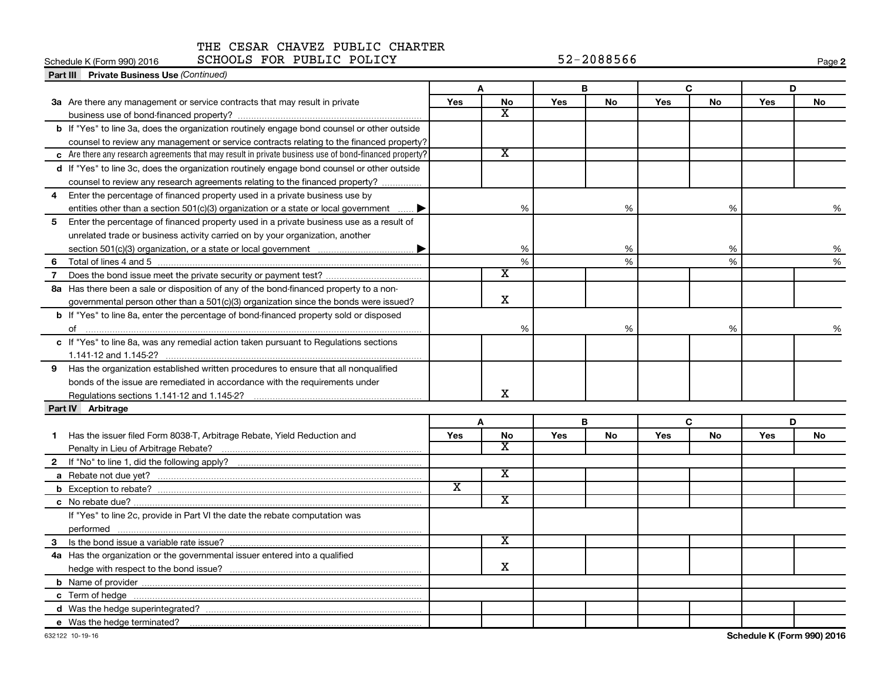THE CESAR CHAVEZ PUBLIC CHARTER SCHOOLS FOR PUBLIC POLICY 52-2088566

Schedule K (Form 990) 2016

## Part III Private Business Use *(Continued)*

| | A | | B | | C | | D | |
|---|---|---|---|---|---|---|---|---|
| | Yes | No | Yes | No | Yes | No | Yes | No |
| **3a** Are there any management or service contracts that may result in private business use of bond-financed property? | | X | | | | | | |
| **b** If "Yes" to line 3a, does the organization routinely engage bond counsel or other outside counsel to review any management or service contracts relating to the financed property? | | | | | | | | |
| **c** Are there any research agreements that may result in private business use of bond-financed property? | | X | | | | | | |
| **d** If "Yes" to line 3c, does the organization routinely engage bond counsel or other outside counsel to review any research agreements relating to the financed property? | | | | | | | | |
| **4** Enter the percentage of financed property used in a private business use by entities other than a section 501(c)(3) organization or a state or local government ▶ | | % | | % | | % | | % |
| **5** Enter the percentage of financed property used in a private business use as a result of unrelated trade or business activity carried on by your organization, another section 501(c)(3) organization, or a state or local government ▶ | | % | | % | | % | | % |
| **6** Total of lines 4 and 5 | | % | | % | | % | | % |
| **7** Does the bond issue meet the private security or payment test? | | X | | | | | | |
| **8a** Has there been a sale or disposition of any of the bond-financed property to a nongovernmental person other than a 501(c)(3) organization since the bonds were issued? | | X | | | | | | |
| **b** If "Yes" to line 8a, enter the percentage of bond-financed property sold or disposed of | | % | | % | | % | | % |
| **c** If "Yes" to line 8a, was any remedial action taken pursuant to Regulations sections 1.141-12 and 1.145-2? | | | | | | | | |
| **9** Has the organization established written procedures to ensure that all nonqualified bonds of the issue are remediated in accordance with the requirements under Regulations sections 1.141-12 and 1.145-2? | | X | | | | | | |

## Part IV Arbitrage

| | A | | B | | C | | D | |
|---|---|---|---|---|---|---|---|---|
| | Yes | No | Yes | No | Yes | No | Yes | No |
| **1** Has the issuer filed Form 8038-T, Arbitrage Rebate, Yield Reduction and Penalty in Lieu of Arbitrage Rebate? | | X | | | | | | |
| **2** If "No" to line 1, did the following apply? | | | | | | | | |
| **a** Rebate not due yet? | | X | | | | | | |
| **b** Exception to rebate? | X | | | | | | | |
| **c** No rebate due? | | X | | | | | | |
| If "Yes" to line 2c, provide in Part VI the date the rebate computation was performed | | | | | | | | |
| **3** Is the bond issue a variable rate issue? | | X | | | | | | |
| **4a** Has the organization or the governmental issuer entered into a qualified hedge with respect to the bond issue? | | X | | | | | | |
| **b** Name of provider | | | | | | | | |
| **c** Term of hedge | | | | | | | | |
| **d** Was the hedge superintegrated? | | | | | | | | |
| **e** Was the hedge terminated? | | | | | | | | |

632122 10-19-16

Schedule K (Form 990) 2016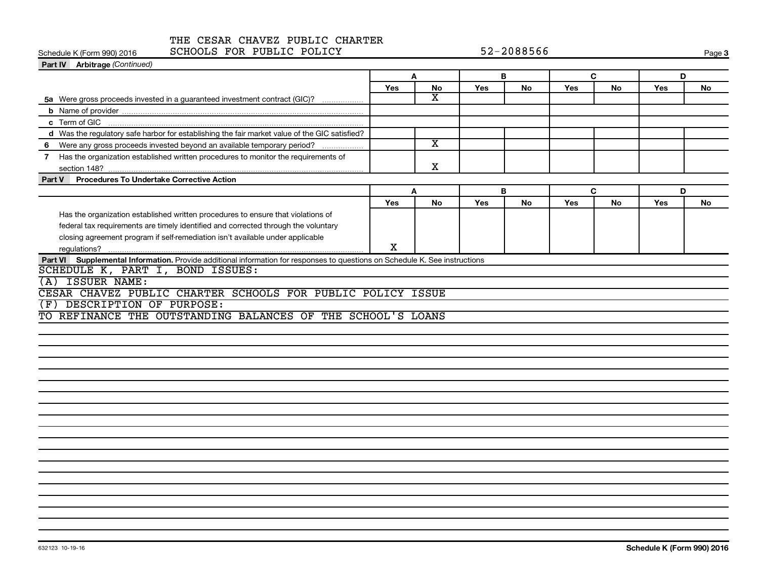THE CESAR CHAVEZ PUBLIC CHARTER SCHOOLS FOR PUBLIC POLICY 52-2088566

Schedule K (Form 990) 2016

**Part IV Arbitrage** *(Continued)*

| | A | | B | | C | | D | |
|---|---|---|---|---|---|---|---|---|
| | Yes | No | Yes | No | Yes | No | Yes | No |
| **5a** Were gross proceeds invested in a guaranteed investment contract (GIC)? | | X | | | | | | |
| **b** Name of provider | | | | | | | | |
| **c** Term of GIC | | | | | | | | |
| **d** Was the regulatory safe harbor for establishing the fair market value of the GIC satisfied? | | | | | | | | |
| **6** Were any gross proceeds invested beyond an available temporary period? | | X | | | | | | |
| **7** Has the organization established written procedures to monitor the requirements of section 148? | | X | | | | | | |

**Part V Procedures To Undertake Corrective Action**

| | A | | B | | C | | D | |
|---|---|---|---|---|---|---|---|---|
| | Yes | No | Yes | No | Yes | No | Yes | No |
| Has the organization established written procedures to ensure that violations of federal tax requirements are timely identified and corrected through the voluntary closing agreement program if self-remediation isn't available under applicable regulations? | X | | | | | | | |

**Part VI Supplemental Information.** Provide additional information for responses to questions on Schedule K. See instructions

SCHEDULE K, PART I, BOND ISSUES:

(A) ISSUER NAME:

CESAR CHAVEZ PUBLIC CHARTER SCHOOLS FOR PUBLIC POLICY ISSUE

(F) DESCRIPTION OF PURPOSE:

TO REFINANCE THE OUTSTANDING BALANCES OF THE SCHOOL'S LOANS

632123 10-19-16

Schedule K (Form 990) 2016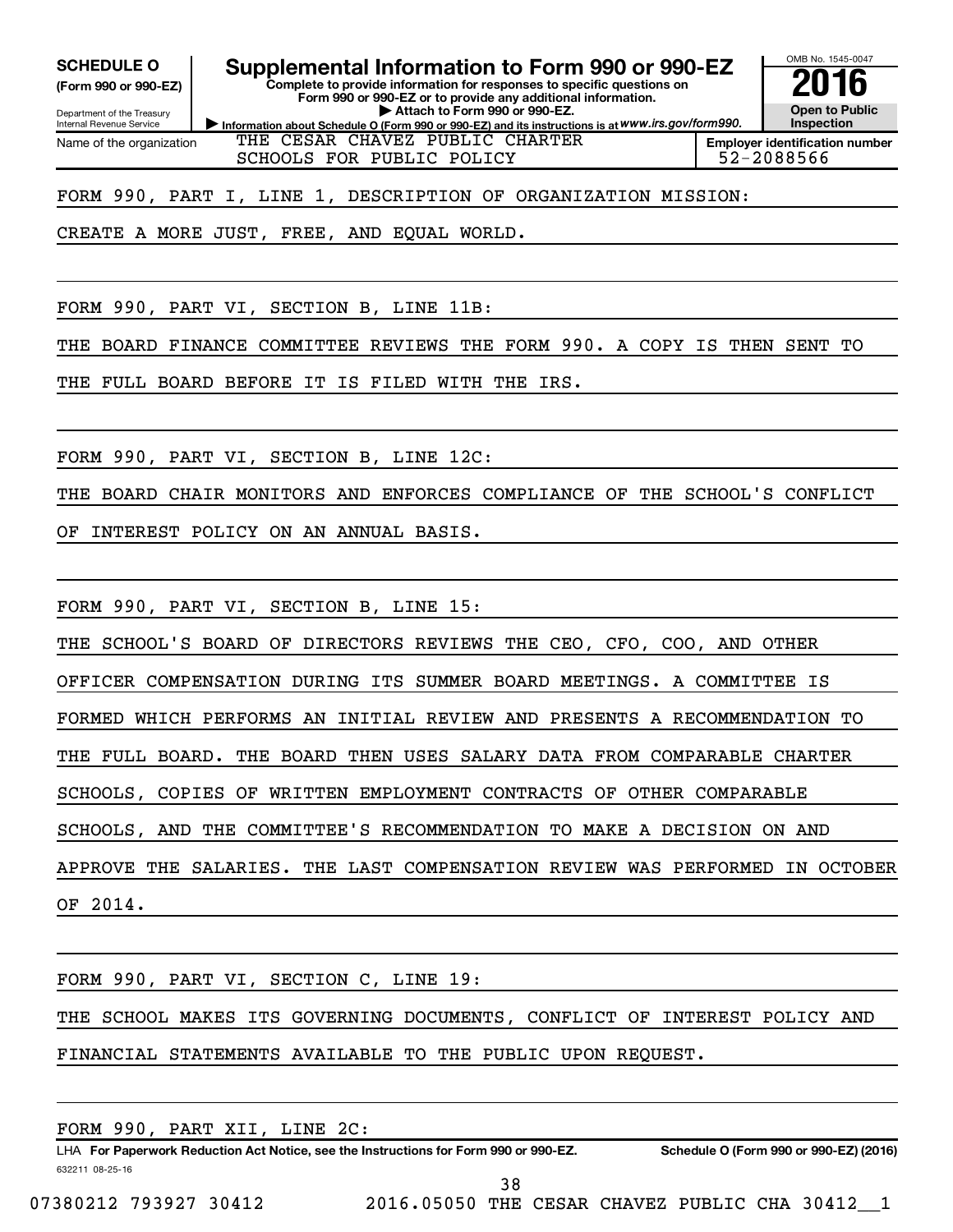**SCHEDULE O (Form 990 or 990-EZ)**

Department of the Treasury
Internal Revenue Service

# Supplemental Information to Form 990 or 990-EZ

**Complete to provide information for responses to specific questions on Form 990 or 990-EZ or to provide any additional information.**

**▶ Attach to Form 990 or 990-EZ.**

**▶ Information about Schedule O (Form 990 or 990-EZ) and its instructions is at *www.irs.gov/form990.***

OMB No. 1545-0047

**2016**

**Open to Public Inspection**

| Name of the organization | Employer identification number |
|---|---|
| THE CESAR CHAVEZ PUBLIC CHARTER SCHOOLS FOR PUBLIC POLICY | 52-2088566 |

FORM 990, PART I, LINE 1, DESCRIPTION OF ORGANIZATION MISSION:

CREATE A MORE JUST, FREE, AND EQUAL WORLD.

FORM 990, PART VI, SECTION B, LINE 11B:

THE BOARD FINANCE COMMITTEE REVIEWS THE FORM 990. A COPY IS THEN SENT TO THE FULL BOARD BEFORE IT IS FILED WITH THE IRS.

FORM 990, PART VI, SECTION B, LINE 12C:

THE BOARD CHAIR MONITORS AND ENFORCES COMPLIANCE OF THE SCHOOL'S CONFLICT OF INTEREST POLICY ON AN ANNUAL BASIS.

FORM 990, PART VI, SECTION B, LINE 15:

THE SCHOOL'S BOARD OF DIRECTORS REVIEWS THE CEO, CFO, COO, AND OTHER OFFICER COMPENSATION DURING ITS SUMMER BOARD MEETINGS. A COMMITTEE IS FORMED WHICH PERFORMS AN INITIAL REVIEW AND PRESENTS A RECOMMENDATION TO THE FULL BOARD. THE BOARD THEN USES SALARY DATA FROM COMPARABLE CHARTER SCHOOLS, COPIES OF WRITTEN EMPLOYMENT CONTRACTS OF OTHER COMPARABLE SCHOOLS, AND THE COMMITTEE'S RECOMMENDATION TO MAKE A DECISION ON AND APPROVE THE SALARIES. THE LAST COMPENSATION REVIEW WAS PERFORMED IN OCTOBER OF 2014.

FORM 990, PART VI, SECTION C, LINE 19:

THE SCHOOL MAKES ITS GOVERNING DOCUMENTS, CONFLICT OF INTEREST POLICY AND FINANCIAL STATEMENTS AVAILABLE TO THE PUBLIC UPON REQUEST.

FORM 990, PART XII, LINE 2C:

LHA **For Paperwork Reduction Act Notice, see the Instructions for Form 990 or 990-EZ.** **Schedule O (Form 990 or 990-EZ) (2016)**

632211 08-25-16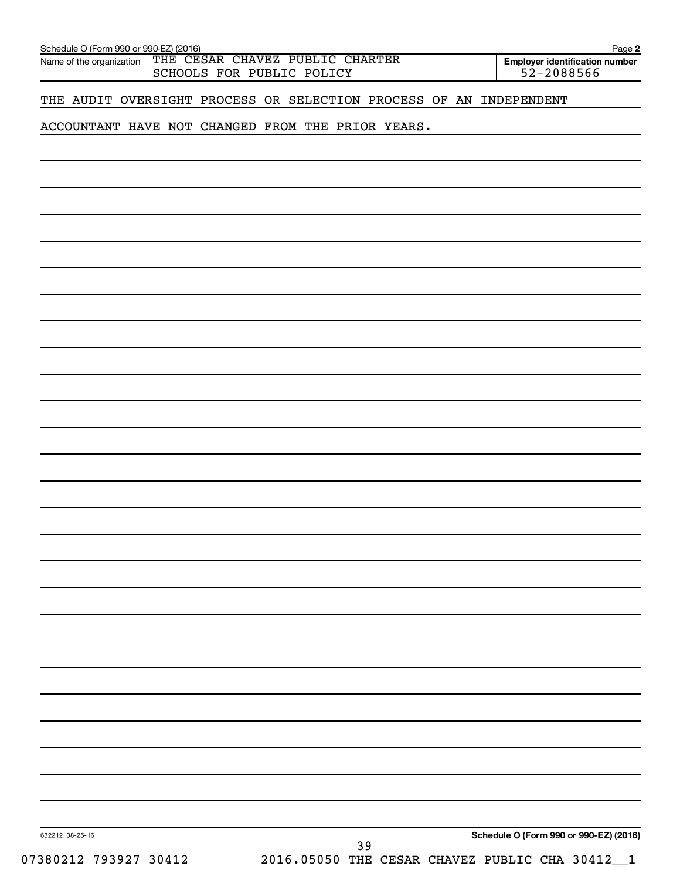Schedule O (Form 990 or 990-EZ) (2016)

Name of the organization THE CESAR CHAVEZ PUBLIC CHARTER SCHOOLS FOR PUBLIC POLICY

**Employer identification number** 52-2088566

THE AUDIT OVERSIGHT PROCESS OR SELECTION PROCESS OF AN INDEPENDENT ACCOUNTANT HAVE NOT CHANGED FROM THE PRIOR YEARS.

632212 08-25-16

**Schedule O (Form 990 or 990-EZ) (2016)**

07380212 793927 30412 2016.05050 THE CESAR CHAVEZ PUBLIC CHA 30412__1